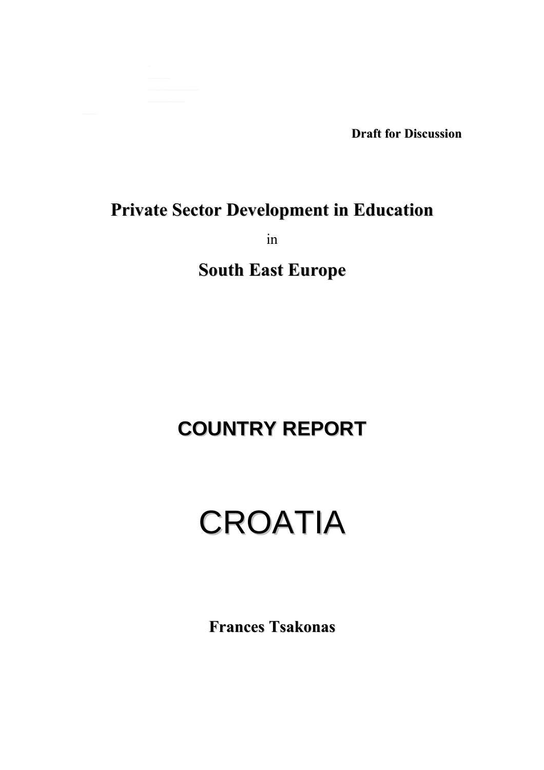**Draft for Discussion**

# Private Sector Development in Education

in

# South East Europe

# COUNTRY REPORT

# CROATIA

**Frances Tsakonas**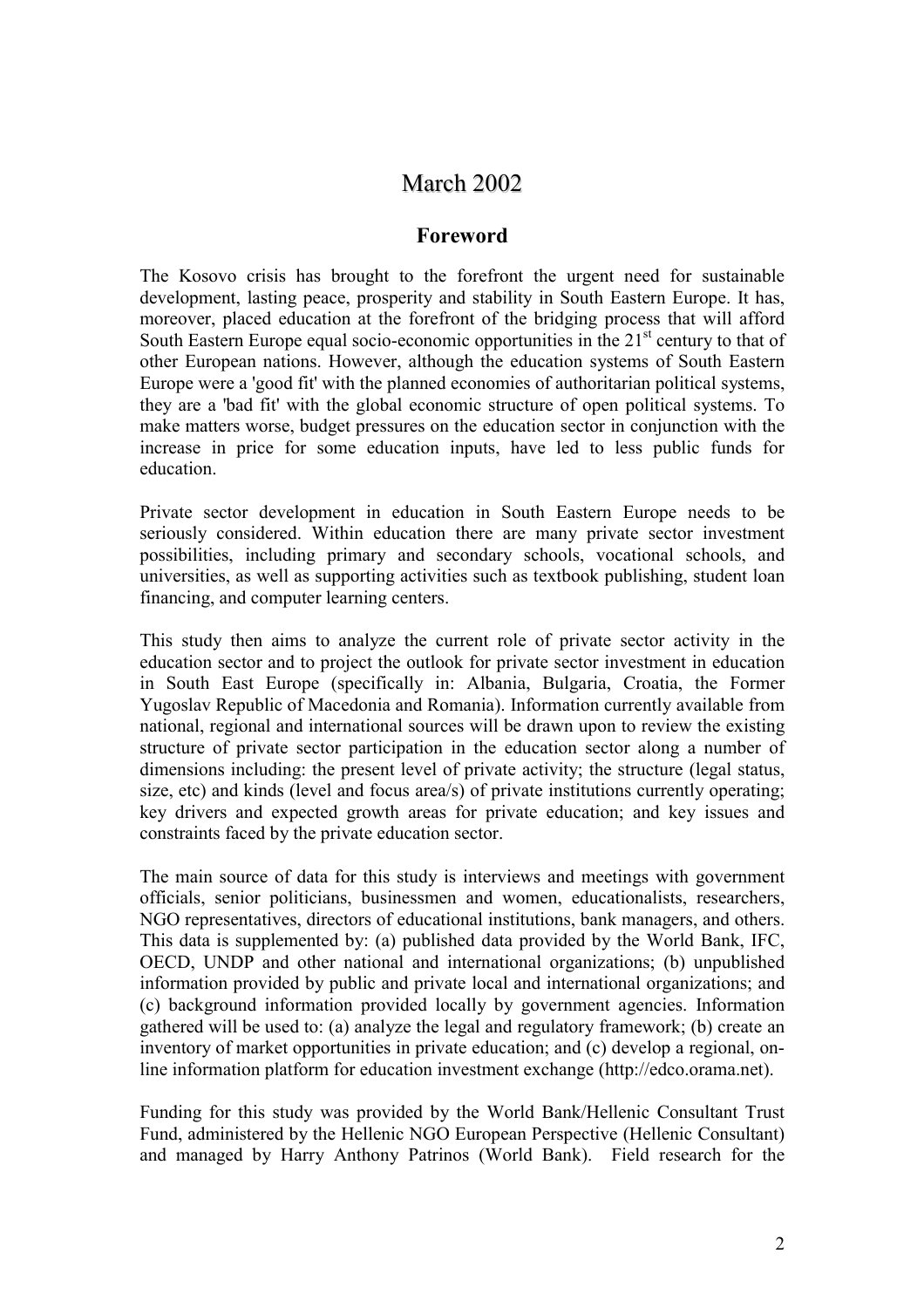# March 2002

## Foreword

The Kosovo crisis has brought to the forefront the urgent need for sustainable development, lasting peace, prosperity and stability in South Eastern Europe. It has, moreover, placed education at the forefront of the bridging process that will afford South Eastern Europe equal socio-economic opportunities in the 21st century to that of other European nations. However, although the education systems of South Eastern Europe were a 'good fit' with the planned economies of authoritarian political systems, they are a 'bad fit' with the global economic structure of open political systems. To make matters worse, budget pressures on the education sector in conjunction with the increase in price for some education inputs, have led to less public funds for education.

Private sector development in education in South Eastern Europe needs to be seriously considered. Within education there are many private sector investment possibilities, including primary and secondary schools, vocational schools, and universities, as well as supporting activities such as textbook publishing, student loan financing, and computer learning centers.

This study then aims to analyze the current role of private sector activity in the education sector and to project the outlook for private sector investment in education in South East Europe (specifically in: Albania, Bulgaria, Croatia, the Former Yugoslav Republic of Macedonia and Romania). Information currently available from national, regional and international sources will be drawn upon to review the existing structure of private sector participation in the education sector along a number of dimensions including: the present level of private activity; the structure (legal status, size, etc) and kinds (level and focus area/s) of private institutions currently operating; key drivers and expected growth areas for private education; and key issues and constraints faced by the private education sector.

The main source of data for this study is interviews and meetings with government officials, senior politicians, businessmen and women, educationalists, researchers, NGO representatives, directors of educational institutions, bank managers, and others. This data is supplemented by: (a) published data provided by the World Bank, IFC, OECD, UNDP and other national and international organizations; (b) unpublished information provided by public and private local and international organizations; and (c) background information provided locally by government agencies. Information gathered will be used to: (a) analyze the legal and regulatory framework; (b) create an inventory of market opportunities in private education; and (c) develop a regional, on-line information platform for education investment exchange (http://edco.orama.net).

Funding for this study was provided by the World Bank/Hellenic Consultant Trust Fund, administered by the Hellenic NGO European Perspective (Hellenic Consultant) and managed by Harry Anthony Patrinos (World Bank). Field research for the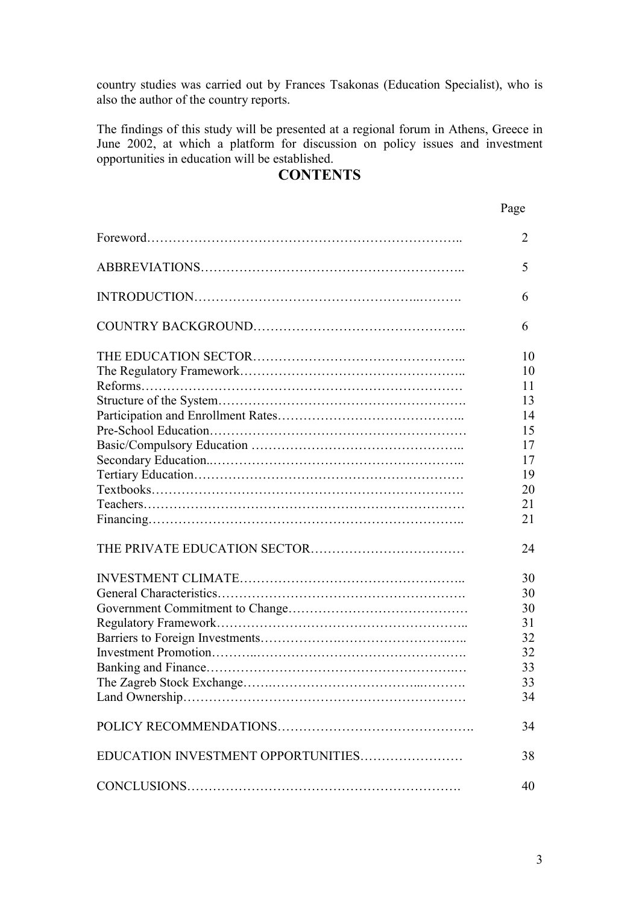country studies was carried out by Frances Tsakonas (Education Specialist), who is also the author of the country reports.

The findings of this study will be presented at a regional forum in Athens, Greece in June 2002, at which a platform for discussion on policy issues and investment opportunities in education will be established.

## CONTENTS

| | Page |
|---|---|
| Foreword | 2 |
| ABBREVIATIONS | 5 |
| INTRODUCTION | 6 |
| COUNTRY BACKGROUND | 6 |
| THE EDUCATION SECTOR | 10 |
| The Regulatory Framework | 10 |
| Reforms | 11 |
| Structure of the System | 13 |
| Participation and Enrollment Rates | 14 |
| Pre-School Education | 15 |
| Basic/Compulsory Education | 17 |
| Secondary Education | 17 |
| Tertiary Education | 19 |
| Textbooks | 20 |
| Teachers | 21 |
| Financing | 21 |
| THE PRIVATE EDUCATION SECTOR | 24 |
| INVESTMENT CLIMATE | 30 |
| General Characteristics | 30 |
| Government Commitment to Change | 30 |
| Regulatory Framework | 31 |
| Barriers to Foreign Investments | 32 |
| Investment Promotion | 32 |
| Banking and Finance | 33 |
| The Zagreb Stock Exchange | 33 |
| Land Ownership | 34 |
| POLICY RECOMMENDATIONS | 34 |
| EDUCATION INVESTMENT OPPORTUNITIES | 38 |
| CONCLUSIONS | 40 |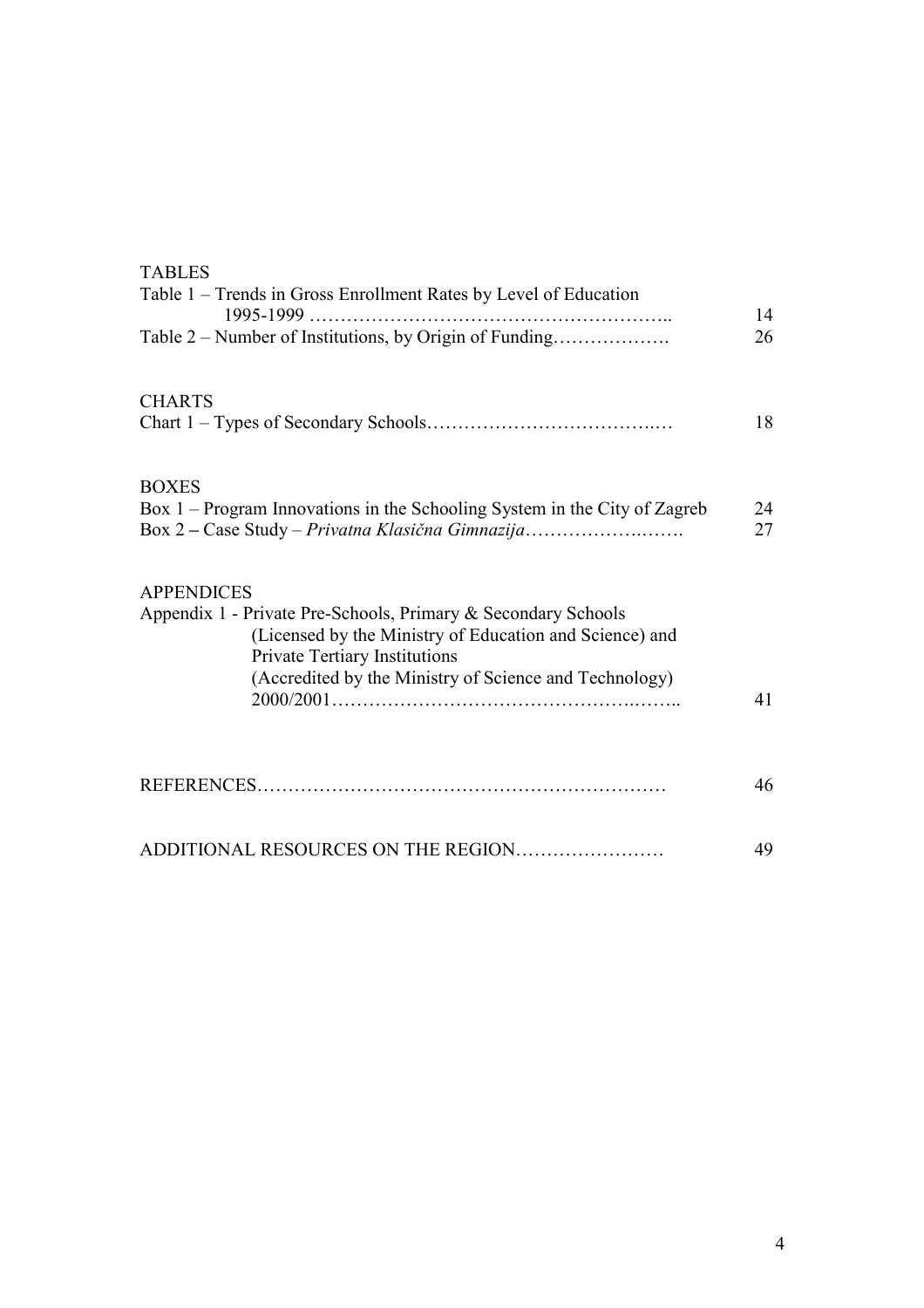TABLES

Table 1 – Trends in Gross Enrollment Rates by Level of Education 1995-1999 …………………………………………………….. 14

Table 2 – Number of Institutions, by Origin of Funding………………. 26

CHARTS

Chart 1 – Types of Secondary Schools……………………………….… 18

BOXES

Box 1 – Program Innovations in the Schooling System in the City of Zagreb 24

Box 2 – Case Study – *Privatna Klasična Gimnazija*…………………..……. 27

APPENDICES

Appendix 1 - Private Pre-Schools, Primary & Secondary Schools (Licensed by the Ministry of Education and Science) and Private Tertiary Institutions (Accredited by the Ministry of Science and Technology) 2000/2001…………………………………………….…….. 41

REFERENCES………………………………………………………… 46

ADDITIONAL RESOURCES ON THE REGION…………………… 49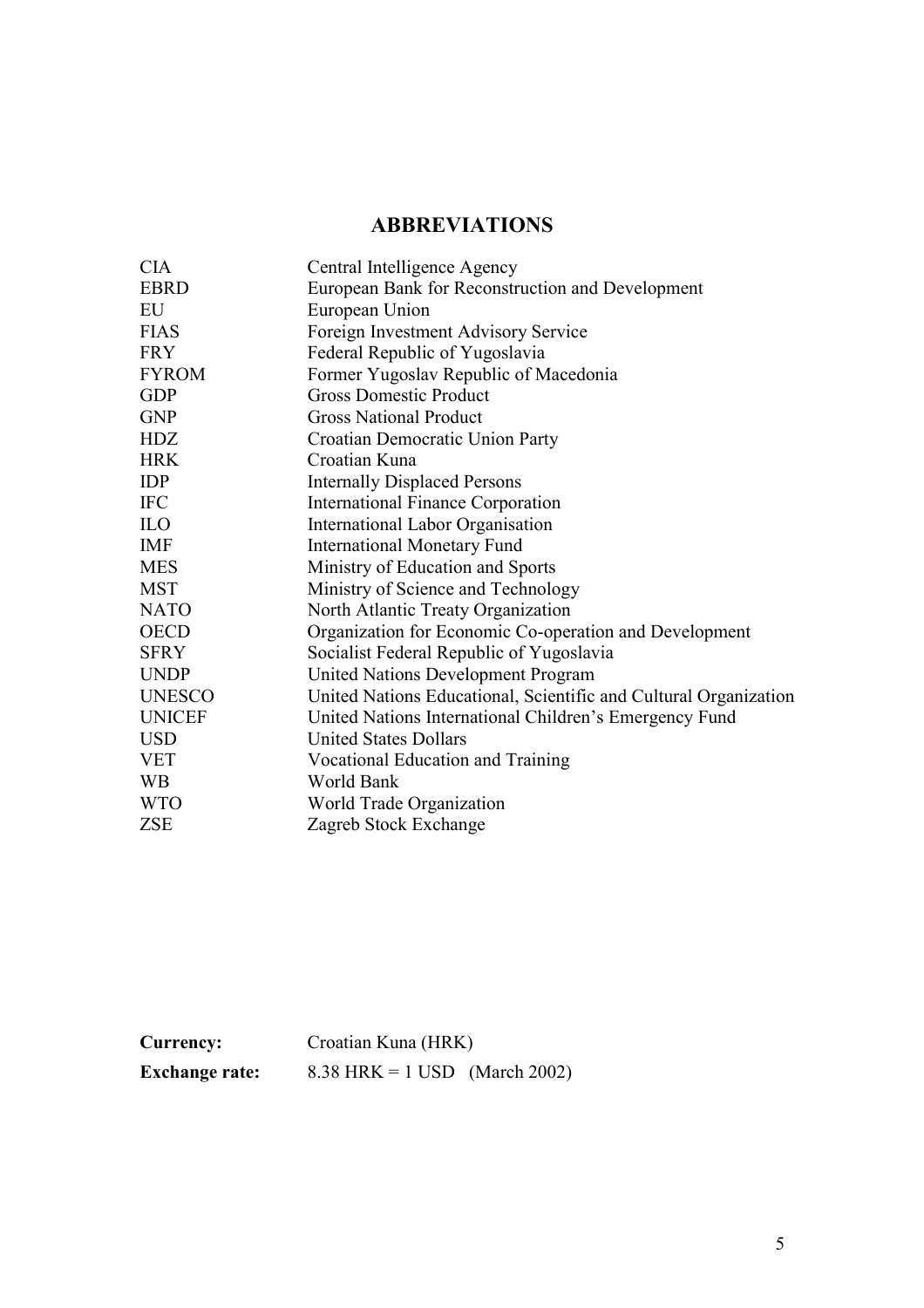## ABBREVIATIONS

| | |
|---|---|
| CIA | Central Intelligence Agency |
| EBRD | European Bank for Reconstruction and Development |
| EU | European Union |
| FIAS | Foreign Investment Advisory Service |
| FRY | Federal Republic of Yugoslavia |
| FYROM | Former Yugoslav Republic of Macedonia |
| GDP | Gross Domestic Product |
| GNP | Gross National Product |
| HDZ | Croatian Democratic Union Party |
| HRK | Croatian Kuna |
| IDP | Internally Displaced Persons |
| IFC | International Finance Corporation |
| ILO | International Labor Organisation |
| IMF | International Monetary Fund |
| MES | Ministry of Education and Sports |
| MST | Ministry of Science and Technology |
| NATO | North Atlantic Treaty Organization |
| OECD | Organization for Economic Co-operation and Development |
| SFRY | Socialist Federal Republic of Yugoslavia |
| UNDP | United Nations Development Program |
| UNESCO | United Nations Educational, Scientific and Cultural Organization |
| UNICEF | United Nations International Children's Emergency Fund |
| USD | United States Dollars |
| VET | Vocational Education and Training |
| WB | World Bank |
| WTO | World Trade Organization |
| ZSE | Zagreb Stock Exchange |

**Currency:** Croatian Kuna (HRK)

**Exchange rate:** 8.38 HRK = 1 USD (March 2002)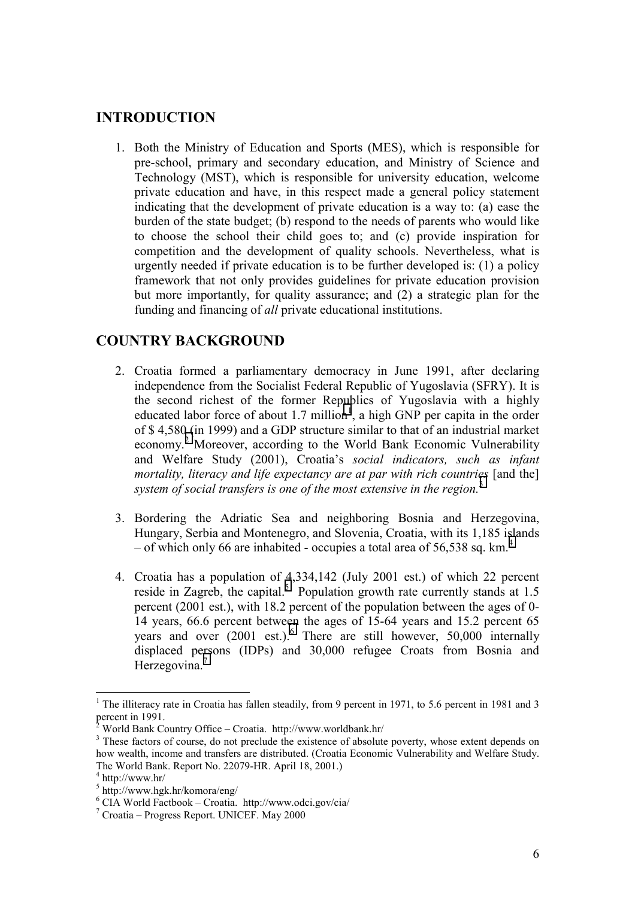## INTRODUCTION

1. Both the Ministry of Education and Sports (MES), which is responsible for pre-school, primary and secondary education, and Ministry of Science and Technology (MST), which is responsible for university education, welcome private education and have, in this respect made a general policy statement indicating that the development of private education is a way to: (a) ease the burden of the state budget; (b) respond to the needs of parents who would like to choose the school their child goes to; and (c) provide inspiration for competition and the development of quality schools. Nevertheless, what is urgently needed if private education is to be further developed is: (1) a policy framework that not only provides guidelines for private education provision but more importantly, for quality assurance; and (2) a strategic plan for the funding and financing of *all* private educational institutions.

## COUNTRY BACKGROUND

2. Croatia formed a parliamentary democracy in June 1991, after declaring independence from the Socialist Federal Republic of Yugoslavia (SFRY). It is the second richest of the former Republics of Yugoslavia with a highly educated labor force of about 1.7 million[1], a high GNP per capita in the order of $ 4,580 (in 1999) and a GDP structure similar to that of an industrial market economy.[2] Moreover, according to the World Bank Economic Vulnerability and Welfare Study (2001), Croatia's *social indicators, such as infant mortality, literacy and life expectancy are at par with rich countries* [and the] *system of social transfers is one of the most extensive in the region.*[3]

3. Bordering the Adriatic Sea and neighboring Bosnia and Herzegovina, Hungary, Serbia and Montenegro, and Slovenia, Croatia, with its 1,185 islands – of which only 66 are inhabited - occupies a total area of 56,538 sq. km.[4]

4. Croatia has a population of 4,334,142 (July 2001 est.) of which 22 percent reside in Zagreb, the capital.[5] Population growth rate currently stands at 1.5 percent (2001 est.), with 18.2 percent of the population between the ages of 0-14 years, 66.6 percent between the ages of 15-64 years and 15.2 percent 65 years and over (2001 est.).[6] There are still however, 50,000 internally displaced persons (IDPs) and 30,000 refugee Croats from Bosnia and Herzegovina.[7]

---

[1] The illiteracy rate in Croatia has fallen steadily, from 9 percent in 1971, to 5.6 percent in 1981 and 3 percent in 1991.

[2] World Bank Country Office – Croatia. http://www.worldbank.hr/

[3] These factors of course, do not preclude the existence of absolute poverty, whose extent depends on how wealth, income and transfers are distributed. (Croatia Economic Vulnerability and Welfare Study. The World Bank. Report No. 22079-HR. April 18, 2001.)

[4] http://www.hr/

[5] http://www.hgk.hr/komora/eng/

[6] CIA World Factbook – Croatia. http://www.odci.gov/cia/

[7] Croatia – Progress Report. UNICEF. May 2000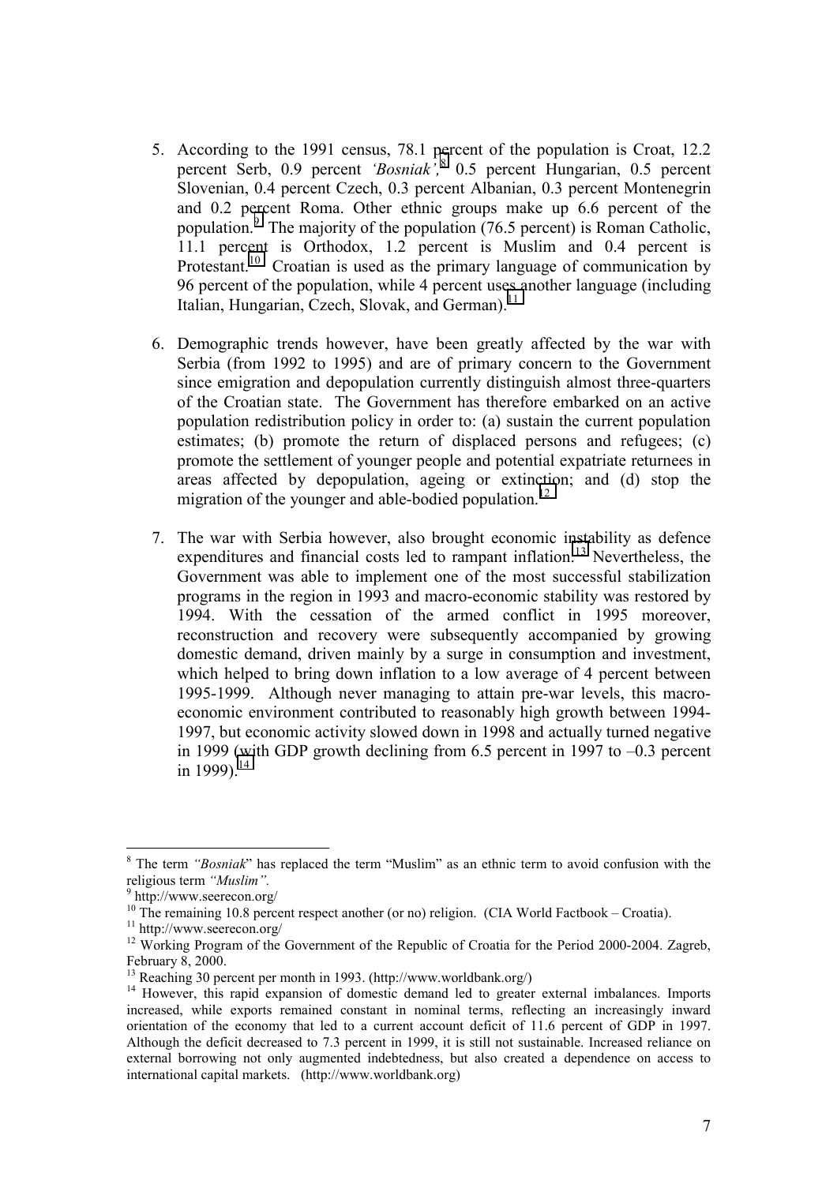5. According to the 1991 census, 78.1 percent of the population is Croat, 12.2 percent Serb, 0.9 percent *'Bosniak'*,[8] 0.5 percent Hungarian, 0.5 percent Slovenian, 0.4 percent Czech, 0.3 percent Albanian, 0.3 percent Montenegrin and 0.2 percent Roma. Other ethnic groups make up 6.6 percent of the population.[9] The majority of the population (76.5 percent) is Roman Catholic, 11.1 percent is Orthodox, 1.2 percent is Muslim and 0.4 percent is Protestant.[10] Croatian is used as the primary language of communication by 96 percent of the population, while 4 percent uses another language (including Italian, Hungarian, Czech, Slovak, and German).[11]

6. Demographic trends however, have been greatly affected by the war with Serbia (from 1992 to 1995) and are of primary concern to the Government since emigration and depopulation currently distinguish almost three-quarters of the Croatian state. The Government has therefore embarked on an active population redistribution policy in order to: (a) sustain the current population estimates; (b) promote the return of displaced persons and refugees; (c) promote the settlement of younger people and potential expatriate returnees in areas affected by depopulation, ageing or extinction; and (d) stop the migration of the younger and able-bodied population.[12]

7. The war with Serbia however, also brought economic instability as defence expenditures and financial costs led to rampant inflation.[13] Nevertheless, the Government was able to implement one of the most successful stabilization programs in the region in 1993 and macro-economic stability was restored by 1994. With the cessation of the armed conflict in 1995 moreover, reconstruction and recovery were subsequently accompanied by growing domestic demand, driven mainly by a surge in consumption and investment, which helped to bring down inflation to a low average of 4 percent between 1995-1999. Although never managing to attain pre-war levels, this macro-economic environment contributed to reasonably high growth between 1994-1997, but economic activity slowed down in 1998 and actually turned negative in 1999 (with GDP growth declining from 6.5 percent in 1997 to –0.3 percent in 1999).[14]

---

[8] The term *"Bosniak*" has replaced the term "Muslim" as an ethnic term to avoid confusion with the religious term *"Muslim"*.

[9] http://www.seerecon.org/

[10] The remaining 10.8 percent respect another (or no) religion. (CIA World Factbook – Croatia).

[11] http://www.seerecon.org/

[12] Working Program of the Government of the Republic of Croatia for the Period 2000-2004. Zagreb, February 8, 2000.

[13] Reaching 30 percent per month in 1993. (http://www.worldbank.org/)

[14] However, this rapid expansion of domestic demand led to greater external imbalances. Imports increased, while exports remained constant in nominal terms, reflecting an increasingly inward orientation of the economy that led to a current account deficit of 11.6 percent of GDP in 1997. Although the deficit decreased to 7.3 percent in 1999, it is still not sustainable. Increased reliance on external borrowing not only augmented indebtedness, but also created a dependence on access to international capital markets. (http://www.worldbank.org)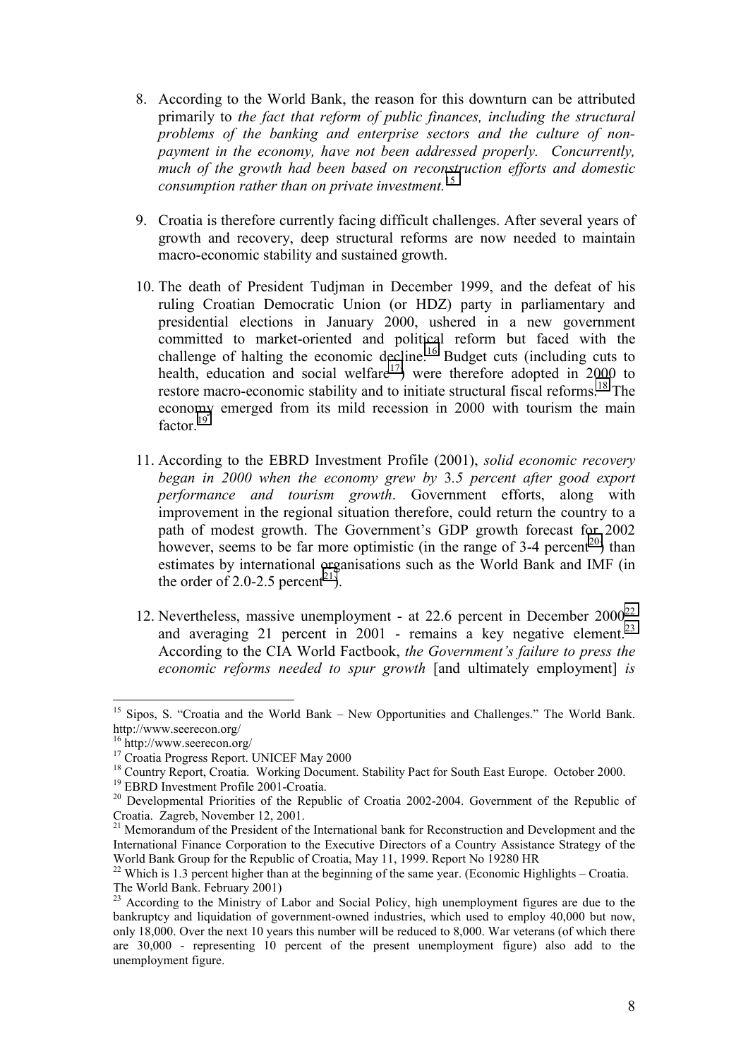8. According to the World Bank, the reason for this downturn can be attributed primarily to *the fact that reform of public finances, including the structural problems of the banking and enterprise sectors and the culture of non-payment in the economy, have not been addressed properly. Concurrently, much of the growth had been based on reconstruction efforts and domestic consumption rather than on private investment.*[15]

9. Croatia is therefore currently facing difficult challenges. After several years of growth and recovery, deep structural reforms are now needed to maintain macro-economic stability and sustained growth.

10. The death of President Tudjman in December 1999, and the defeat of his ruling Croatian Democratic Union (or HDZ) party in parliamentary and presidential elections in January 2000, ushered in a new government committed to market-oriented and political reform but faced with the challenge of halting the economic decline.[16] Budget cuts (including cuts to health, education and social welfare[17]) were therefore adopted in 2000 to restore macro-economic stability and to initiate structural fiscal reforms.[18] The economy emerged from its mild recession in 2000 with tourism the main factor.[19]

11. According to the EBRD Investment Profile (2001), *solid economic recovery began in 2000 when the economy grew by 3.5 percent after good export performance and tourism growth*. Government efforts, along with improvement in the regional situation therefore, could return the country to a path of modest growth. The Government's GDP growth forecast for 2002 however, seems to be far more optimistic (in the range of 3-4 percent[20]) than estimates by international organisations such as the World Bank and IMF (in the order of 2.0-2.5 percent[21]).

12. Nevertheless, massive unemployment - at 22.6 percent in December 2000[22] and averaging 21 percent in 2001 - remains a key negative element.[23] According to the CIA World Factbook, *the Government's failure to press the economic reforms needed to spur growth* [and ultimately employment] *is*

---

[15] Sipos, S. "Croatia and the World Bank – New Opportunities and Challenges." The World Bank. http://www.seerecon.org/

[16] http://www.seerecon.org/

[17] Croatia Progress Report. UNICEF May 2000

[18] Country Report, Croatia. Working Document. Stability Pact for South East Europe. October 2000.

[19] EBRD Investment Profile 2001-Croatia.

[20] Developmental Priorities of the Republic of Croatia 2002-2004. Government of the Republic of Croatia. Zagreb, November 12, 2001.

[21] Memorandum of the President of the International bank for Reconstruction and Development and the International Finance Corporation to the Executive Directors of a Country Assistance Strategy of the World Bank Group for the Republic of Croatia, May 11, 1999. Report No 19280 HR

[22] Which is 1.3 percent higher than at the beginning of the same year. (Economic Highlights – Croatia. The World Bank. February 2001)

[23] According to the Ministry of Labor and Social Policy, high unemployment figures are due to the bankruptcy and liquidation of government-owned industries, which used to employ 40,000 but now, only 18,000. Over the next 10 years this number will be reduced to 8,000. War veterans (of which there are 30,000 - representing 10 percent of the present unemployment figure) also add to the unemployment figure.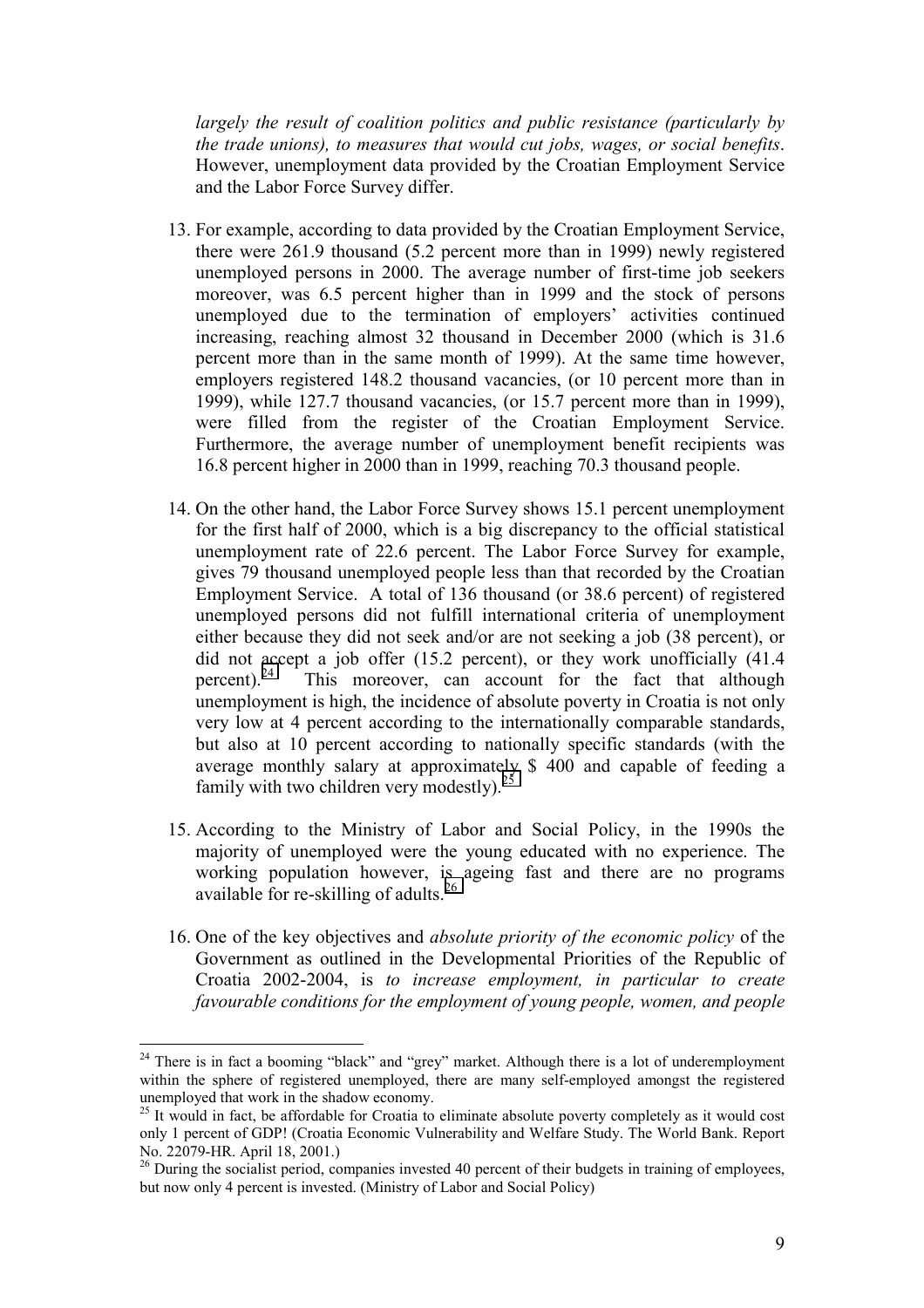*largely the result of coalition politics and public resistance (particularly by the trade unions), to measures that would cut jobs, wages, or social benefits*. However, unemployment data provided by the Croatian Employment Service and the Labor Force Survey differ.

13. For example, according to data provided by the Croatian Employment Service, there were 261.9 thousand (5.2 percent more than in 1999) newly registered unemployed persons in 2000. The average number of first-time job seekers moreover, was 6.5 percent higher than in 1999 and the stock of persons unemployed due to the termination of employers' activities continued increasing, reaching almost 32 thousand in December 2000 (which is 31.6 percent more than in the same month of 1999). At the same time however, employers registered 148.2 thousand vacancies, (or 10 percent more than in 1999), while 127.7 thousand vacancies, (or 15.7 percent more than in 1999), were filled from the register of the Croatian Employment Service. Furthermore, the average number of unemployment benefit recipients was 16.8 percent higher in 2000 than in 1999, reaching 70.3 thousand people.

14. On the other hand, the Labor Force Survey shows 15.1 percent unemployment for the first half of 2000, which is a big discrepancy to the official statistical unemployment rate of 22.6 percent. The Labor Force Survey for example, gives 79 thousand unemployed people less than that recorded by the Croatian Employment Service. A total of 136 thousand (or 38.6 percent) of registered unemployed persons did not fulfill international criteria of unemployment either because they did not seek and/or are not seeking a job (38 percent), or did not accept a job offer (15.2 percent), or they work unofficially (41.4 percent).[24] This moreover, can account for the fact that although unemployment is high, the incidence of absolute poverty in Croatia is not only very low at 4 percent according to the internationally comparable standards, but also at 10 percent according to nationally specific standards (with the average monthly salary at approximately $ 400 and capable of feeding a family with two children very modestly).[25]

15. According to the Ministry of Labor and Social Policy, in the 1990s the majority of unemployed were the young educated with no experience. The working population however, is ageing fast and there are no programs available for re-skilling of adults.[26]

16. One of the key objectives and *absolute priority of the economic policy* of the Government as outlined in the Developmental Priorities of the Republic of Croatia 2002-2004, is *to increase employment, in particular to create favourable conditions for the employment of young people, women, and people*

---

[24] There is in fact a booming "black" and "grey" market. Although there is a lot of underemployment within the sphere of registered unemployed, there are many self-employed amongst the registered unemployed that work in the shadow economy.

[25] It would in fact, be affordable for Croatia to eliminate absolute poverty completely as it would cost only 1 percent of GDP! (Croatia Economic Vulnerability and Welfare Study. The World Bank. Report No. 22079-HR. April 18, 2001.)

[26] During the socialist period, companies invested 40 percent of their budgets in training of employees, but now only 4 percent is invested. (Ministry of Labor and Social Policy)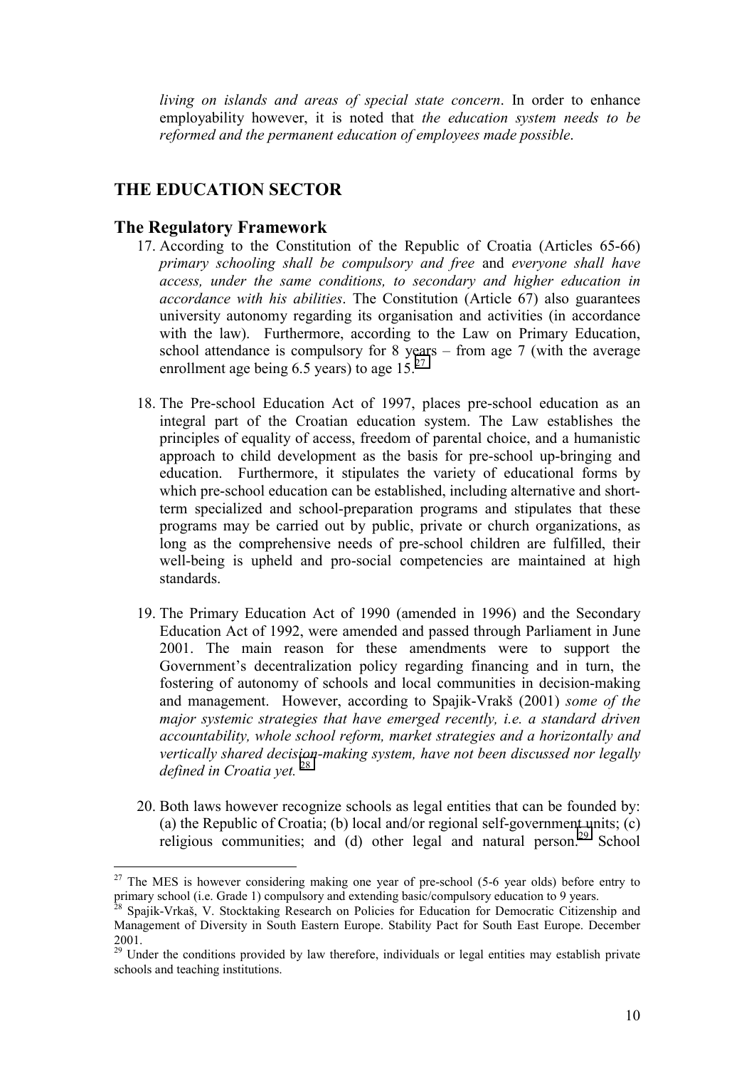*living on islands and areas of special state concern*. In order to enhance employability however, it is noted that *the education system needs to be reformed and the permanent education of employees made possible*.

## THE EDUCATION SECTOR

### The Regulatory Framework

17. According to the Constitution of the Republic of Croatia (Articles 65-66) *primary schooling shall be compulsory and free* and *everyone shall have access, under the same conditions, to secondary and higher education in accordance with his abilities*. The Constitution (Article 67) also guarantees university autonomy regarding its organisation and activities (in accordance with the law). Furthermore, according to the Law on Primary Education, school attendance is compulsory for 8 years – from age 7 (with the average enrollment age being 6.5 years) to age 15.[27]

18. The Pre-school Education Act of 1997, places pre-school education as an integral part of the Croatian education system. The Law establishes the principles of equality of access, freedom of parental choice, and a humanistic approach to child development as the basis for pre-school up-bringing and education. Furthermore, it stipulates the variety of educational forms by which pre-school education can be established, including alternative and short-term specialized and school-preparation programs and stipulates that these programs may be carried out by public, private or church organizations, as long as the comprehensive needs of pre-school children are fulfilled, their well-being is upheld and pro-social competencies are maintained at high standards.

19. The Primary Education Act of 1990 (amended in 1996) and the Secondary Education Act of 1992, were amended and passed through Parliament in June 2001. The main reason for these amendments were to support the Government's decentralization policy regarding financing and in turn, the fostering of autonomy of schools and local communities in decision-making and management. However, according to Spajik-Vrakš (2001) *some of the major systemic strategies that have emerged recently, i.e. a standard driven accountability, whole school reform, market strategies and a horizontally and vertically shared decision-making system, have not been discussed nor legally defined in Croatia yet.* [28]

20. Both laws however recognize schools as legal entities that can be founded by: (a) the Republic of Croatia; (b) local and/or regional self-government units; (c) religious communities; and (d) other legal and natural person.[29] School

---

[27] The MES is however considering making one year of pre-school (5-6 year olds) before entry to primary school (i.e. Grade 1) compulsory and extending basic/compulsory education to 9 years.

[28] Spajik-Vrkaš, V. Stocktaking Research on Policies for Education for Democratic Citizenship and Management of Diversity in South Eastern Europe. Stability Pact for South East Europe. December 2001.

[29] Under the conditions provided by law therefore, individuals or legal entities may establish private schools and teaching institutions.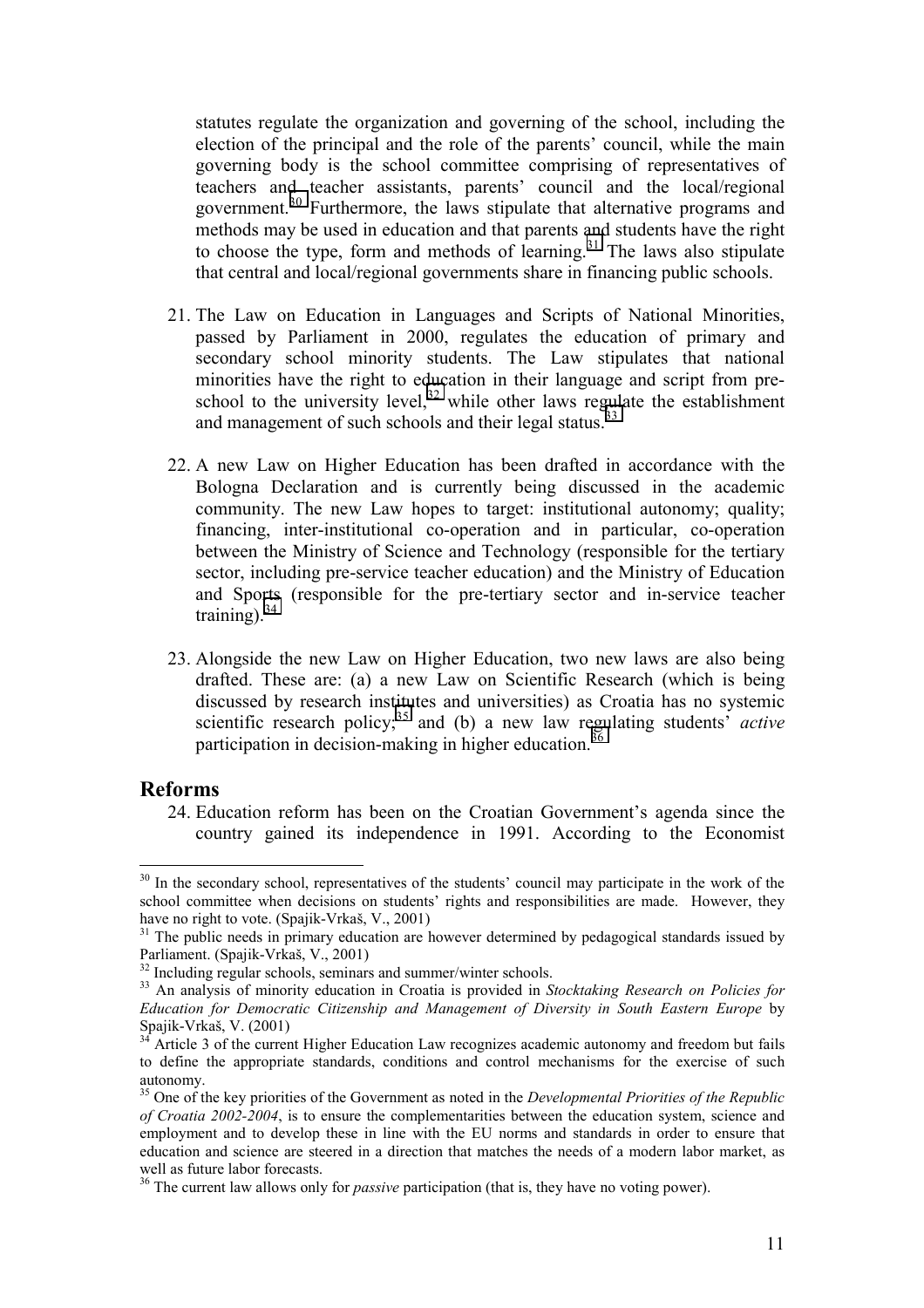statutes regulate the organization and governing of the school, including the election of the principal and the role of the parents' council, while the main governing body is the school committee comprising of representatives of teachers and teacher assistants, parents' council and the local/regional government.[30] Furthermore, the laws stipulate that alternative programs and methods may be used in education and that parents and students have the right to choose the type, form and methods of learning.[31] The laws also stipulate that central and local/regional governments share in financing public schools.

21. The Law on Education in Languages and Scripts of National Minorities, passed by Parliament in 2000, regulates the education of primary and secondary school minority students. The Law stipulates that national minorities have the right to education in their language and script from pre-school to the university level,[32] while other laws regulate the establishment and management of such schools and their legal status.[33]

22. A new Law on Higher Education has been drafted in accordance with the Bologna Declaration and is currently being discussed in the academic community. The new Law hopes to target: institutional autonomy; quality; financing, inter-institutional co-operation and in particular, co-operation between the Ministry of Science and Technology (responsible for the tertiary sector, including pre-service teacher education) and the Ministry of Education and Sports (responsible for the pre-tertiary sector and in-service teacher training).[34]

23. Alongside the new Law on Higher Education, two new laws are also being drafted. These are: (a) a new Law on Scientific Research (which is being discussed by research institutes and universities) as Croatia has no systemic scientific research policy;[35] and (b) a new law regulating students' *active* participation in decision-making in higher education.[36]

## Reforms

24. Education reform has been on the Croatian Government's agenda since the country gained its independence in 1991. According to the Economist

---

[30] In the secondary school, representatives of the students' council may participate in the work of the school committee when decisions on students' rights and responsibilities are made. However, they have no right to vote. (Spajik-Vrkaš, V., 2001)

[31] The public needs in primary education are however determined by pedagogical standards issued by Parliament. (Spajik-Vrkaš, V., 2001)

[32] Including regular schools, seminars and summer/winter schools.

[33] An analysis of minority education in Croatia is provided in *Stocktaking Research on Policies for Education for Democratic Citizenship and Management of Diversity in South Eastern Europe* by Spajik-Vrkaš, V. (2001)

[34] Article 3 of the current Higher Education Law recognizes academic autonomy and freedom but fails to define the appropriate standards, conditions and control mechanisms for the exercise of such autonomy.

[35] One of the key priorities of the Government as noted in the *Developmental Priorities of the Republic of Croatia 2002-2004*, is to ensure the complementarities between the education system, science and employment and to develop these in line with the EU norms and standards in order to ensure that education and science are steered in a direction that matches the needs of a modern labor market, as well as future labor forecasts.

[36] The current law allows only for *passive* participation (that is, they have no voting power).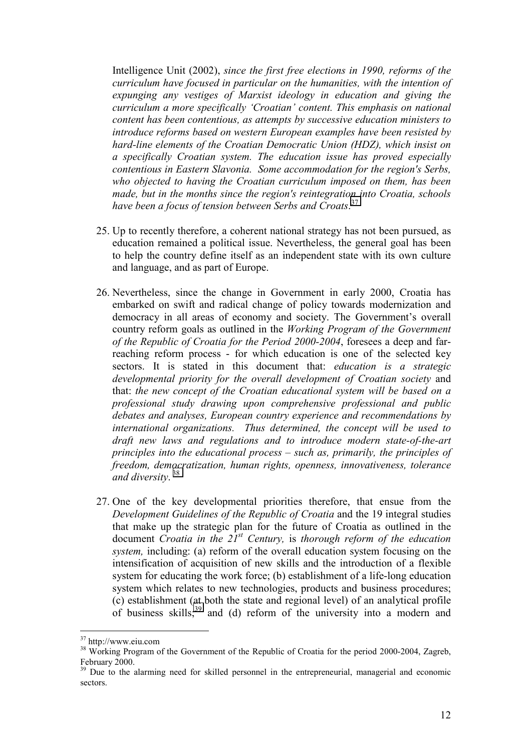Intelligence Unit (2002), *since the first free elections in 1990, reforms of the curriculum have focused in particular on the humanities, with the intention of expunging any vestiges of Marxist ideology in education and giving the curriculum a more specifically 'Croatian' content. This emphasis on national content has been contentious, as attempts by successive education ministers to introduce reforms based on western European examples have been resisted by hard-line elements of the Croatian Democratic Union (HDZ), which insist on a specifically Croatian system. The education issue has proved especially contentious in Eastern Slavonia. Some accommodation for the region's Serbs, who objected to having the Croatian curriculum imposed on them, has been made, but in the months since the region's reintegration into Croatia, schools have been a focus of tension between Serbs and Croats*.[37]

25. Up to recently therefore, a coherent national strategy has not been pursued, as education remained a political issue. Nevertheless, the general goal has been to help the country define itself as an independent state with its own culture and language, and as part of Europe.

26. Nevertheless, since the change in Government in early 2000, Croatia has embarked on swift and radical change of policy towards modernization and democracy in all areas of economy and society. The Government's overall country reform goals as outlined in the *Working Program of the Government of the Republic of Croatia for the Period 2000-2004*, foresees a deep and far-reaching reform process - for which education is one of the selected key sectors. It is stated in this document that: *education is a strategic developmental priority for the overall development of Croatian society* and that: *the new concept of the Croatian educational system will be based on a professional study drawing upon comprehensive professional and public debates and analyses, European country experience and recommendations by international organizations. Thus determined, the concept will be used to draft new laws and regulations and to introduce modern state-of-the-art principles into the educational process – such as, primarily, the principles of freedom, democratization, human rights, openness, innovativeness, tolerance and diversity*.[38]

27. One of the key developmental priorities therefore, that ensue from the *Development Guidelines of the Republic of Croatia* and the 19 integral studies that make up the strategic plan for the future of Croatia as outlined in the document *Croatia in the 21st Century,* is *thorough reform of the education system,* including: (a) reform of the overall education system focusing on the intensification of acquisition of new skills and the introduction of a flexible system for educating the work force; (b) establishment of a life-long education system which relates to new technologies, products and business procedures; (c) establishment (at both the state and regional level) of an analytical profile of business skills;[39] and (d) reform of the university into a modern and

---

[37] http://www.eiu.com

[38] Working Program of the Government of the Republic of Croatia for the period 2000-2004, Zagreb, February 2000.

[39] Due to the alarming need for skilled personnel in the entrepreneurial, managerial and economic sectors.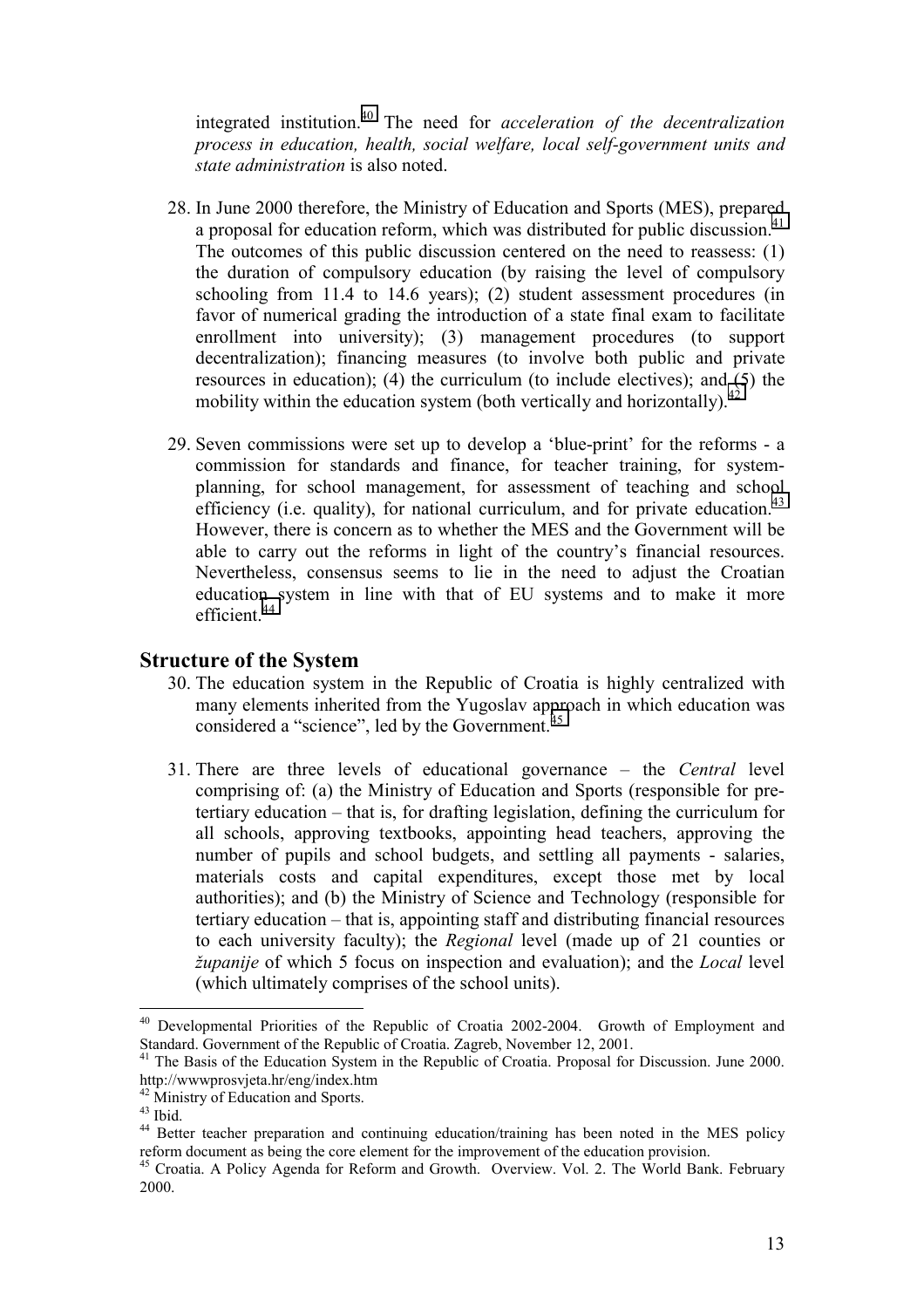integrated institution.[40] The need for *acceleration of the decentralization process in education, health, social welfare, local self-government units and state administration* is also noted.

28. In June 2000 therefore, the Ministry of Education and Sports (MES), prepared a proposal for education reform, which was distributed for public discussion.[41] The outcomes of this public discussion centered on the need to reassess: (1) the duration of compulsory education (by raising the level of compulsory schooling from 11.4 to 14.6 years); (2) student assessment procedures (in favor of numerical grading the introduction of a state final exam to facilitate enrollment into university); (3) management procedures (to support decentralization); financing measures (to involve both public and private resources in education); (4) the curriculum (to include electives); and (5) the mobility within the education system (both vertically and horizontally).[42]

29. Seven commissions were set up to develop a 'blue-print' for the reforms - a commission for standards and finance, for teacher training, for system-planning, for school management, for assessment of teaching and school efficiency (i.e. quality), for national curriculum, and for private education.[43] However, there is concern as to whether the MES and the Government will be able to carry out the reforms in light of the country's financial resources. Nevertheless, consensus seems to lie in the need to adjust the Croatian education system in line with that of EU systems and to make it more efficient.[44]

## Structure of the System

30. The education system in the Republic of Croatia is highly centralized with many elements inherited from the Yugoslav approach in which education was considered a "science", led by the Government.[45]

31. There are three levels of educational governance – the *Central* level comprising of: (a) the Ministry of Education and Sports (responsible for pre-tertiary education – that is, for drafting legislation, defining the curriculum for all schools, approving textbooks, appointing head teachers, approving the number of pupils and school budgets, and settling all payments - salaries, materials costs and capital expenditures, except those met by local authorities); and (b) the Ministry of Science and Technology (responsible for tertiary education – that is, appointing staff and distributing financial resources to each university faculty); the *Regional* level (made up of 21 counties or *županije* of which 5 focus on inspection and evaluation); and the *Local* level (which ultimately comprises of the school units).

---

[40] Developmental Priorities of the Republic of Croatia 2002-2004. Growth of Employment and Standard. Government of the Republic of Croatia. Zagreb, November 12, 2001.

[41] The Basis of the Education System in the Republic of Croatia. Proposal for Discussion. June 2000. http://wwwprosvjeta.hr/eng/index.htm

[42] Ministry of Education and Sports.

[43] Ibid.

[44] Better teacher preparation and continuing education/training has been noted in the MES policy reform document as being the core element for the improvement of the education provision.

[45] Croatia. A Policy Agenda for Reform and Growth. Overview. Vol. 2. The World Bank. February 2000.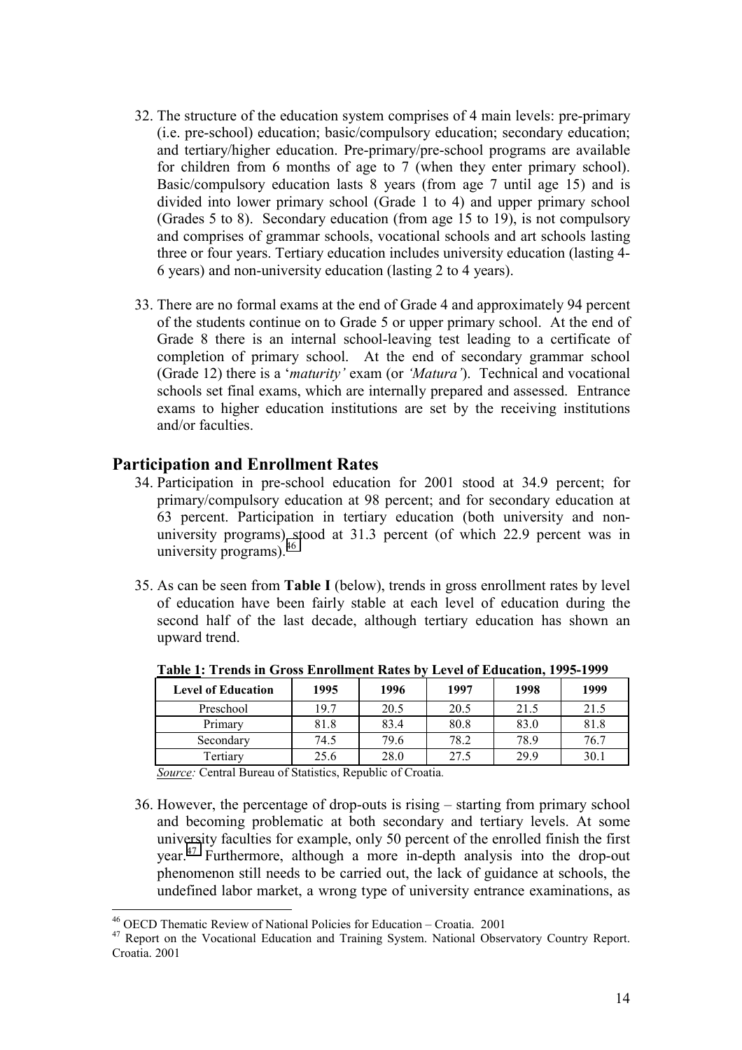32. The structure of the education system comprises of 4 main levels: pre-primary (i.e. pre-school) education; basic/compulsory education; secondary education; and tertiary/higher education. Pre-primary/pre-school programs are available for children from 6 months of age to 7 (when they enter primary school). Basic/compulsory education lasts 8 years (from age 7 until age 15) and is divided into lower primary school (Grade 1 to 4) and upper primary school (Grades 5 to 8). Secondary education (from age 15 to 19), is not compulsory and comprises of grammar schools, vocational schools and art schools lasting three or four years. Tertiary education includes university education (lasting 4-6 years) and non-university education (lasting 2 to 4 years).

33. There are no formal exams at the end of Grade 4 and approximately 94 percent of the students continue on to Grade 5 or upper primary school. At the end of Grade 8 there is an internal school-leaving test leading to a certificate of completion of primary school. At the end of secondary grammar school (Grade 12) there is a '*maturity'* exam (or *'Matura'*). Technical and vocational schools set final exams, which are internally prepared and assessed. Entrance exams to higher education institutions are set by the receiving institutions and/or faculties.

## Participation and Enrollment Rates

34. Participation in pre-school education for 2001 stood at 34.9 percent; for primary/compulsory education at 98 percent; and for secondary education at 63 percent. Participation in tertiary education (both university and non-university programs) stood at 31.3 percent (of which 22.9 percent was in university programs).[46]

35. As can be seen from **Table I** (below), trends in gross enrollment rates by level of education have been fairly stable at each level of education during the second half of the last decade, although tertiary education has shown an upward trend.

**Table 1: Trends in Gross Enrollment Rates by Level of Education, 1995-1999**

| Level of Education | 1995 | 1996 | 1997 | 1998 | 1999 |
|---|---|---|---|---|---|
| Preschool | 19.7 | 20.5 | 20.5 | 21.5 | 21.5 |
| Primary | 81.8 | 83.4 | 80.8 | 83.0 | 81.8 |
| Secondary | 74.5 | 79.6 | 78.2 | 78.9 | 76.7 |
| Tertiary | 25.6 | 28.0 | 27.5 | 29.9 | 30.1 |

*Source:* Central Bureau of Statistics, Republic of Croatia.

36. However, the percentage of drop-outs is rising – starting from primary school and becoming problematic at both secondary and tertiary levels. At some university faculties for example, only 50 percent of the enrolled finish the first year.[47] Furthermore, although a more in-depth analysis into the drop-out phenomenon still needs to be carried out, the lack of guidance at schools, the undefined labor market, a wrong type of university entrance examinations, as

[46] OECD Thematic Review of National Policies for Education – Croatia. 2001

[47] Report on the Vocational Education and Training System. National Observatory Country Report. Croatia. 2001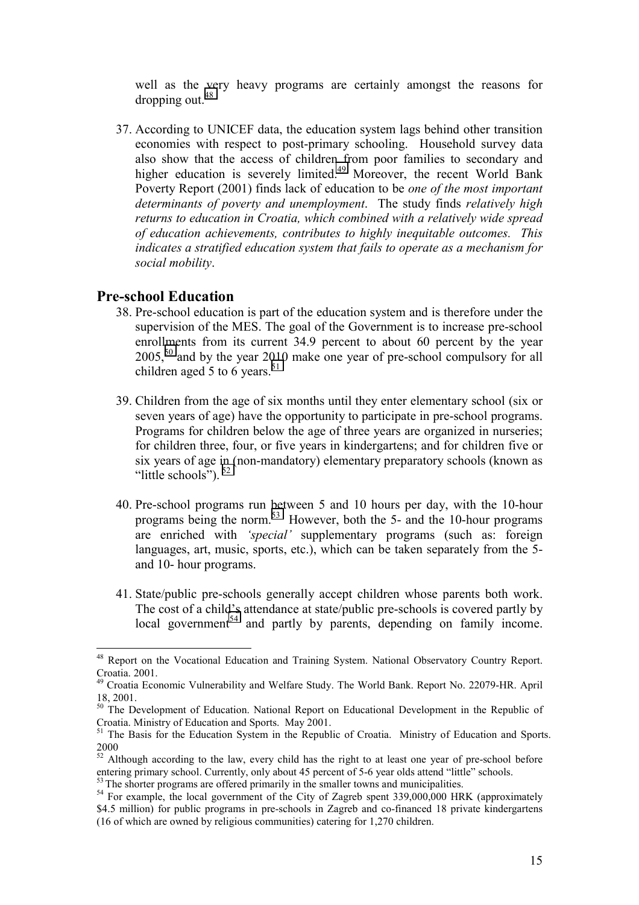well as the very heavy programs are certainly amongst the reasons for dropping out.[48]

37. According to UNICEF data, the education system lags behind other transition economies with respect to post-primary schooling. Household survey data also show that the access of children from poor families to secondary and higher education is severely limited.[49] Moreover, the recent World Bank Poverty Report (2001) finds lack of education to be *one of the most important determinants of poverty and unemployment*. The study finds *relatively high returns to education in Croatia, which combined with a relatively wide spread of education achievements, contributes to highly inequitable outcomes. This indicates a stratified education system that fails to operate as a mechanism for social mobility*.

## Pre-school Education

38. Pre-school education is part of the education system and is therefore under the supervision of the MES. The goal of the Government is to increase pre-school enrollments from its current 34.9 percent to about 60 percent by the year 2005,[50] and by the year 2010 make one year of pre-school compulsory for all children aged 5 to 6 years.[51]

39. Children from the age of six months until they enter elementary school (six or seven years of age) have the opportunity to participate in pre-school programs. Programs for children below the age of three years are organized in nurseries; for children three, four, or five years in kindergartens; and for children five or six years of age in (non-mandatory) elementary preparatory schools (known as "little schools").[52]

40. Pre-school programs run between 5 and 10 hours per day, with the 10-hour programs being the norm.[53] However, both the 5- and the 10-hour programs are enriched with *'special'* supplementary programs (such as: foreign languages, art, music, sports, etc.), which can be taken separately from the 5- and 10- hour programs.

41. State/public pre-schools generally accept children whose parents both work. The cost of a child's attendance at state/public pre-schools is covered partly by local government[54] and partly by parents, depending on family income.

---

[48] Report on the Vocational Education and Training System. National Observatory Country Report. Croatia. 2001.

[49] Croatia Economic Vulnerability and Welfare Study. The World Bank. Report No. 22079-HR. April 18, 2001.

[50] The Development of Education. National Report on Educational Development in the Republic of Croatia. Ministry of Education and Sports. May 2001.

[51] The Basis for the Education System in the Republic of Croatia. Ministry of Education and Sports. 2000

[52] Although according to the law, every child has the right to at least one year of pre-school before entering primary school. Currently, only about 45 percent of 5-6 year olds attend "little" schools.

[53] The shorter programs are offered primarily in the smaller towns and municipalities.

[54] For example, the local government of the City of Zagreb spent 339,000,000 HRK (approximately $4.5 million) for public programs in pre-schools in Zagreb and co-financed 18 private kindergartens (16 of which are owned by religious communities) catering for 1,270 children.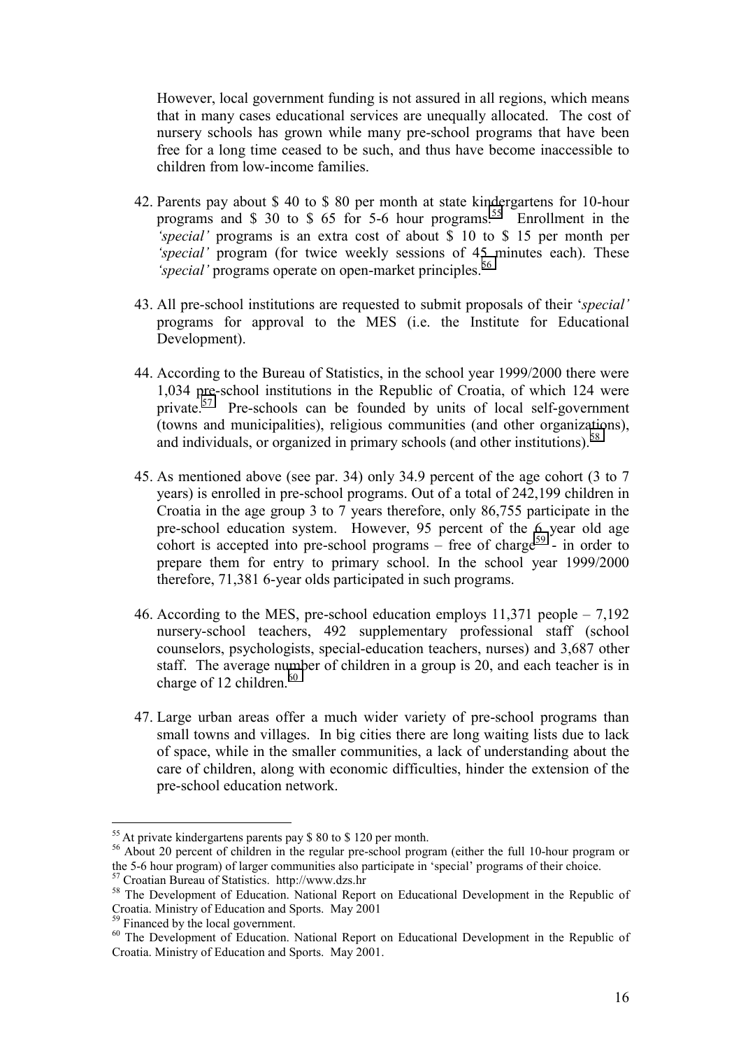However, local government funding is not assured in all regions, which means that in many cases educational services are unequally allocated. The cost of nursery schools has grown while many pre-school programs that have been free for a long time ceased to be such, and thus have become inaccessible to children from low-income families.

42. Parents pay about $ 40 to $ 80 per month at state kindergartens for 10-hour programs and $ 30 to $ 65 for 5-6 hour programs.[55] Enrollment in the *'special'* programs is an extra cost of about $ 10 to $ 15 per month per *'special'* program (for twice weekly sessions of 45 minutes each). These *'special'* programs operate on open-market principles.[56]

43. All pre-school institutions are requested to submit proposals of their '*special'* programs for approval to the MES (i.e. the Institute for Educational Development).

44. According to the Bureau of Statistics, in the school year 1999/2000 there were 1,034 pre-school institutions in the Republic of Croatia, of which 124 were private.[57] Pre-schools can be founded by units of local self-government (towns and municipalities), religious communities (and other organizations), and individuals, or organized in primary schools (and other institutions).[58]

45. As mentioned above (see par. 34) only 34.9 percent of the age cohort (3 to 7 years) is enrolled in pre-school programs. Out of a total of 242,199 children in Croatia in the age group 3 to 7 years therefore, only 86,755 participate in the pre-school education system. However, 95 percent of the 6 year old age cohort is accepted into pre-school programs – free of charge[59] - in order to prepare them for entry to primary school. In the school year 1999/2000 therefore, 71,381 6-year olds participated in such programs.

46. According to the MES, pre-school education employs 11,371 people – 7,192 nursery-school teachers, 492 supplementary professional staff (school counselors, psychologists, special-education teachers, nurses) and 3,687 other staff. The average number of children in a group is 20, and each teacher is in charge of 12 children.[60]

47. Large urban areas offer a much wider variety of pre-school programs than small towns and villages. In big cities there are long waiting lists due to lack of space, while in the smaller communities, a lack of understanding about the care of children, along with economic difficulties, hinder the extension of the pre-school education network.

---

[55] At private kindergartens parents pay $ 80 to $ 120 per month.

[56] About 20 percent of children in the regular pre-school program (either the full 10-hour program or the 5-6 hour program) of larger communities also participate in 'special' programs of their choice.

[57] Croatian Bureau of Statistics. http://www.dzs.hr

[58] The Development of Education. National Report on Educational Development in the Republic of Croatia. Ministry of Education and Sports. May 2001

[59] Financed by the local government.

[60] The Development of Education. National Report on Educational Development in the Republic of Croatia. Ministry of Education and Sports. May 2001.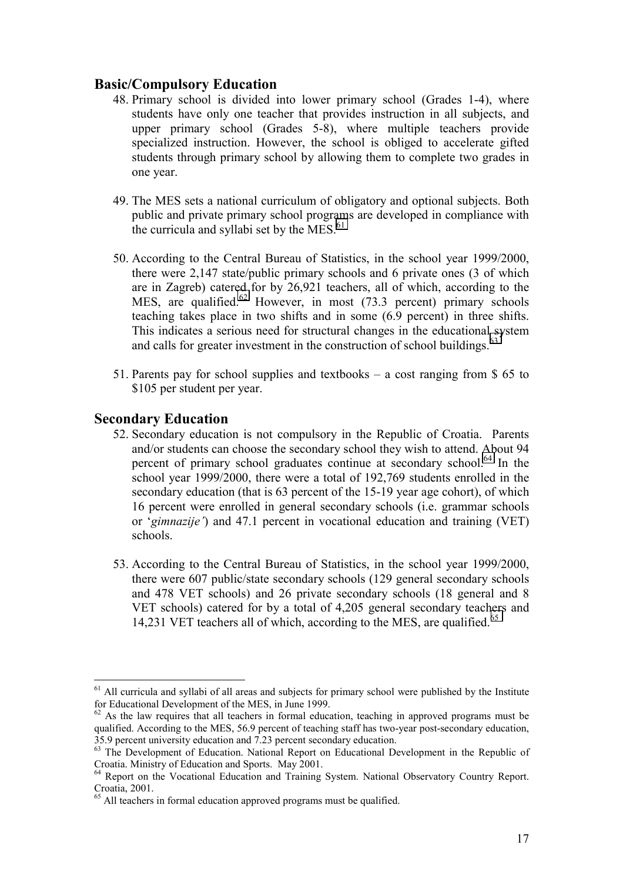## Basic/Compulsory Education

48. Primary school is divided into lower primary school (Grades 1-4), where students have only one teacher that provides instruction in all subjects, and upper primary school (Grades 5-8), where multiple teachers provide specialized instruction. However, the school is obliged to accelerate gifted students through primary school by allowing them to complete two grades in one year.

49. The MES sets a national curriculum of obligatory and optional subjects. Both public and private primary school programs are developed in compliance with the curricula and syllabi set by the MES.[61]

50. According to the Central Bureau of Statistics, in the school year 1999/2000, there were 2,147 state/public primary schools and 6 private ones (3 of which are in Zagreb) catered for by 26,921 teachers, all of which, according to the MES, are qualified.[62] However, in most (73.3 percent) primary schools teaching takes place in two shifts and in some (6.9 percent) in three shifts. This indicates a serious need for structural changes in the educational system and calls for greater investment in the construction of school buildings.[63]

51. Parents pay for school supplies and textbooks – a cost ranging from $ 65 to $105 per student per year.

## Secondary Education

52. Secondary education is not compulsory in the Republic of Croatia. Parents and/or students can choose the secondary school they wish to attend. About 94 percent of primary school graduates continue at secondary school.[64] In the school year 1999/2000, there were a total of 192,769 students enrolled in the secondary education (that is 63 percent of the 15-19 year age cohort), of which 16 percent were enrolled in general secondary schools (i.e. grammar schools or '*gimnazije'*) and 47.1 percent in vocational education and training (VET) schools.

53. According to the Central Bureau of Statistics, in the school year 1999/2000, there were 607 public/state secondary schools (129 general secondary schools and 478 VET schools) and 26 private secondary schools (18 general and 8 VET schools) catered for by a total of 4,205 general secondary teachers and 14,231 VET teachers all of which, according to the MES, are qualified.[65]

---

[61] All curricula and syllabi of all areas and subjects for primary school were published by the Institute for Educational Development of the MES, in June 1999.

[62] As the law requires that all teachers in formal education, teaching in approved programs must be qualified. According to the MES, 56.9 percent of teaching staff has two-year post-secondary education, 35.9 percent university education and 7.23 percent secondary education.

[63] The Development of Education. National Report on Educational Development in the Republic of Croatia. Ministry of Education and Sports. May 2001.

[64] Report on the Vocational Education and Training System. National Observatory Country Report. Croatia, 2001.

[65] All teachers in formal education approved programs must be qualified.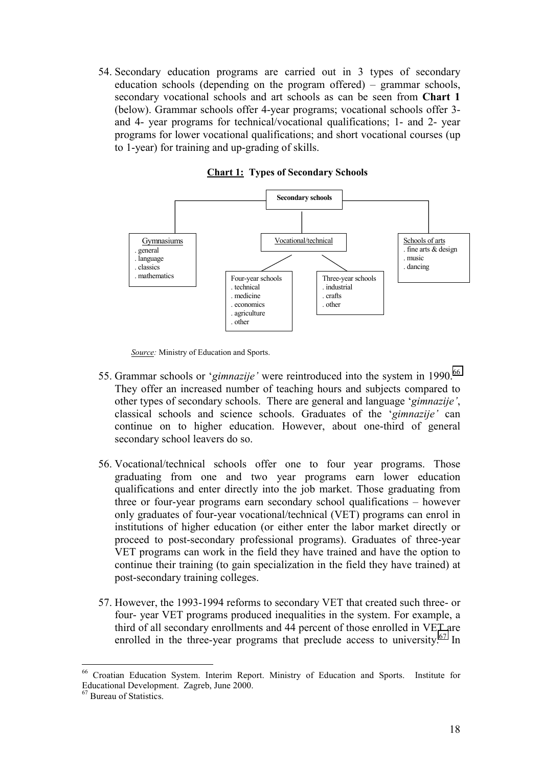54. Secondary education programs are carried out in 3 types of secondary education schools (depending on the program offered) – grammar schools, secondary vocational schools and art schools as can be seen from **Chart 1** (below). Grammar schools offer 4-year programs; vocational schools offer 3- and 4- year programs for technical/vocational qualifications; 1- and 2- year programs for lower vocational qualifications; and short vocational courses (up to 1-year) for training and up-grading of skills.

**Chart 1: Types of Secondary Schools**

- **Secondary schools**
  - Gymnasiums
    - general
    - language
    - classics
    - mathematics
  - Vocational/technical
    - Four-year schools
      - technical
      - medicine
      - economics
      - agriculture
      - other
    - Three-year schools
      - industrial
      - crafts
      - other
  - Schools of arts
    - fine arts & design
    - music
    - dancing

*Source:* Ministry of Education and Sports.

55. Grammar schools or '*gimnazije'* were reintroduced into the system in 1990.[66] They offer an increased number of teaching hours and subjects compared to other types of secondary schools. There are general and language '*gimnazije'*, classical schools and science schools. Graduates of the '*gimnazije'* can continue on to higher education. However, about one-third of general secondary school leavers do so.

56. Vocational/technical schools offer one to four year programs. Those graduating from one and two year programs earn lower education qualifications and enter directly into the job market. Those graduating from three or four-year programs earn secondary school qualifications – however only graduates of four-year vocational/technical (VET) programs can enrol in institutions of higher education (or either enter the labor market directly or proceed to post-secondary professional programs). Graduates of three-year VET programs can work in the field they have trained and have the option to continue their training (to gain specialization in the field they have trained) at post-secondary training colleges.

57. However, the 1993-1994 reforms to secondary VET that created such three- or four- year VET programs produced inequalities in the system. For example, a third of all secondary enrollments and 44 percent of those enrolled in VET are enrolled in the three-year programs that preclude access to university.[67] In

---

[66] Croatian Education System. Interim Report. Ministry of Education and Sports. Institute for Educational Development. Zagreb, June 2000.

[67] Bureau of Statistics.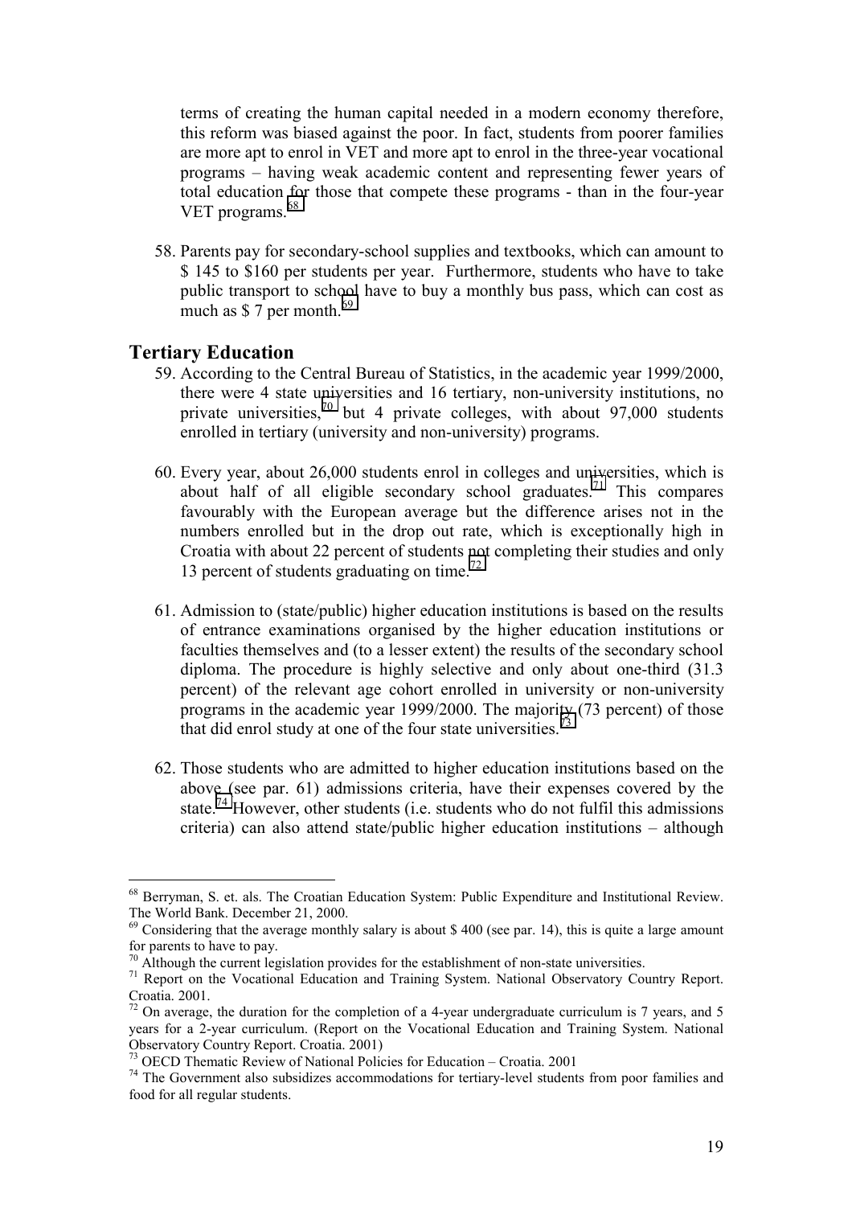terms of creating the human capital needed in a modern economy therefore, this reform was biased against the poor. In fact, students from poorer families are more apt to enrol in VET and more apt to enrol in the three-year vocational programs – having weak academic content and representing fewer years of total education for those that compete these programs - than in the four-year VET programs.[68]

58. Parents pay for secondary-school supplies and textbooks, which can amount to $ 145 to $160 per students per year. Furthermore, students who have to take public transport to school have to buy a monthly bus pass, which can cost as much as $ 7 per month.[69]

## Tertiary Education

59. According to the Central Bureau of Statistics, in the academic year 1999/2000, there were 4 state universities and 16 tertiary, non-university institutions, no private universities,[70] but 4 private colleges, with about 97,000 students enrolled in tertiary (university and non-university) programs.

60. Every year, about 26,000 students enrol in colleges and universities, which is about half of all eligible secondary school graduates.[71] This compares favourably with the European average but the difference arises not in the numbers enrolled but in the drop out rate, which is exceptionally high in Croatia with about 22 percent of students not completing their studies and only 13 percent of students graduating on time.[72]

61. Admission to (state/public) higher education institutions is based on the results of entrance examinations organised by the higher education institutions or faculties themselves and (to a lesser extent) the results of the secondary school diploma. The procedure is highly selective and only about one-third (31.3 percent) of the relevant age cohort enrolled in university or non-university programs in the academic year 1999/2000. The majority (73 percent) of those that did enrol study at one of the four state universities.[73]

62. Those students who are admitted to higher education institutions based on the above (see par. 61) admissions criteria, have their expenses covered by the state.[74] However, other students (i.e. students who do not fulfil this admissions criteria) can also attend state/public higher education institutions – although

---

[68] Berryman, S. et. als. The Croatian Education System: Public Expenditure and Institutional Review. The World Bank. December 21, 2000.

[69] Considering that the average monthly salary is about $ 400 (see par. 14), this is quite a large amount for parents to have to pay.

[70] Although the current legislation provides for the establishment of non-state universities.

[71] Report on the Vocational Education and Training System. National Observatory Country Report. Croatia. 2001.

[72] On average, the duration for the completion of a 4-year undergraduate curriculum is 7 years, and 5 years for a 2-year curriculum. (Report on the Vocational Education and Training System. National Observatory Country Report. Croatia. 2001)

[73] OECD Thematic Review of National Policies for Education – Croatia. 2001

[74] The Government also subsidizes accommodations for tertiary-level students from poor families and food for all regular students.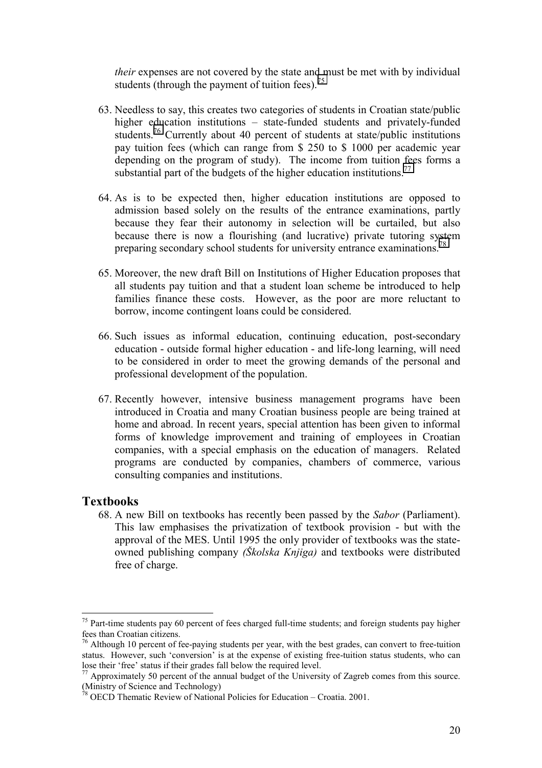*their* expenses are not covered by the state and must be met with by individual students (through the payment of tuition fees).[75]

63. Needless to say, this creates two categories of students in Croatian state/public higher education institutions – state-funded students and privately-funded students.[76] Currently about 40 percent of students at state/public institutions pay tuition fees (which can range from $ 250 to $ 1000 per academic year depending on the program of study). The income from tuition fees forms a substantial part of the budgets of the higher education institutions.[77]

64. As is to be expected then, higher education institutions are opposed to admission based solely on the results of the entrance examinations, partly because they fear their autonomy in selection will be curtailed, but also because there is now a flourishing (and lucrative) private tutoring system preparing secondary school students for university entrance examinations.[78]

65. Moreover, the new draft Bill on Institutions of Higher Education proposes that all students pay tuition and that a student loan scheme be introduced to help families finance these costs. However, as the poor are more reluctant to borrow, income contingent loans could be considered.

66. Such issues as informal education, continuing education, post-secondary education - outside formal higher education - and life-long learning, will need to be considered in order to meet the growing demands of the personal and professional development of the population.

67. Recently however, intensive business management programs have been introduced in Croatia and many Croatian business people are being trained at home and abroad. In recent years, special attention has been given to informal forms of knowledge improvement and training of employees in Croatian companies, with a special emphasis on the education of managers. Related programs are conducted by companies, chambers of commerce, various consulting companies and institutions.

## Textbooks

68. A new Bill on textbooks has recently been passed by the *Sabor* (Parliament). This law emphasises the privatization of textbook provision - but with the approval of the MES. Until 1995 the only provider of textbooks was the state-owned publishing company *(Školska Knjiga)* and textbooks were distributed free of charge.

---

[75] Part-time students pay 60 percent of fees charged full-time students; and foreign students pay higher fees than Croatian citizens.

[76] Although 10 percent of fee-paying students per year, with the best grades, can convert to free-tuition status. However, such 'conversion' is at the expense of existing free-tuition status students, who can lose their 'free' status if their grades fall below the required level.

[77] Approximately 50 percent of the annual budget of the University of Zagreb comes from this source. (Ministry of Science and Technology)

[78] OECD Thematic Review of National Policies for Education – Croatia. 2001.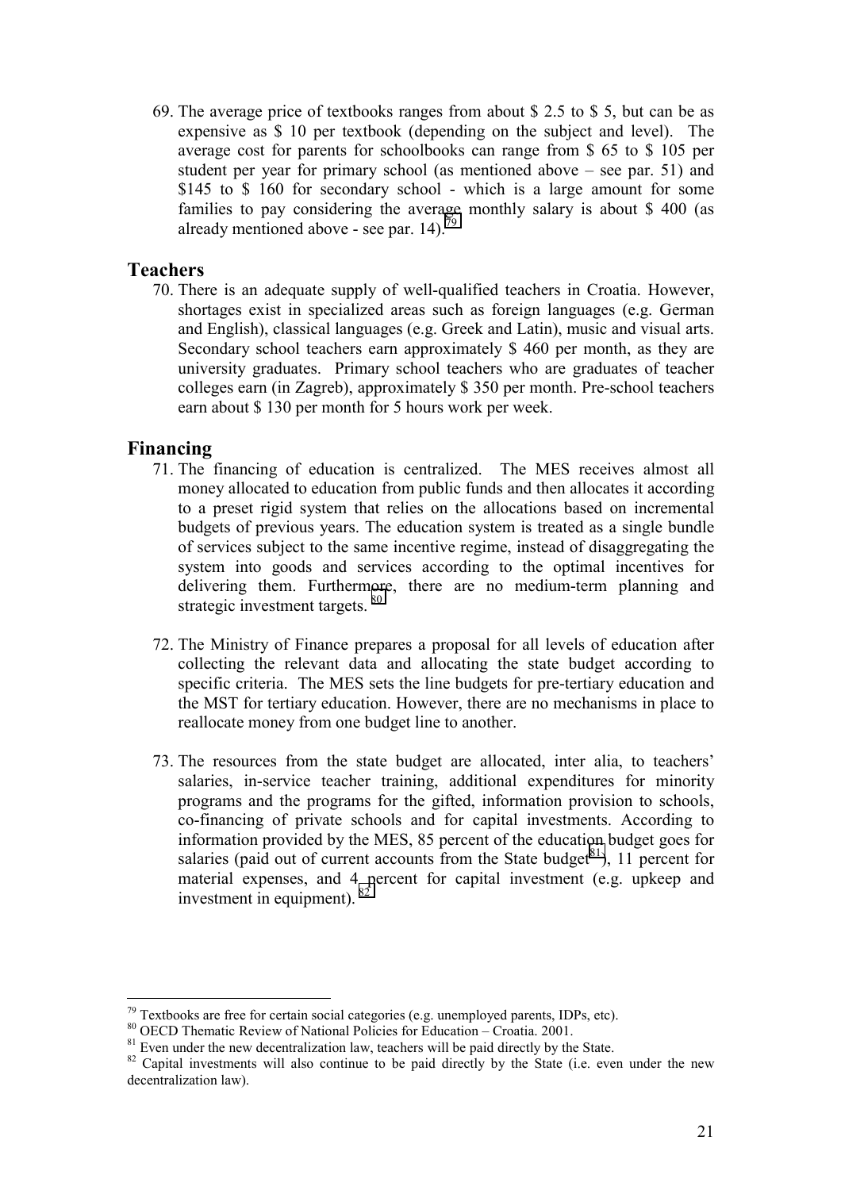69. The average price of textbooks ranges from about $ 2.5 to $ 5, but can be as expensive as $ 10 per textbook (depending on the subject and level). The average cost for parents for schoolbooks can range from $ 65 to $ 105 per student per year for primary school (as mentioned above – see par. 51) and $145 to $ 160 for secondary school - which is a large amount for some families to pay considering the average monthly salary is about $ 400 (as already mentioned above - see par. 14).[79]

## Teachers

70. There is an adequate supply of well-qualified teachers in Croatia. However, shortages exist in specialized areas such as foreign languages (e.g. German and English), classical languages (e.g. Greek and Latin), music and visual arts. Secondary school teachers earn approximately $ 460 per month, as they are university graduates. Primary school teachers who are graduates of teacher colleges earn (in Zagreb), approximately $ 350 per month. Pre-school teachers earn about $ 130 per month for 5 hours work per week.

## Financing

71. The financing of education is centralized. The MES receives almost all money allocated to education from public funds and then allocates it according to a preset rigid system that relies on the allocations based on incremental budgets of previous years. The education system is treated as a single bundle of services subject to the same incentive regime, instead of disaggregating the system into goods and services according to the optimal incentives for delivering them. Furthermore, there are no medium-term planning and strategic investment targets.[80]

72. The Ministry of Finance prepares a proposal for all levels of education after collecting the relevant data and allocating the state budget according to specific criteria. The MES sets the line budgets for pre-tertiary education and the MST for tertiary education. However, there are no mechanisms in place to reallocate money from one budget line to another.

73. The resources from the state budget are allocated, inter alia, to teachers' salaries, in-service teacher training, additional expenditures for minority programs and the programs for the gifted, information provision to schools, co-financing of private schools and for capital investments. According to information provided by the MES, 85 percent of the education budget goes for salaries (paid out of current accounts from the State budget[81]), 11 percent for material expenses, and 4 percent for capital investment (e.g. upkeep and investment in equipment).[82]

---

[79] Textbooks are free for certain social categories (e.g. unemployed parents, IDPs, etc).

[80] OECD Thematic Review of National Policies for Education – Croatia. 2001.

[81] Even under the new decentralization law, teachers will be paid directly by the State.

[82] Capital investments will also continue to be paid directly by the State (i.e. even under the new decentralization law).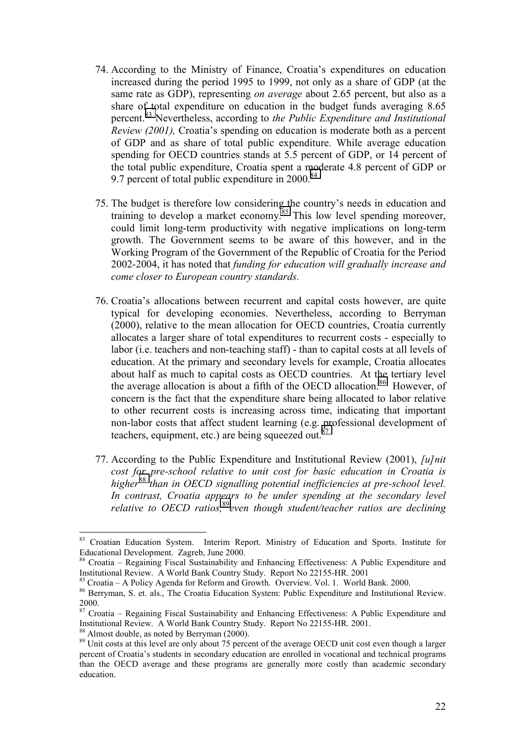74. According to the Ministry of Finance, Croatia's expenditures on education increased during the period 1995 to 1999, not only as a share of GDP (at the same rate as GDP), representing *on average* about 2.65 percent, but also as a share of total expenditure on education in the budget funds averaging 8.65 percent.[83] Nevertheless, according to *the Public Expenditure and Institutional Review (2001),* Croatia's spending on education is moderate both as a percent of GDP and as share of total public expenditure. While average education spending for OECD countries stands at 5.5 percent of GDP, or 14 percent of the total public expenditure, Croatia spent a moderate 4.8 percent of GDP or 9.7 percent of total public expenditure in 2000.[84]

75. The budget is therefore low considering the country's needs in education and training to develop a market economy.[85] This low level spending moreover, could limit long-term productivity with negative implications on long-term growth. The Government seems to be aware of this however, and in the Working Program of the Government of the Republic of Croatia for the Period 2002-2004, it has noted that *funding for education will gradually increase and come closer to European country standards.*

76. Croatia's allocations between recurrent and capital costs however, are quite typical for developing economies. Nevertheless, according to Berryman (2000), relative to the mean allocation for OECD countries, Croatia currently allocates a larger share of total expenditures to recurrent costs - especially to labor (i.e. teachers and non-teaching staff) - than to capital costs at all levels of education. At the primary and secondary levels for example, Croatia allocates about half as much to capital costs as OECD countries. At the tertiary level the average allocation is about a fifth of the OECD allocation.[86] However, of concern is the fact that the expenditure share being allocated to labor relative to other recurrent costs is increasing across time, indicating that important non-labor costs that affect student learning (e.g. professional development of teachers, equipment, etc.) are being squeezed out.[87]

77. According to the Public Expenditure and Institutional Review (2001), *[u]nit cost for pre-school relative to unit cost for basic education in Croatia is higher*[88] *than in OECD signalling potential inefficiencies at pre-school level. In contrast, Croatia appears to be under spending at the secondary level relative to OECD ratios,*[89] *even though student/teacher ratios are declining*

---

[83] Croatian Education System. Interim Report. Ministry of Education and Sports. Institute for Educational Development. Zagreb, June 2000.

[84] Croatia – Regaining Fiscal Sustainability and Enhancing Effectiveness: A Public Expenditure and Institutional Review. A World Bank Country Study. Report No 22155-HR. 2001

[85] Croatia – A Policy Agenda for Reform and Growth. Overview. Vol. 1. World Bank. 2000.

[86] Berryman, S. et. als., The Croatia Education System: Public Expenditure and Institutional Review. 2000.

[87] Croatia – Regaining Fiscal Sustainability and Enhancing Effectiveness: A Public Expenditure and Institutional Review. A World Bank Country Study. Report No 22155-HR. 2001.

[88] Almost double, as noted by Berryman (2000).

[89] Unit costs at this level are only about 75 percent of the average OECD unit cost even though a larger percent of Croatia's students in secondary education are enrolled in vocational and technical programs than the OECD average and these programs are generally more costly than academic secondary education.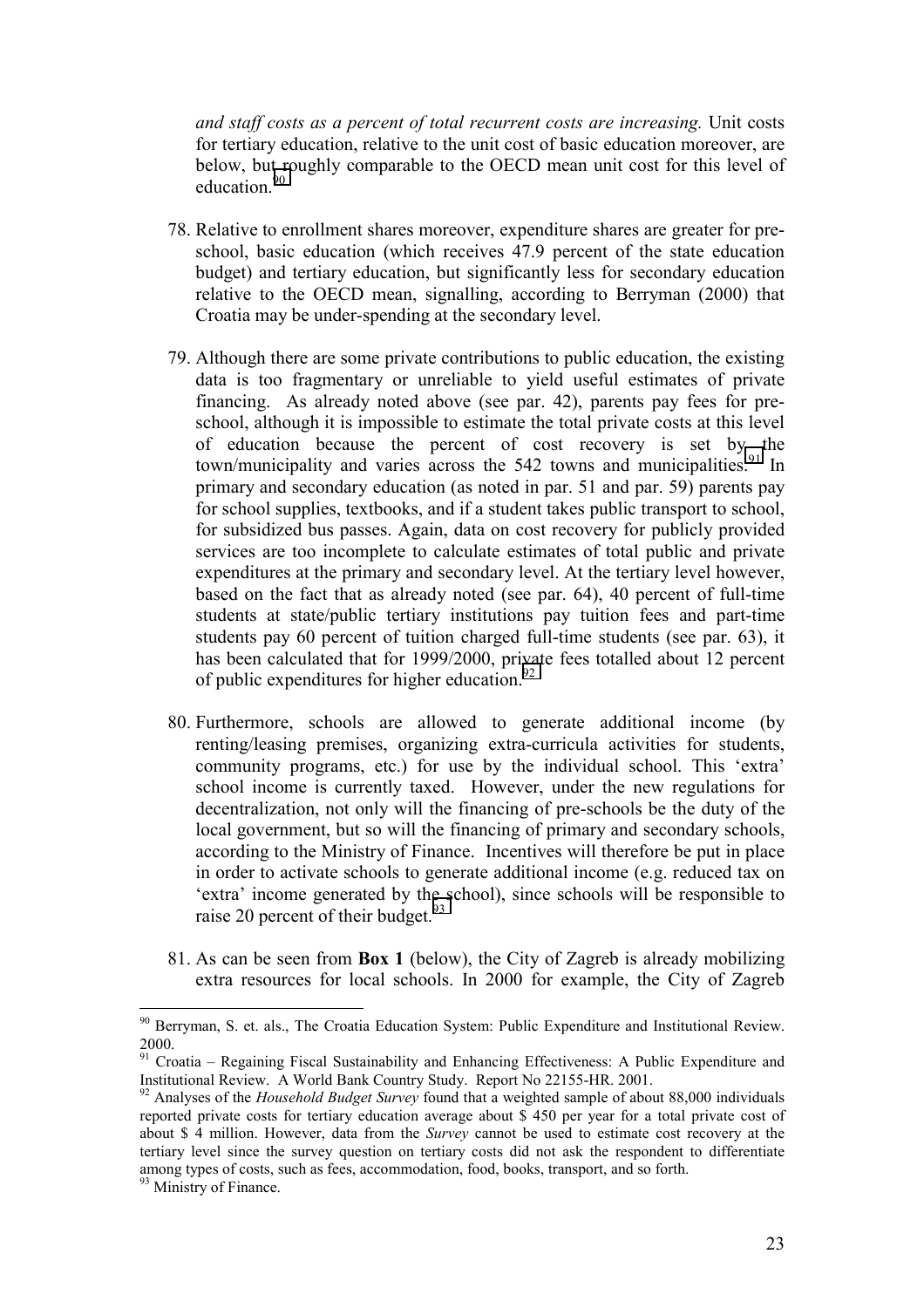*and staff costs as a percent of total recurrent costs are increasing.* Unit costs for tertiary education, relative to the unit cost of basic education moreover, are below, but roughly comparable to the OECD mean unit cost for this level of education.[90]

78. Relative to enrollment shares moreover, expenditure shares are greater for pre-school, basic education (which receives 47.9 percent of the state education budget) and tertiary education, but significantly less for secondary education relative to the OECD mean, signalling, according to Berryman (2000) that Croatia may be under-spending at the secondary level.

79. Although there are some private contributions to public education, the existing data is too fragmentary or unreliable to yield useful estimates of private financing. As already noted above (see par. 42), parents pay fees for pre-school, although it is impossible to estimate the total private costs at this level of education because the percent of cost recovery is set by the town/municipality and varies across the 542 towns and municipalities.[91] In primary and secondary education (as noted in par. 51 and par. 59) parents pay for school supplies, textbooks, and if a student takes public transport to school, for subsidized bus passes. Again, data on cost recovery for publicly provided services are too incomplete to calculate estimates of total public and private expenditures at the primary and secondary level. At the tertiary level however, based on the fact that as already noted (see par. 64), 40 percent of full-time students at state/public tertiary institutions pay tuition fees and part-time students pay 60 percent of tuition charged full-time students (see par. 63), it has been calculated that for 1999/2000, private fees totalled about 12 percent of public expenditures for higher education.[92]

80. Furthermore, schools are allowed to generate additional income (by renting/leasing premises, organizing extra-curricula activities for students, community programs, etc.) for use by the individual school. This 'extra' school income is currently taxed. However, under the new regulations for decentralization, not only will the financing of pre-schools be the duty of the local government, but so will the financing of primary and secondary schools, according to the Ministry of Finance. Incentives will therefore be put in place in order to activate schools to generate additional income (e.g. reduced tax on 'extra' income generated by the school), since schools will be responsible to raise 20 percent of their budget.[93]

81. As can be seen from **Box 1** (below), the City of Zagreb is already mobilizing extra resources for local schools. In 2000 for example, the City of Zagreb

---

[90] Berryman, S. et. als., The Croatia Education System: Public Expenditure and Institutional Review. 2000.

[91] Croatia – Regaining Fiscal Sustainability and Enhancing Effectiveness: A Public Expenditure and Institutional Review. A World Bank Country Study. Report No 22155-HR. 2001.

[92] Analyses of the *Household Budget Survey* found that a weighted sample of about 88,000 individuals reported private costs for tertiary education average about $ 450 per year for a total private cost of about $ 4 million. However, data from the *Survey* cannot be used to estimate cost recovery at the tertiary level since the survey question on tertiary costs did not ask the respondent to differentiate among types of costs, such as fees, accommodation, food, books, transport, and so forth.

[93] Ministry of Finance.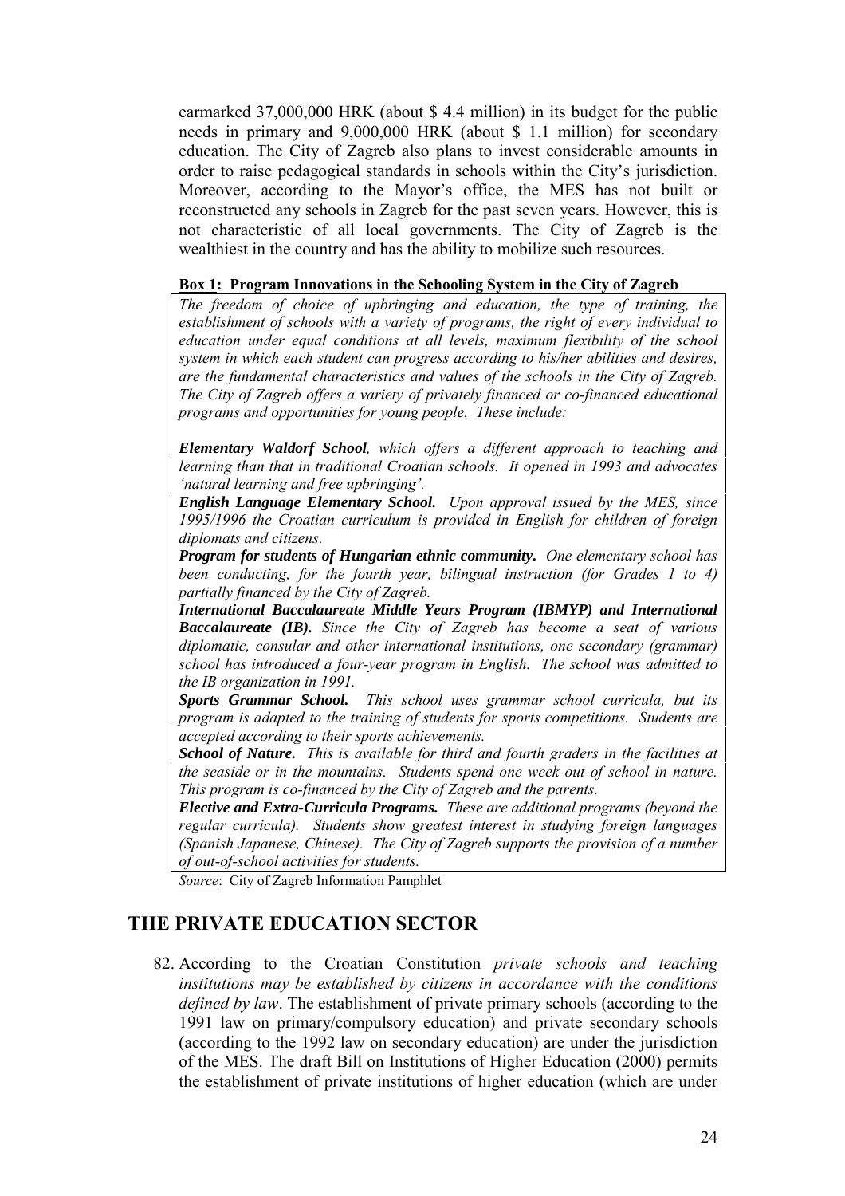earmarked 37,000,000 HRK (about $ 4.4 million) in its budget for the public needs in primary and 9,000,000 HRK (about $ 1.1 million) for secondary education. The City of Zagreb also plans to invest considerable amounts in order to raise pedagogical standards in schools within the City's jurisdiction. Moreover, according to the Mayor's office, the MES has not built or reconstructed any schools in Zagreb for the past seven years. However, this is not characteristic of all local governments. The City of Zagreb is the wealthiest in the country and has the ability to mobilize such resources.

**Box 1: Program Innovations in the Schooling System in the City of Zagreb**

*The freedom of choice of upbringing and education, the type of training, the establishment of schools with a variety of programs, the right of every individual to education under equal conditions at all levels, maximum flexibility of the school system in which each student can progress according to his/her abilities and desires, are the fundamental characteristics and values of the schools in the City of Zagreb. The City of Zagreb offers a variety of privately financed or co-financed educational programs and opportunities for young people. These include:*

***Elementary Waldorf School**, which offers a different approach to teaching and learning than that in traditional Croatian schools. It opened in 1993 and advocates 'natural learning and free upbringing'.*

***English Language Elementary School.** Upon approval issued by the MES, since 1995/1996 the Croatian curriculum is provided in English for children of foreign diplomats and citizens.*

***Program for students of Hungarian ethnic community.** One elementary school has been conducting, for the fourth year, bilingual instruction (for Grades 1 to 4) partially financed by the City of Zagreb.*

***International Baccalaureate Middle Years Program (IBMYP) and International Baccalaureate (IB).** Since the City of Zagreb has become a seat of various diplomatic, consular and other international institutions, one secondary (grammar) school has introduced a four-year program in English. The school was admitted to the IB organization in 1991.*

***Sports Grammar School.** This school uses grammar school curricula, but its program is adapted to the training of students for sports competitions. Students are accepted according to their sports achievements.*

***School of Nature.** This is available for third and fourth graders in the facilities at the seaside or in the mountains. Students spend one week out of school in nature. This program is co-financed by the City of Zagreb and the parents.*

***Elective and Extra-Curricula Programs.** These are additional programs (beyond the regular curricula). Students show greatest interest in studying foreign languages (Spanish Japanese, Chinese). The City of Zagreb supports the provision of a number of out-of-school activities for students.*

*Source*: City of Zagreb Information Pamphlet

## THE PRIVATE EDUCATION SECTOR

82. According to the Croatian Constitution *private schools and teaching institutions may be established by citizens in accordance with the conditions defined by law*. The establishment of private primary schools (according to the 1991 law on primary/compulsory education) and private secondary schools (according to the 1992 law on secondary education) are under the jurisdiction of the MES. The draft Bill on Institutions of Higher Education (2000) permits the establishment of private institutions of higher education (which are under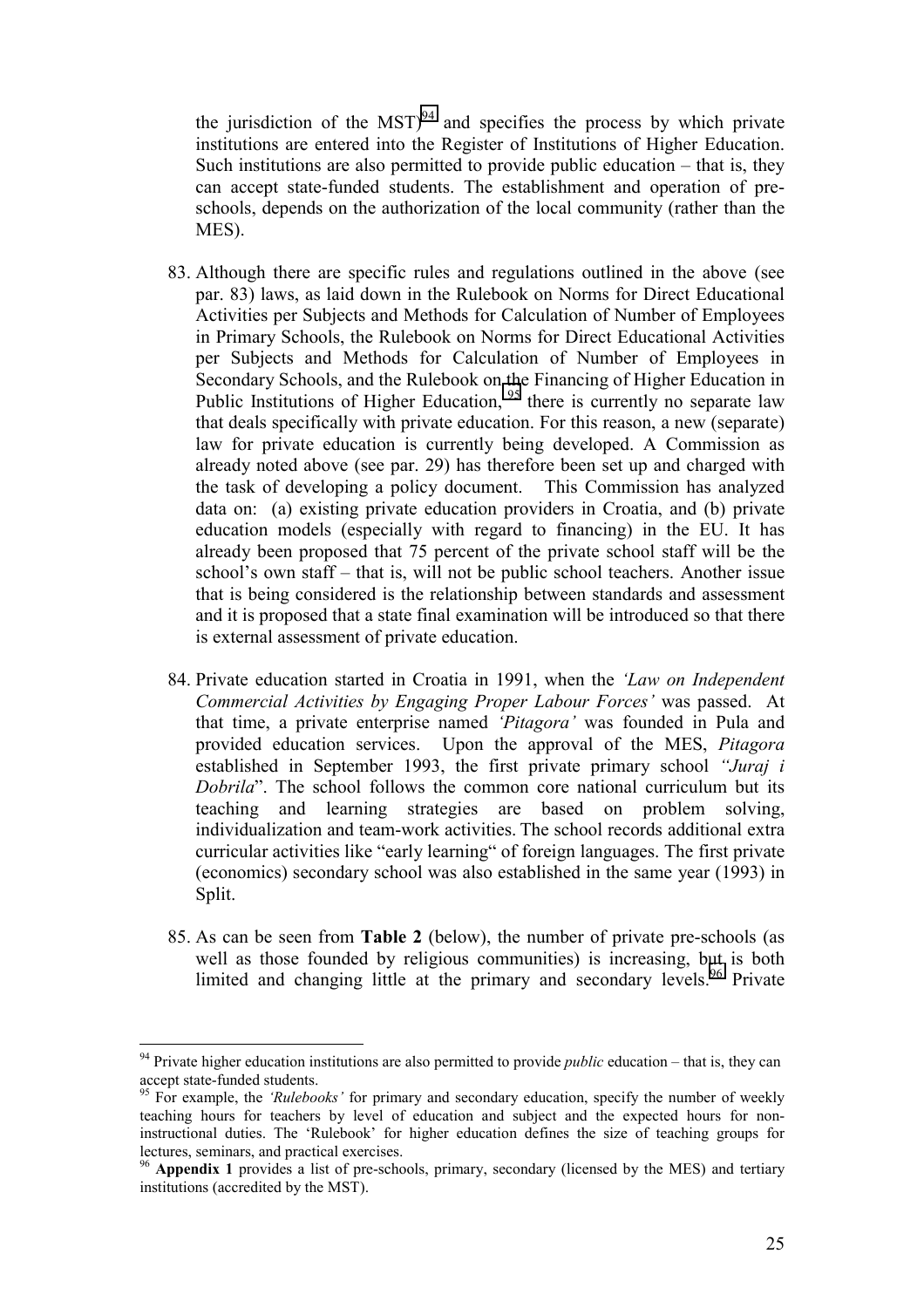the jurisdiction of the MST)[94] and specifies the process by which private institutions are entered into the Register of Institutions of Higher Education. Such institutions are also permitted to provide public education – that is, they can accept state-funded students. The establishment and operation of pre-schools, depends on the authorization of the local community (rather than the MES).

83. Although there are specific rules and regulations outlined in the above (see par. 83) laws, as laid down in the Rulebook on Norms for Direct Educational Activities per Subjects and Methods for Calculation of Number of Employees in Primary Schools, the Rulebook on Norms for Direct Educational Activities per Subjects and Methods for Calculation of Number of Employees in Secondary Schools, and the Rulebook on the Financing of Higher Education in Public Institutions of Higher Education,[95] there is currently no separate law that deals specifically with private education. For this reason, a new (separate) law for private education is currently being developed. A Commission as already noted above (see par. 29) has therefore been set up and charged with the task of developing a policy document. This Commission has analyzed data on: (a) existing private education providers in Croatia, and (b) private education models (especially with regard to financing) in the EU. It has already been proposed that 75 percent of the private school staff will be the school's own staff – that is, will not be public school teachers. Another issue that is being considered is the relationship between standards and assessment and it is proposed that a state final examination will be introduced so that there is external assessment of private education.

84. Private education started in Croatia in 1991, when the *'Law on Independent Commercial Activities by Engaging Proper Labour Forces'* was passed. At that time, a private enterprise named *'Pitagora'* was founded in Pula and provided education services. Upon the approval of the MES, *Pitagora* established in September 1993, the first private primary school *"Juraj i Dobrila*". The school follows the common core national curriculum but its teaching and learning strategies are based on problem solving, individualization and team-work activities. The school records additional extra curricular activities like "early learning" of foreign languages. The first private (economics) secondary school was also established in the same year (1993) in Split.

85. As can be seen from **Table 2** (below), the number of private pre-schools (as well as those founded by religious communities) is increasing, but is both limited and changing little at the primary and secondary levels.[96] Private

---

[94] Private higher education institutions are also permitted to provide *public* education – that is, they can accept state-funded students.

[95] For example, the *'Rulebooks'* for primary and secondary education, specify the number of weekly teaching hours for teachers by level of education and subject and the expected hours for non-instructional duties. The 'Rulebook' for higher education defines the size of teaching groups for lectures, seminars, and practical exercises.

[96] **Appendix 1** provides a list of pre-schools, primary, secondary (licensed by the MES) and tertiary institutions (accredited by the MST).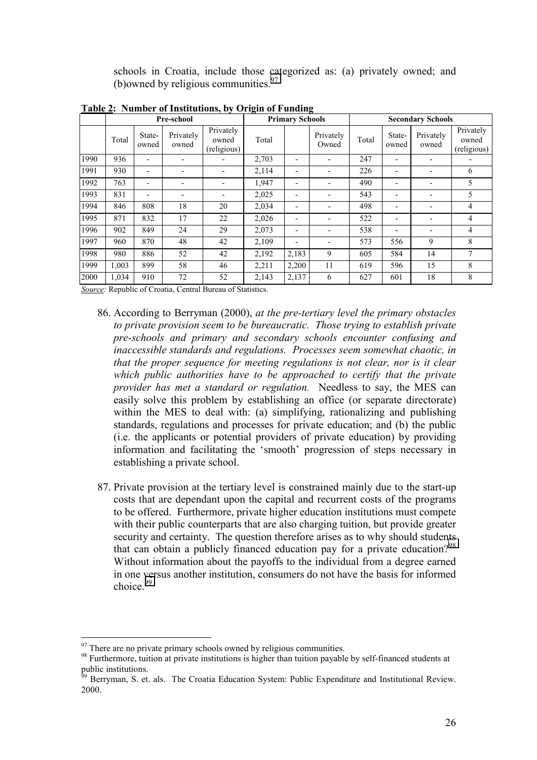schools in Croatia, include those categorized as: (a) privately owned; and (b)owned by religious communities.[97]

**Table 2: Number of Institutions, by Origin of Funding**

| | Pre-school | | | | Primary Schools | | | Secondary Schools | | | |
|---|---|---|---|---|---|---|---|---|---|---|---|
| | Total | State-owned | Privately owned | Privately owned (religious) | Total | | Privately Owned | Total | State-owned | Privately owned | Privately owned (religious) |
| 1990 | 936 | - | - | - | 2,703 | - | - | 247 | - | - | - |
| 1991 | 930 | - | - | - | 2,114 | - | - | 226 | - | - | 6 |
| 1992 | 763 | - | - | - | 1,947 | - | - | 490 | - | - | 5 |
| 1993 | 831 | - | - | - | 2,025 | - | - | 543 | - | - | 5 |
| 1994 | 846 | 808 | 18 | 20 | 2,034 | - | - | 498 | - | - | 4 |
| 1995 | 871 | 832 | 17 | 22 | 2,026 | - | - | 522 | - | - | 4 |
| 1996 | 902 | 849 | 24 | 29 | 2,073 | - | - | 538 | - | - | 4 |
| 1997 | 960 | 870 | 48 | 42 | 2,109 | - | - | 573 | 556 | 9 | 8 |
| 1998 | 980 | 886 | 52 | 42 | 2,192 | 2,183 | 9 | 605 | 584 | 14 | 7 |
| 1999 | 1,003 | 899 | 58 | 46 | 2,211 | 2,200 | 11 | 619 | 596 | 15 | 8 |
| 2000 | 1,034 | 910 | 72 | 52 | 2,143 | 2,137 | 6 | 627 | 601 | 18 | 8 |

*Source:* Republic of Croatia, Central Bureau of Statistics.

86. According to Berryman (2000), *at the pre-tertiary level the primary obstacles to private provision seem to be bureaucratic. Those trying to establish private pre-schools and primary and secondary schools encounter confusing and inaccessible standards and regulations. Processes seem somewhat chaotic, in that the proper sequence for meeting regulations is not clear, nor is it clear which public authorities have to be approached to certify that the private provider has met a standard or regulation.* Needless to say, the MES can easily solve this problem by establishing an office (or separate directorate) within the MES to deal with: (a) simplifying, rationalizing and publishing standards, regulations and processes for private education; and (b) the public (i.e. the applicants or potential providers of private education) by providing information and facilitating the 'smooth' progression of steps necessary in establishing a private school.

87. Private provision at the tertiary level is constrained mainly due to the start-up costs that are dependant upon the capital and recurrent costs of the programs to be offered. Furthermore, private higher education institutions must compete with their public counterparts that are also charging tuition, but provide greater security and certainty. The question therefore arises as to why should students that can obtain a publicly financed education pay for a private education?[98] Without information about the payoffs to the individual from a degree earned in one versus another institution, consumers do not have the basis for informed choice.[99]

---

[97] There are no private primary schools owned by religious communities.

[98] Furthermore, tuition at private institutions is higher than tuition payable by self-financed students at public institutions.

[99] Berryman, S. et. als. The Croatia Education System: Public Expenditure and Institutional Review. 2000.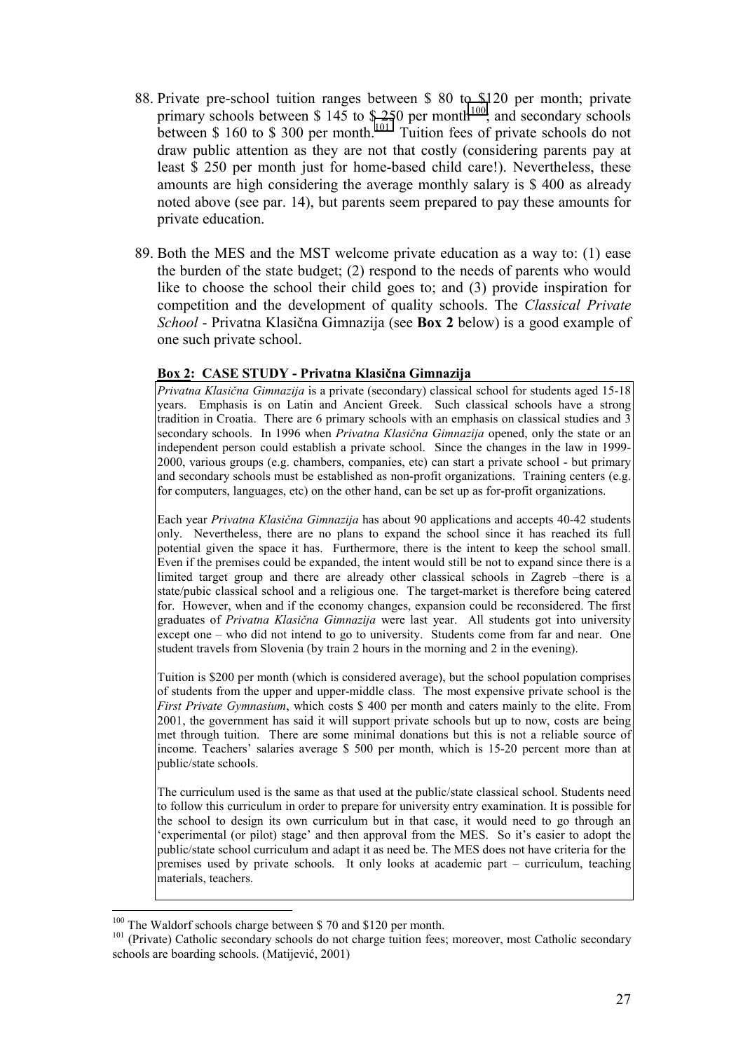88. Private pre-school tuition ranges between $ 80 to $120 per month; private primary schools between $ 145 to $ 250 per month[100], and secondary schools between $ 160 to $ 300 per month.[101] Tuition fees of private schools do not draw public attention as they are not that costly (considering parents pay at least $ 250 per month just for home-based child care!). Nevertheless, these amounts are high considering the average monthly salary is $ 400 as already noted above (see par. 14), but parents seem prepared to pay these amounts for private education.

89. Both the MES and the MST welcome private education as a way to: (1) ease the burden of the state budget; (2) respond to the needs of parents who would like to choose the school their child goes to; and (3) provide inspiration for competition and the development of quality schools. The *Classical Private School* - Privatna Klasična Gimnazija (see **Box 2** below) is a good example of one such private school.

**Box 2: CASE STUDY - Privatna Klasična Gimnazija**

*Privatna Klasična Gimnazija* is a private (secondary) classical school for students aged 15-18 years. Emphasis is on Latin and Ancient Greek. Such classical schools have a strong tradition in Croatia. There are 6 primary schools with an emphasis on classical studies and 3 secondary schools. In 1996 when *Privatna Klasična Gimnazija* opened, only the state or an independent person could establish a private school. Since the changes in the law in 1999-2000, various groups (e.g. chambers, companies, etc) can start a private school - but primary and secondary schools must be established as non-profit organizations. Training centers (e.g. for computers, languages, etc) on the other hand, can be set up as for-profit organizations.

Each year *Privatna Klasična Gimnazija* has about 90 applications and accepts 40-42 students only. Nevertheless, there are no plans to expand the school since it has reached its full potential given the space it has. Furthermore, there is the intent to keep the school small. Even if the premises could be expanded, the intent would still be not to expand since there is a limited target group and there are already other classical schools in Zagreb –there is a state/pubic classical school and a religious one. The target-market is therefore being catered for. However, when and if the economy changes, expansion could be reconsidered. The first graduates of *Privatna Klasična Gimnazija* were last year. All students got into university except one – who did not intend to go to university. Students come from far and near. One student travels from Slovenia (by train 2 hours in the morning and 2 in the evening).

Tuition is $200 per month (which is considered average), but the school population comprises of students from the upper and upper-middle class. The most expensive private school is the *First Private Gymnasium*, which costs $ 400 per month and caters mainly to the elite. From 2001, the government has said it will support private schools but up to now, costs are being met through tuition. There are some minimal donations but this is not a reliable source of income. Teachers' salaries average $ 500 per month, which is 15-20 percent more than at public/state schools.

The curriculum used is the same as that used at the public/state classical school. Students need to follow this curriculum in order to prepare for university entry examination. It is possible for the school to design its own curriculum but in that case, it would need to go through an 'experimental (or pilot) stage' and then approval from the MES. So it's easier to adopt the public/state school curriculum and adapt it as need be. The MES does not have criteria for the premises used by private schools. It only looks at academic part – curriculum, teaching materials, teachers.

---

[100] The Waldorf schools charge between $ 70 and $120 per month.

[101] (Private) Catholic secondary schools do not charge tuition fees; moreover, most Catholic secondary schools are boarding schools. (Matijević, 2001)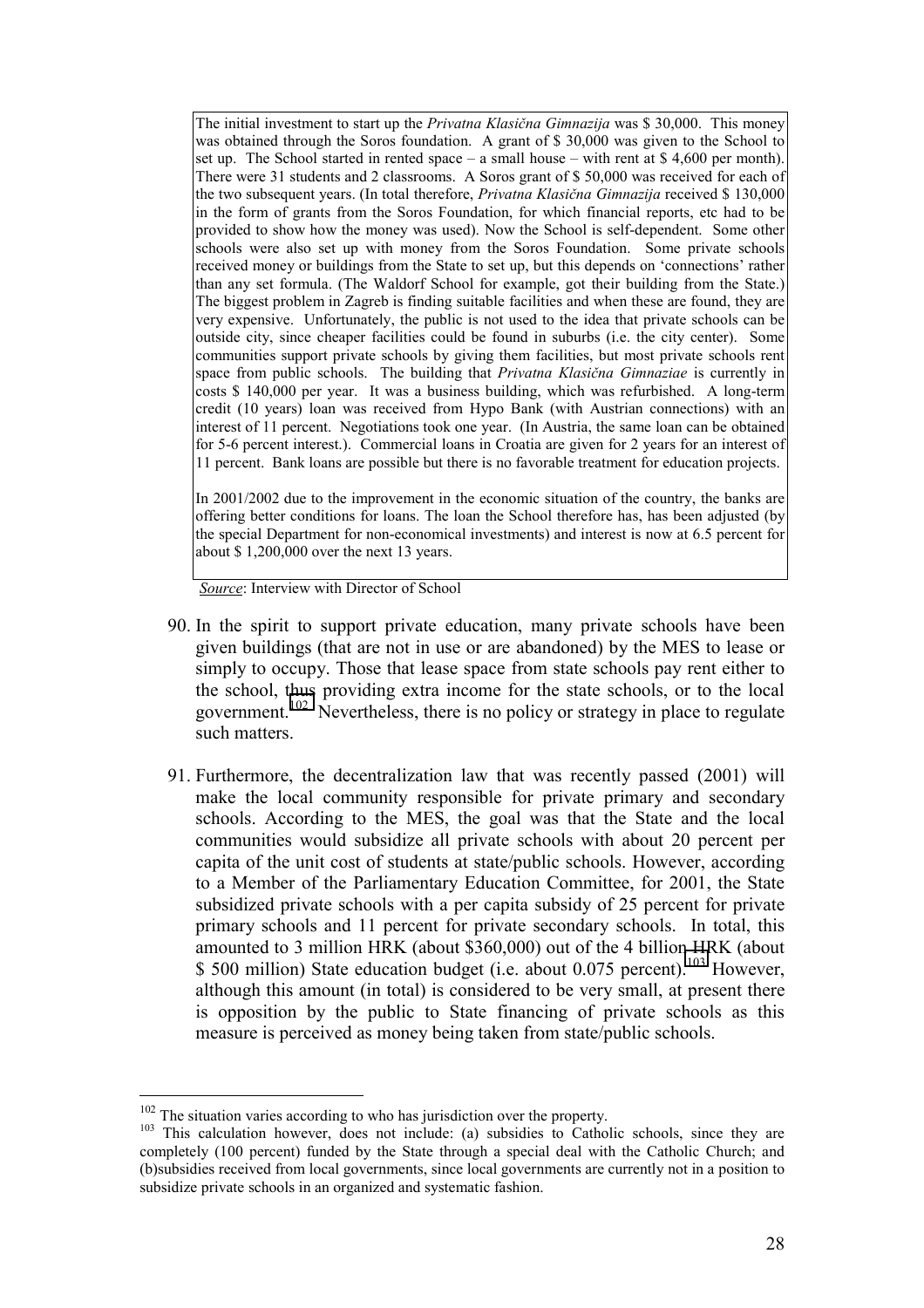The initial investment to start up the *Privatna Klasična Gimnazija* was $ 30,000. This money was obtained through the Soros foundation. A grant of $ 30,000 was given to the School to set up. The School started in rented space – a small house – with rent at $ 4,600 per month). There were 31 students and 2 classrooms. A Soros grant of $ 50,000 was received for each of the two subsequent years. (In total therefore, *Privatna Klasična Gimnazija* received $ 130,000 in the form of grants from the Soros Foundation, for which financial reports, etc had to be provided to show how the money was used). Now the School is self-dependent. Some other schools were also set up with money from the Soros Foundation. Some private schools received money or buildings from the State to set up, but this depends on 'connections' rather than any set formula. (The Waldorf School for example, got their building from the State.) The biggest problem in Zagreb is finding suitable facilities and when these are found, they are very expensive. Unfortunately, the public is not used to the idea that private schools can be outside city, since cheaper facilities could be found in suburbs (i.e. the city center). Some communities support private schools by giving them facilities, but most private schools rent space from public schools. The building that *Privatna Klasična Gimnaziae* is currently in costs $ 140,000 per year. It was a business building, which was refurbished. A long-term credit (10 years) loan was received from Hypo Bank (with Austrian connections) with an interest of 11 percent. Negotiations took one year. (In Austria, the same loan can be obtained for 5-6 percent interest.). Commercial loans in Croatia are given for 2 years for an interest of 11 percent. Bank loans are possible but there is no favorable treatment for education projects.

In 2001/2002 due to the improvement in the economic situation of the country, the banks are offering better conditions for loans. The loan the School therefore has, has been adjusted (by the special Department for non-economical investments) and interest is now at 6.5 percent for about $ 1,200,000 over the next 13 years.

*Source*: Interview with Director of School

90. In the spirit to support private education, many private schools have been given buildings (that are not in use or are abandoned) by the MES to lease or simply to occupy. Those that lease space from state schools pay rent either to the school, thus providing extra income for the state schools, or to the local government.[102] Nevertheless, there is no policy or strategy in place to regulate such matters.

91. Furthermore, the decentralization law that was recently passed (2001) will make the local community responsible for private primary and secondary schools. According to the MES, the goal was that the State and the local communities would subsidize all private schools with about 20 percent per capita of the unit cost of students at state/public schools. However, according to a Member of the Parliamentary Education Committee, for 2001, the State subsidized private schools with a per capita subsidy of 25 percent for private primary schools and 11 percent for private secondary schools. In total, this amounted to 3 million HRK (about $360,000) out of the 4 billion HRK (about $ 500 million) State education budget (i.e. about 0.075 percent).[103] However, although this amount (in total) is considered to be very small, at present there is opposition by the public to State financing of private schools as this measure is perceived as money being taken from state/public schools.

---

[102] The situation varies according to who has jurisdiction over the property.

[103] This calculation however, does not include: (a) subsidies to Catholic schools, since they are completely (100 percent) funded by the State through a special deal with the Catholic Church; and (b)subsidies received from local governments, since local governments are currently not in a position to subsidize private schools in an organized and systematic fashion.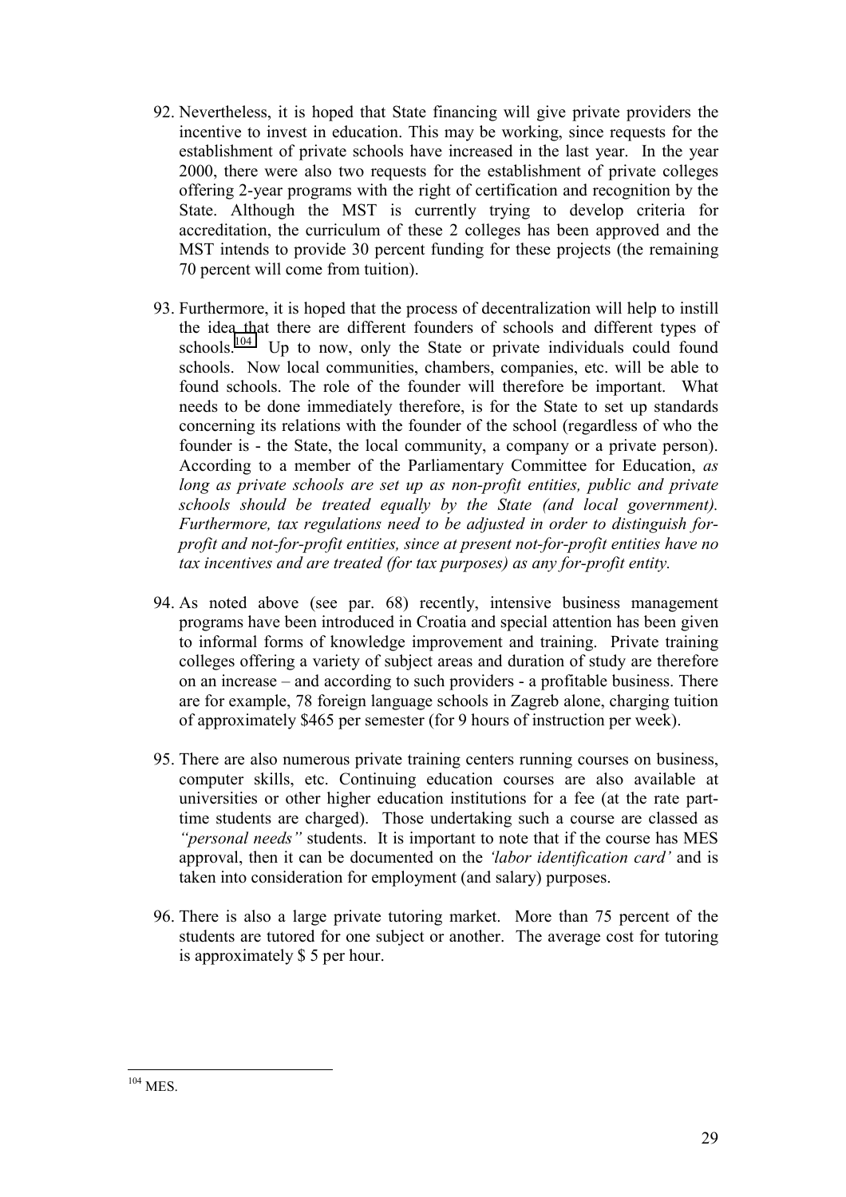92. Nevertheless, it is hoped that State financing will give private providers the incentive to invest in education. This may be working, since requests for the establishment of private schools have increased in the last year. In the year 2000, there were also two requests for the establishment of private colleges offering 2-year programs with the right of certification and recognition by the State. Although the MST is currently trying to develop criteria for accreditation, the curriculum of these 2 colleges has been approved and the MST intends to provide 30 percent funding for these projects (the remaining 70 percent will come from tuition).

93. Furthermore, it is hoped that the process of decentralization will help to instill the idea that there are different founders of schools and different types of schools.[104] Up to now, only the State or private individuals could found schools. Now local communities, chambers, companies, etc. will be able to found schools. The role of the founder will therefore be important. What needs to be done immediately therefore, is for the State to set up standards concerning its relations with the founder of the school (regardless of who the founder is - the State, the local community, a company or a private person). According to a member of the Parliamentary Committee for Education, *as long as private schools are set up as non-profit entities, public and private schools should be treated equally by the State (and local government). Furthermore, tax regulations need to be adjusted in order to distinguish for-profit and not-for-profit entities, since at present not-for-profit entities have no tax incentives and are treated (for tax purposes) as any for-profit entity.*

94. As noted above (see par. 68) recently, intensive business management programs have been introduced in Croatia and special attention has been given to informal forms of knowledge improvement and training. Private training colleges offering a variety of subject areas and duration of study are therefore on an increase – and according to such providers - a profitable business. There are for example, 78 foreign language schools in Zagreb alone, charging tuition of approximately $465 per semester (for 9 hours of instruction per week).

95. There are also numerous private training centers running courses on business, computer skills, etc. Continuing education courses are also available at universities or other higher education institutions for a fee (at the rate part-time students are charged). Those undertaking such a course are classed as *"personal needs"* students. It is important to note that if the course has MES approval, then it can be documented on the *'labor identification card'* and is taken into consideration for employment (and salary) purposes.

96. There is also a large private tutoring market. More than 75 percent of the students are tutored for one subject or another. The average cost for tutoring is approximately $ 5 per hour.

---

[104] MES.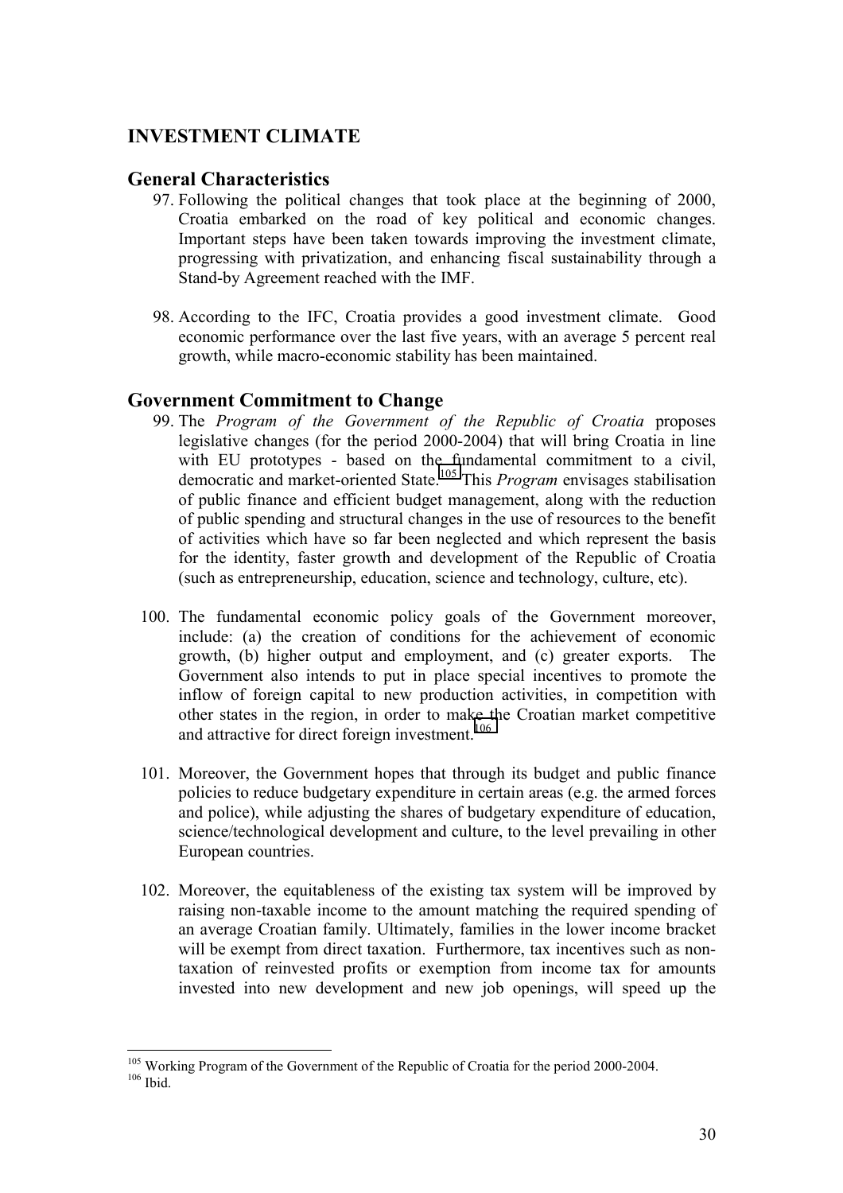## INVESTMENT CLIMATE

### General Characteristics

97. Following the political changes that took place at the beginning of 2000, Croatia embarked on the road of key political and economic changes. Important steps have been taken towards improving the investment climate, progressing with privatization, and enhancing fiscal sustainability through a Stand-by Agreement reached with the IMF.

98. According to the IFC, Croatia provides a good investment climate. Good economic performance over the last five years, with an average 5 percent real growth, while macro-economic stability has been maintained.

### Government Commitment to Change

99. The *Program of the Government of the Republic of Croatia* proposes legislative changes (for the period 2000-2004) that will bring Croatia in line with EU prototypes - based on the fundamental commitment to a civil, democratic and market-oriented State.[105] This *Program* envisages stabilisation of public finance and efficient budget management, along with the reduction of public spending and structural changes in the use of resources to the benefit of activities which have so far been neglected and which represent the basis for the identity, faster growth and development of the Republic of Croatia (such as entrepreneurship, education, science and technology, culture, etc).

100. The fundamental economic policy goals of the Government moreover, include: (a) the creation of conditions for the achievement of economic growth, (b) higher output and employment, and (c) greater exports. The Government also intends to put in place special incentives to promote the inflow of foreign capital to new production activities, in competition with other states in the region, in order to make the Croatian market competitive and attractive for direct foreign investment.[106]

101. Moreover, the Government hopes that through its budget and public finance policies to reduce budgetary expenditure in certain areas (e.g. the armed forces and police), while adjusting the shares of budgetary expenditure of education, science/technological development and culture, to the level prevailing in other European countries.

102. Moreover, the equitableness of the existing tax system will be improved by raising non-taxable income to the amount matching the required spending of an average Croatian family. Ultimately, families in the lower income bracket will be exempt from direct taxation. Furthermore, tax incentives such as non-taxation of reinvested profits or exemption from income tax for amounts invested into new development and new job openings, will speed up the

---

[105] Working Program of the Government of the Republic of Croatia for the period 2000-2004.

[106] Ibid.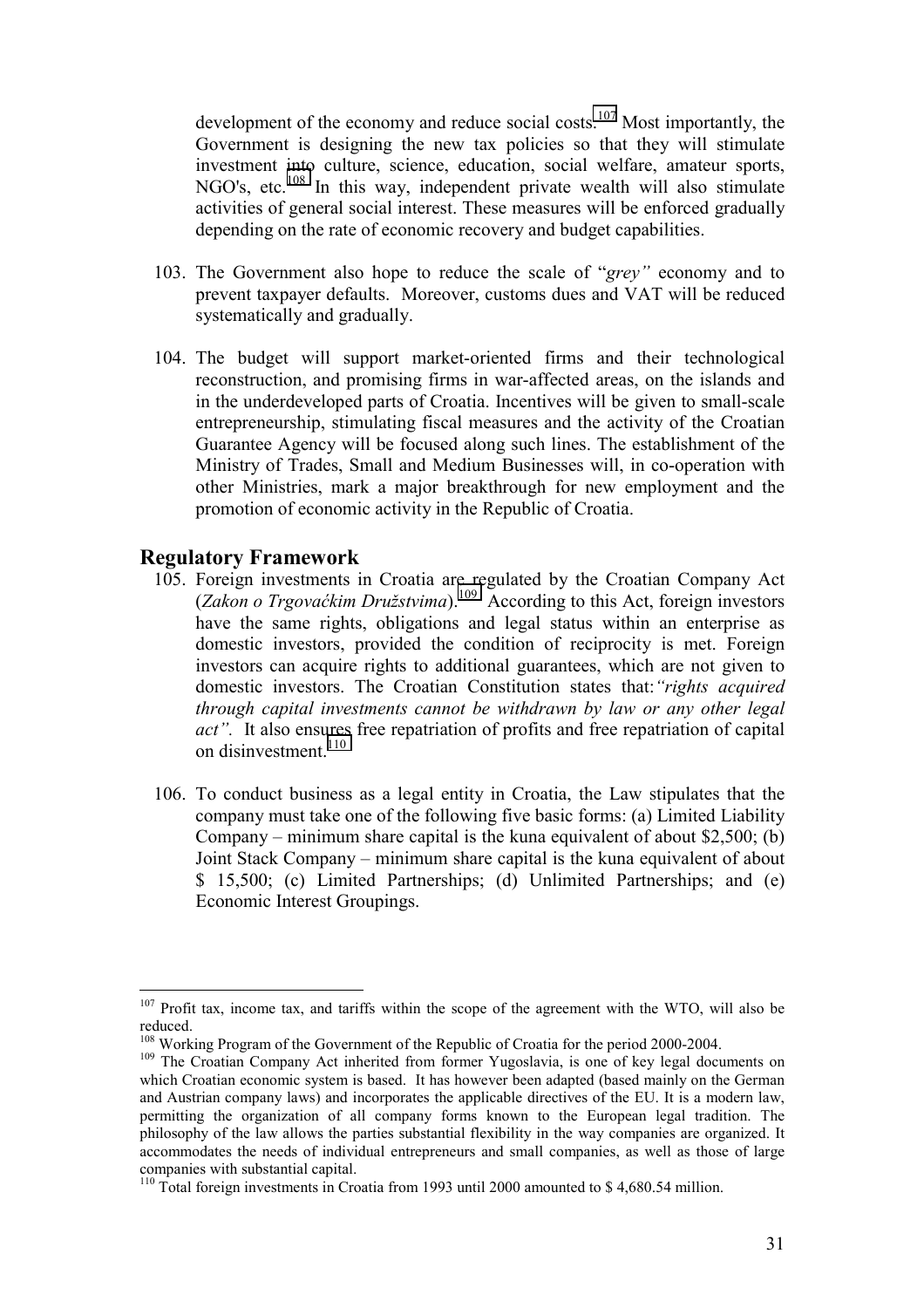development of the economy and reduce social costs.[107] Most importantly, the Government is designing the new tax policies so that they will stimulate investment into culture, science, education, social welfare, amateur sports, NGO's, etc.[108] In this way, independent private wealth will also stimulate activities of general social interest. These measures will be enforced gradually depending on the rate of economic recovery and budget capabilities.

103. The Government also hope to reduce the scale of "*grey"* economy and to prevent taxpayer defaults. Moreover, customs dues and VAT will be reduced systematically and gradually.

104. The budget will support market-oriented firms and their technological reconstruction, and promising firms in war-affected areas, on the islands and in the underdeveloped parts of Croatia. Incentives will be given to small-scale entrepreneurship, stimulating fiscal measures and the activity of the Croatian Guarantee Agency will be focused along such lines. The establishment of the Ministry of Trades, Small and Medium Businesses will, in co-operation with other Ministries, mark a major breakthrough for new employment and the promotion of economic activity in the Republic of Croatia.

## Regulatory Framework

105. Foreign investments in Croatia are regulated by the Croatian Company Act (*Zakon o Trgovaćkim Družstvima*).[109] According to this Act, foreign investors have the same rights, obligations and legal status within an enterprise as domestic investors, provided the condition of reciprocity is met. Foreign investors can acquire rights to additional guarantees, which are not given to domestic investors. The Croatian Constitution states that: *"rights acquired through capital investments cannot be withdrawn by law or any other legal act".* It also ensures free repatriation of profits and free repatriation of capital on disinvestment.[110]

106. To conduct business as a legal entity in Croatia, the Law stipulates that the company must take one of the following five basic forms: (a) Limited Liability Company – minimum share capital is the kuna equivalent of about $2,500; (b) Joint Stock Company – minimum share capital is the kuna equivalent of about $ 15,500; (c) Limited Partnerships; (d) Unlimited Partnerships; and (e) Economic Interest Groupings.

---

[107] Profit tax, income tax, and tariffs within the scope of the agreement with the WTO, will also be reduced.

[108] Working Program of the Government of the Republic of Croatia for the period 2000-2004.

[109] The Croatian Company Act inherited from former Yugoslavia, is one of key legal documents on which Croatian economic system is based. It has however been adapted (based mainly on the German and Austrian company laws) and incorporates the applicable directives of the EU. It is a modern law, permitting the organization of all company forms known to the European legal tradition. The philosophy of the law allows the parties substantial flexibility in the way companies are organized. It accommodates the needs of individual entrepreneurs and small companies, as well as those of large companies with substantial capital.

[110] Total foreign investments in Croatia from 1993 until 2000 amounted to $ 4,680.54 million.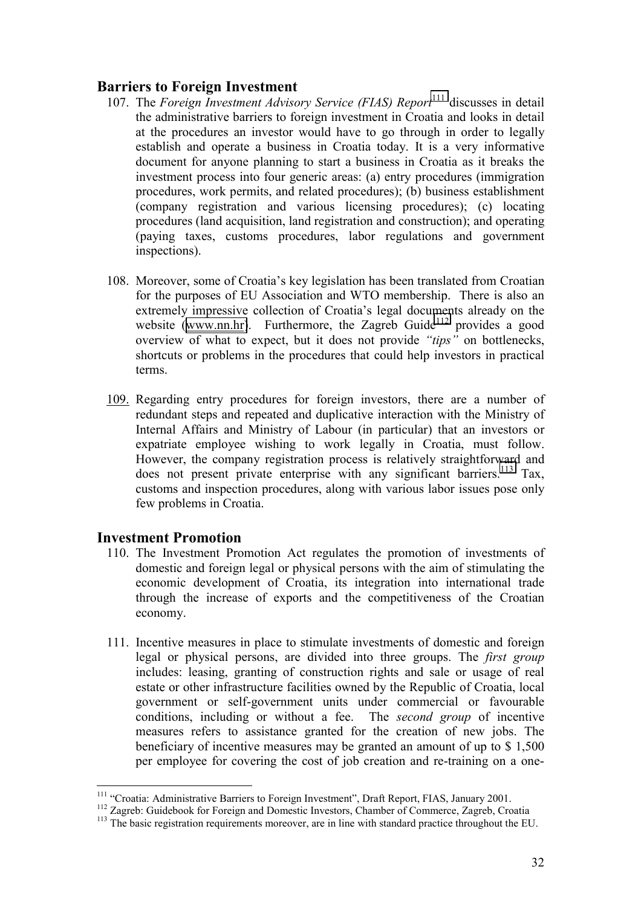## Barriers to Foreign Investment

107. The *Foreign Investment Advisory Service (FIAS) Report*[111] discusses in detail the administrative barriers to foreign investment in Croatia and looks in detail at the procedures an investor would have to go through in order to legally establish and operate a business in Croatia today. It is a very informative document for anyone planning to start a business in Croatia as it breaks the investment process into four generic areas: (a) entry procedures (immigration procedures, work permits, and related procedures); (b) business establishment (company registration and various licensing procedures); (c) locating procedures (land acquisition, land registration and construction); and operating (paying taxes, customs procedures, labor regulations and government inspections).

108. Moreover, some of Croatia's key legislation has been translated from Croatian for the purposes of EU Association and WTO membership. There is also an extremely impressive collection of Croatia's legal documents already on the website (www.nn.hr). Furthermore, the Zagreb Guide[112] provides a good overview of what to expect, but it does not provide *"tips"* on bottlenecks, shortcuts or problems in the procedures that could help investors in practical terms.

109. Regarding entry procedures for foreign investors, there are a number of redundant steps and repeated and duplicative interaction with the Ministry of Internal Affairs and Ministry of Labour (in particular) that an investors or expatriate employee wishing to work legally in Croatia, must follow. However, the company registration process is relatively straightforward and does not present private enterprise with any significant barriers.[113] Tax, customs and inspection procedures, along with various labor issues pose only few problems in Croatia.

## Investment Promotion

110. The Investment Promotion Act regulates the promotion of investments of domestic and foreign legal or physical persons with the aim of stimulating the economic development of Croatia, its integration into international trade through the increase of exports and the competitiveness of the Croatian economy.

111. Incentive measures in place to stimulate investments of domestic and foreign legal or physical persons, are divided into three groups. The *first group* includes: leasing, granting of construction rights and sale or usage of real estate or other infrastructure facilities owned by the Republic of Croatia, local government or self-government units under commercial or favourable conditions, including or without a fee. The *second group* of incentive measures refers to assistance granted for the creation of new jobs. The beneficiary of incentive measures may be granted an amount of up to $ 1,500 per employee for covering the cost of job creation and re-training on a one-

---

[111] "Croatia: Administrative Barriers to Foreign Investment", Draft Report, FIAS, January 2001.

[112] Zagreb: Guidebook for Foreign and Domestic Investors, Chamber of Commerce, Zagreb, Croatia

[113] The basic registration requirements moreover, are in line with standard practice throughout the EU.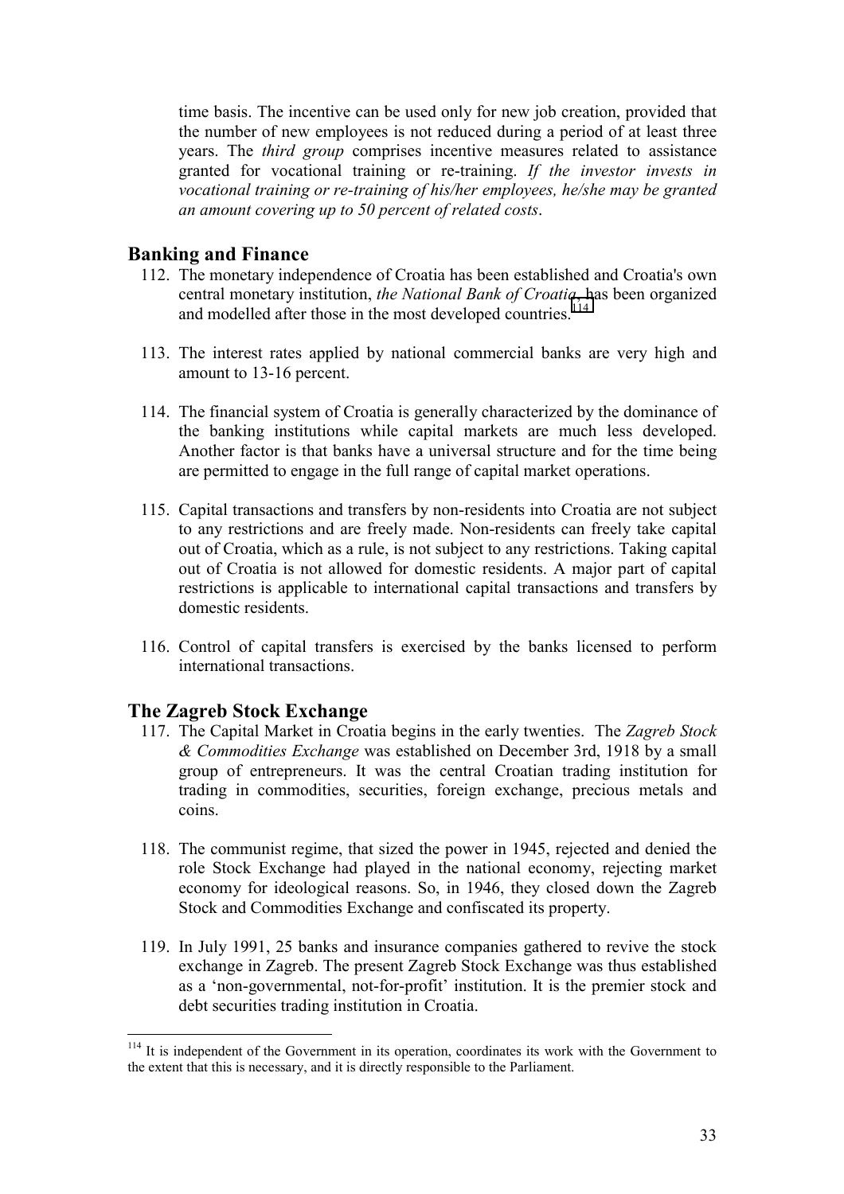time basis. The incentive can be used only for new job creation, provided that the number of new employees is not reduced during a period of at least three years. The *third group* comprises incentive measures related to assistance granted for vocational training or re-training. *If the investor invests in vocational training or re-training of his/her employees, he/she may be granted an amount covering up to 50 percent of related costs*.

## Banking and Finance

112. The monetary independence of Croatia has been established and Croatia's own central monetary institution, *the National Bank of Croatia*, has been organized and modelled after those in the most developed countries.[114]

113. The interest rates applied by national commercial banks are very high and amount to 13-16 percent.

114. The financial system of Croatia is generally characterized by the dominance of the banking institutions while capital markets are much less developed. Another factor is that banks have a universal structure and for the time being are permitted to engage in the full range of capital market operations.

115. Capital transactions and transfers by non-residents into Croatia are not subject to any restrictions and are freely made. Non-residents can freely take capital out of Croatia, which as a rule, is not subject to any restrictions. Taking capital out of Croatia is not allowed for domestic residents. A major part of capital restrictions is applicable to international capital transactions and transfers by domestic residents.

116. Control of capital transfers is exercised by the banks licensed to perform international transactions.

## The Zagreb Stock Exchange

117. The Capital Market in Croatia begins in the early twenties. The *Zagreb Stock & Commodities Exchange* was established on December 3rd, 1918 by a small group of entrepreneurs. It was the central Croatian trading institution for trading in commodities, securities, foreign exchange, precious metals and coins.

118. The communist regime, that sized the power in 1945, rejected and denied the role Stock Exchange had played in the national economy, rejecting market economy for ideological reasons. So, in 1946, they closed down the Zagreb Stock and Commodities Exchange and confiscated its property.

119. In July 1991, 25 banks and insurance companies gathered to revive the stock exchange in Zagreb. The present Zagreb Stock Exchange was thus established as a 'non-governmental, not-for-profit' institution. It is the premier stock and debt securities trading institution in Croatia.

---

[114] It is independent of the Government in its operation, coordinates its work with the Government to the extent that this is necessary, and it is directly responsible to the Parliament.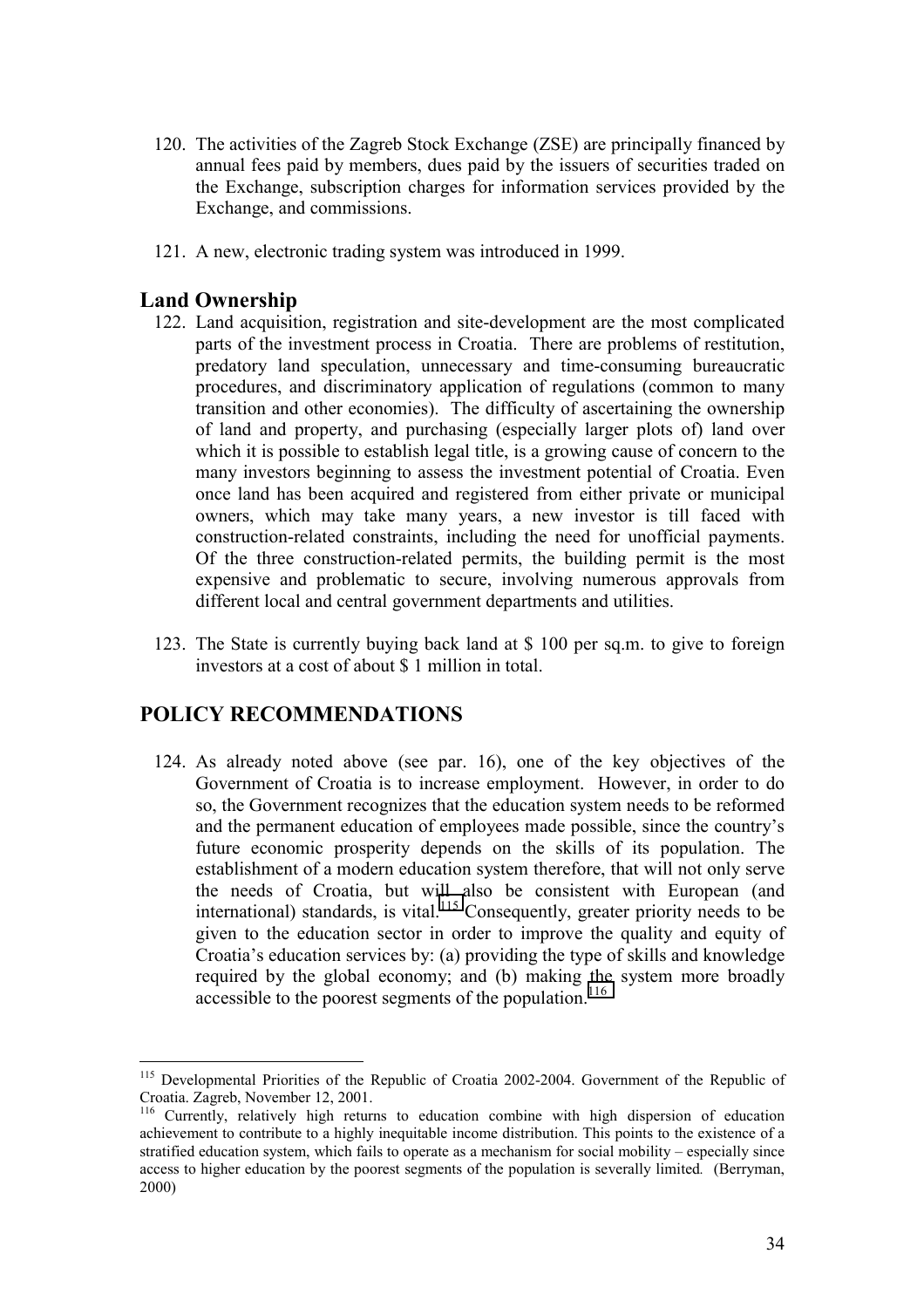120. The activities of the Zagreb Stock Exchange (ZSE) are principally financed by annual fees paid by members, dues paid by the issuers of securities traded on the Exchange, subscription charges for information services provided by the Exchange, and commissions.

121. A new, electronic trading system was introduced in 1999.

## Land Ownership

122. Land acquisition, registration and site-development are the most complicated parts of the investment process in Croatia. There are problems of restitution, predatory land speculation, unnecessary and time-consuming bureaucratic procedures, and discriminatory application of regulations (common to many transition and other economies). The difficulty of ascertaining the ownership of land and property, and purchasing (especially larger plots of) land over which it is possible to establish legal title, is a growing cause of concern to the many investors beginning to assess the investment potential of Croatia. Even once land has been acquired and registered from either private or municipal owners, which may take many years, a new investor is till faced with construction-related constraints, including the need for unofficial payments. Of the three construction-related permits, the building permit is the most expensive and problematic to secure, involving numerous approvals from different local and central government departments and utilities.

123. The State is currently buying back land at $ 100 per sq.m. to give to foreign investors at a cost of about $ 1 million in total.

## POLICY RECOMMENDATIONS

124. As already noted above (see par. 16), one of the key objectives of the Government of Croatia is to increase employment. However, in order to do so, the Government recognizes that the education system needs to be reformed and the permanent education of employees made possible, since the country's future economic prosperity depends on the skills of its population. The establishment of a modern education system therefore, that will not only serve the needs of Croatia, but will also be consistent with European (and international) standards, is vital.[115] Consequently, greater priority needs to be given to the education sector in order to improve the quality and equity of Croatia's education services by: (a) providing the type of skills and knowledge required by the global economy; and (b) making the system more broadly accessible to the poorest segments of the population.[116]

---

[115] Developmental Priorities of the Republic of Croatia 2002-2004. Government of the Republic of Croatia. Zagreb, November 12, 2001.

[116] Currently, relatively high returns to education combine with high dispersion of education achievement to contribute to a highly inequitable income distribution. This points to the existence of a stratified education system, which fails to operate as a mechanism for social mobility – especially since access to higher education by the poorest segments of the population is severally limited. (Berryman, 2000)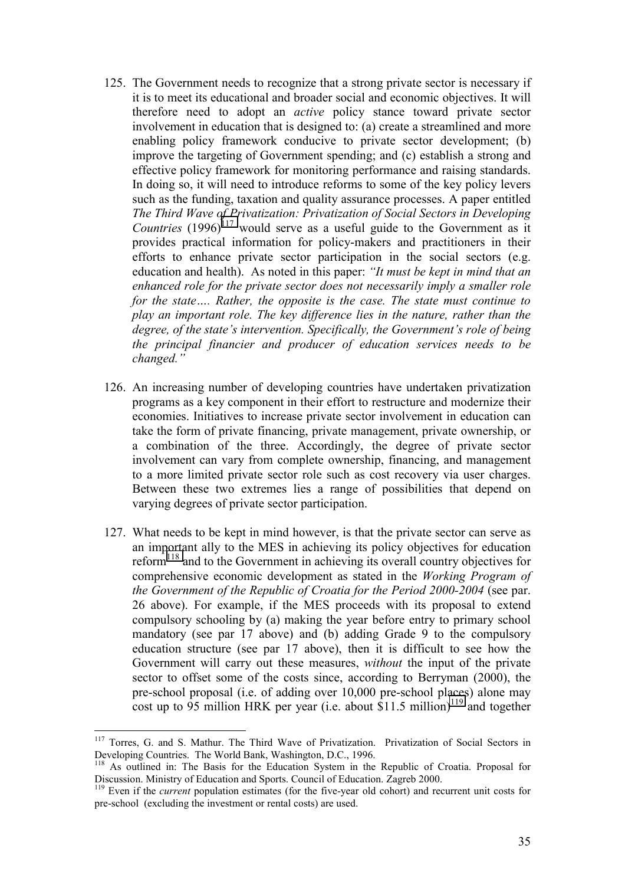125. The Government needs to recognize that a strong private sector is necessary if it is to meet its educational and broader social and economic objectives. It will therefore need to adopt an *active* policy stance toward private sector involvement in education that is designed to: (a) create a streamlined and more enabling policy framework conducive to private sector development; (b) improve the targeting of Government spending; and (c) establish a strong and effective policy framework for monitoring performance and raising standards. In doing so, it will need to introduce reforms to some of the key policy levers such as the funding, taxation and quality assurance processes. A paper entitled *The Third Wave of Privatization: Privatization of Social Sectors in Developing Countries* (1996)[117] would serve as a useful guide to the Government as it provides practical information for policy-makers and practitioners in their efforts to enhance private sector participation in the social sectors (e.g. education and health). As noted in this paper: *"It must be kept in mind that an enhanced role for the private sector does not necessarily imply a smaller role for the state…. Rather, the opposite is the case. The state must continue to play an important role. The key difference lies in the nature, rather than the degree, of the state's intervention. Specifically, the Government's role of being the principal financier and producer of education services needs to be changed."*

126. An increasing number of developing countries have undertaken privatization programs as a key component in their effort to restructure and modernize their economies. Initiatives to increase private sector involvement in education can take the form of private financing, private management, private ownership, or a combination of the three. Accordingly, the degree of private sector involvement can vary from complete ownership, financing, and management to a more limited private sector role such as cost recovery via user charges. Between these two extremes lies a range of possibilities that depend on varying degrees of private sector participation.

127. What needs to be kept in mind however, is that the private sector can serve as an important ally to the MES in achieving its policy objectives for education reform[118] and to the Government in achieving its overall country objectives for comprehensive economic development as stated in the *Working Program of the Government of the Republic of Croatia for the Period 2000-2004* (see par. 26 above). For example, if the MES proceeds with its proposal to extend compulsory schooling by (a) making the year before entry to primary school mandatory (see par 17 above) and (b) adding Grade 9 to the compulsory education structure (see par 17 above), then it is difficult to see how the Government will carry out these measures, *without* the input of the private sector to offset some of the costs since, according to Berryman (2000), the pre-school proposal (i.e. of adding over 10,000 pre-school places) alone may cost up to 95 million HRK per year (i.e. about $11.5 million)[119] and together

---

[117] Torres, G. and S. Mathur. The Third Wave of Privatization. Privatization of Social Sectors in Developing Countries. The World Bank, Washington, D.C., 1996.

[118] As outlined in: The Basis for the Education System in the Republic of Croatia. Proposal for Discussion. Ministry of Education and Sports. Council of Education. Zagreb 2000.

[119] Even if the *current* population estimates (for the five-year old cohort) and recurrent unit costs for pre-school (excluding the investment or rental costs) are used.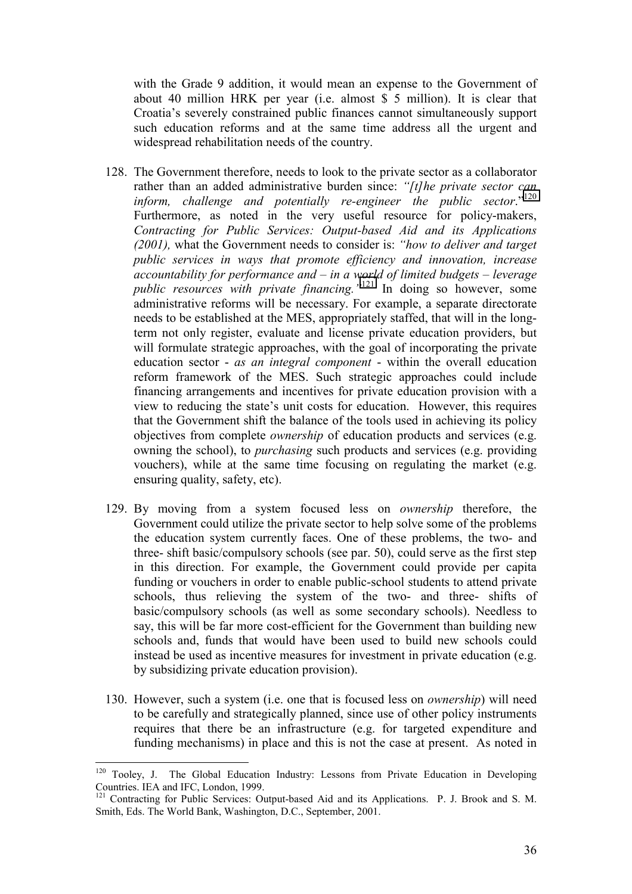with the Grade 9 addition, it would mean an expense to the Government of about 40 million HRK per year (i.e. almost $ 5 million). It is clear that Croatia's severely constrained public finances cannot simultaneously support such education reforms and at the same time address all the urgent and widespread rehabilitation needs of the country.

128. The Government therefore, needs to look to the private sector as a collaborator rather than an added administrative burden since: *"[t]he private sector can inform, challenge and potentially re-engineer the public sector."*[120] Furthermore, as noted in the very useful resource for policy-makers, *Contracting for Public Services: Output-based Aid and its Applications (2001),* what the Government needs to consider is: *"how to deliver and target public services in ways that promote efficiency and innovation, increase accountability for performance and – in a world of limited budgets – leverage public resources with private financing."*[121] In doing so however, some administrative reforms will be necessary. For example, a separate directorate needs to be established at the MES, appropriately staffed, that will in the long-term not only register, evaluate and license private education providers, but will formulate strategic approaches, with the goal of incorporating the private education sector - *as an integral component* - within the overall education reform framework of the MES. Such strategic approaches could include financing arrangements and incentives for private education provision with a view to reducing the state's unit costs for education. However, this requires that the Government shift the balance of the tools used in achieving its policy objectives from complete *ownership* of education products and services (e.g. owning the school), to *purchasing* such products and services (e.g. providing vouchers), while at the same time focusing on regulating the market (e.g. ensuring quality, safety, etc).

129. By moving from a system focused less on *ownership* therefore, the Government could utilize the private sector to help solve some of the problems the education system currently faces. One of these problems, the two- and three- shift basic/compulsory schools (see par. 50), could serve as the first step in this direction. For example, the Government could provide per capita funding or vouchers in order to enable public-school students to attend private schools, thus relieving the system of the two- and three- shifts of basic/compulsory schools (as well as some secondary schools). Needless to say, this will be far more cost-efficient for the Government than building new schools and, funds that would have been used to build new schools could instead be used as incentive measures for investment in private education (e.g. by subsidizing private education provision).

130. However, such a system (i.e. one that is focused less on *ownership*) will need to be carefully and strategically planned, since use of other policy instruments requires that there be an infrastructure (e.g. for targeted expenditure and funding mechanisms) in place and this is not the case at present. As noted in

---

[120] Tooley, J. The Global Education Industry: Lessons from Private Education in Developing Countries. IEA and IFC, London, 1999.

[121] Contracting for Public Services: Output-based Aid and its Applications. P. J. Brook and S. M. Smith, Eds. The World Bank, Washington, D.C., September, 2001.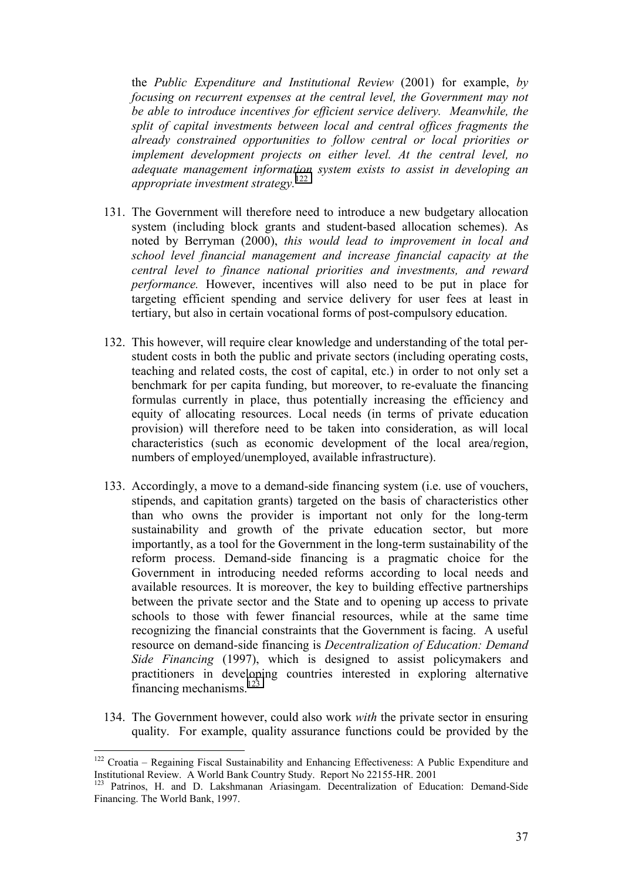the *Public Expenditure and Institutional Review* (2001) for example, *by focusing on recurrent expenses at the central level, the Government may not be able to introduce incentives for efficient service delivery. Meanwhile, the split of capital investments between local and central offices fragments the already constrained opportunities to follow central or local priorities or implement development projects on either level. At the central level, no adequate management information system exists to assist in developing an appropriate investment strategy.*[122]

131. The Government will therefore need to introduce a new budgetary allocation system (including block grants and student-based allocation schemes). As noted by Berryman (2000), *this would lead to improvement in local and school level financial management and increase financial capacity at the central level to finance national priorities and investments, and reward performance.* However, incentives will also need to be put in place for targeting efficient spending and service delivery for user fees at least in tertiary, but also in certain vocational forms of post-compulsory education.

132. This however, will require clear knowledge and understanding of the total per-student costs in both the public and private sectors (including operating costs, teaching and related costs, the cost of capital, etc.) in order to not only set a benchmark for per capita funding, but moreover, to re-evaluate the financing formulas currently in place, thus potentially increasing the efficiency and equity of allocating resources. Local needs (in terms of private education provision) will therefore need to be taken into consideration, as will local characteristics (such as economic development of the local area/region, numbers of employed/unemployed, available infrastructure).

133. Accordingly, a move to a demand-side financing system (i.e. use of vouchers, stipends, and capitation grants) targeted on the basis of characteristics other than who owns the provider is important not only for the long-term sustainability and growth of the private education sector, but more importantly, as a tool for the Government in the long-term sustainability of the reform process. Demand-side financing is a pragmatic choice for the Government in introducing needed reforms according to local needs and available resources. It is moreover, the key to building effective partnerships between the private sector and the State and to opening up access to private schools to those with fewer financial resources, while at the same time recognizing the financial constraints that the Government is facing. A useful resource on demand-side financing is *Decentralization of Education: Demand Side Financing* (1997), which is designed to assist policymakers and practitioners in developing countries interested in exploring alternative financing mechanisms.[123]

134. The Government however, could also work *with* the private sector in ensuring quality. For example, quality assurance functions could be provided by the

---

[122] Croatia – Regaining Fiscal Sustainability and Enhancing Effectiveness: A Public Expenditure and Institutional Review. A World Bank Country Study. Report No 22155-HR. 2001

[123] Patrinos, H. and D. Lakshmanan Ariasingam. Decentralization of Education: Demand-Side Financing. The World Bank, 1997.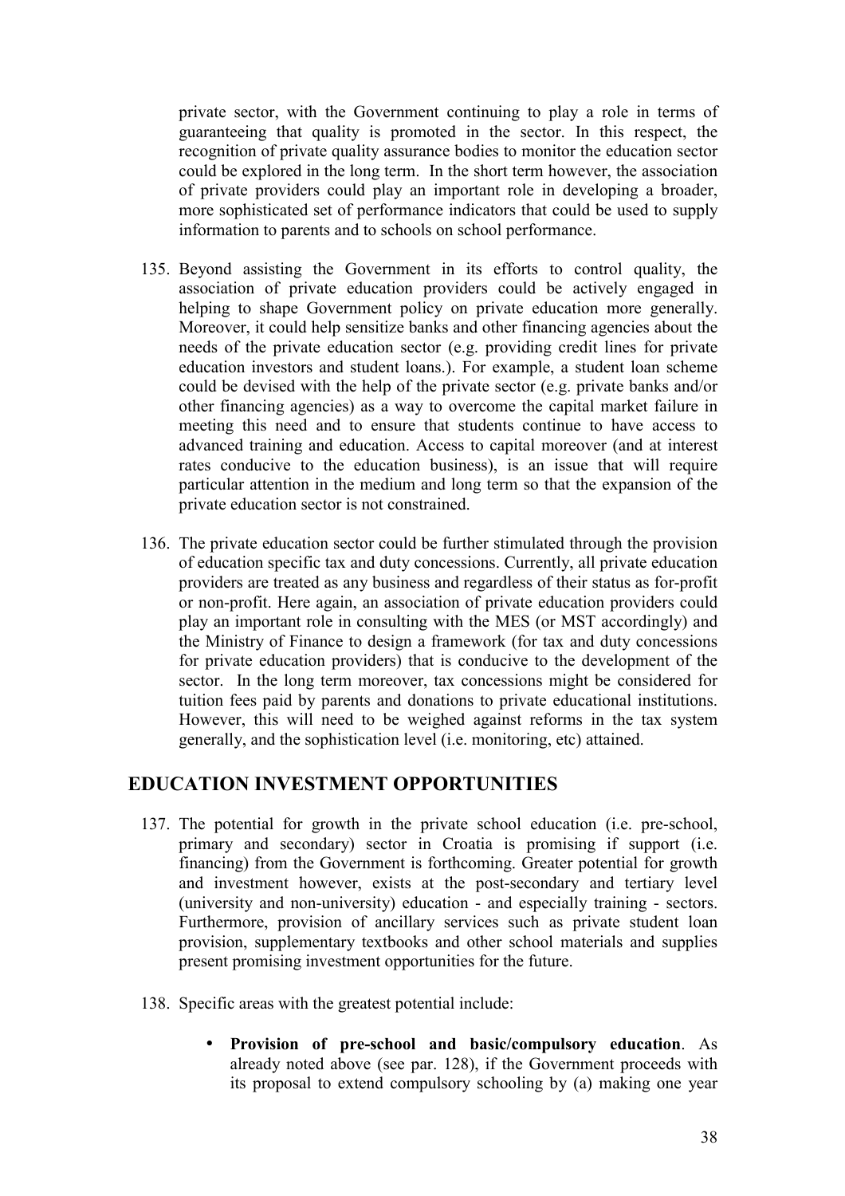private sector, with the Government continuing to play a role in terms of guaranteeing that quality is promoted in the sector. In this respect, the recognition of private quality assurance bodies to monitor the education sector could be explored in the long term. In the short term however, the association of private providers could play an important role in developing a broader, more sophisticated set of performance indicators that could be used to supply information to parents and to schools on school performance.

135. Beyond assisting the Government in its efforts to control quality, the association of private education providers could be actively engaged in helping to shape Government policy on private education more generally. Moreover, it could help sensitize banks and other financing agencies about the needs of the private education sector (e.g. providing credit lines for private education investors and student loans.). For example, a student loan scheme could be devised with the help of the private sector (e.g. private banks and/or other financing agencies) as a way to overcome the capital market failure in meeting this need and to ensure that students continue to have access to advanced training and education. Access to capital moreover (and at interest rates conducive to the education business), is an issue that will require particular attention in the medium and long term so that the expansion of the private education sector is not constrained.

136. The private education sector could be further stimulated through the provision of education specific tax and duty concessions. Currently, all private education providers are treated as any business and regardless of their status as for-profit or non-profit. Here again, an association of private education providers could play an important role in consulting with the MES (or MST accordingly) and the Ministry of Finance to design a framework (for tax and duty concessions for private education providers) that is conducive to the development of the sector. In the long term moreover, tax concessions might be considered for tuition fees paid by parents and donations to private educational institutions. However, this will need to be weighed against reforms in the tax system generally, and the sophistication level (i.e. monitoring, etc) attained.

## EDUCATION INVESTMENT OPPORTUNITIES

137. The potential for growth in the private school education (i.e. pre-school, primary and secondary) sector in Croatia is promising if support (i.e. financing) from the Government is forthcoming. Greater potential for growth and investment however, exists at the post-secondary and tertiary level (university and non-university) education - and especially training - sectors. Furthermore, provision of ancillary services such as private student loan provision, supplementary textbooks and other school materials and supplies present promising investment opportunities for the future.

138. Specific areas with the greatest potential include:

- **Provision of pre-school and basic/compulsory education**. As already noted above (see par. 128), if the Government proceeds with its proposal to extend compulsory schooling by (a) making one year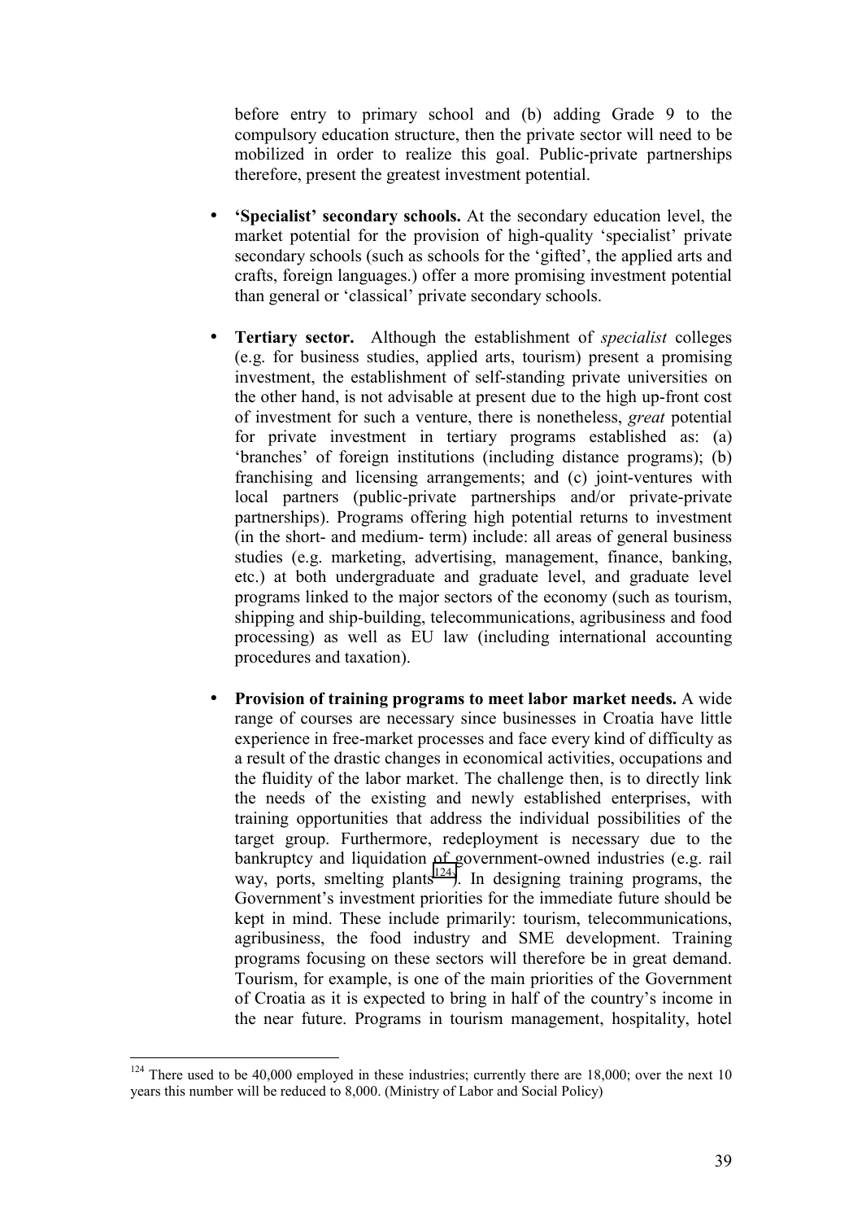before entry to primary school and (b) adding Grade 9 to the compulsory education structure, then the private sector will need to be mobilized in order to realize this goal. Public-private partnerships therefore, present the greatest investment potential.

- **'Specialist' secondary schools.** At the secondary education level, the market potential for the provision of high-quality 'specialist' private secondary schools (such as schools for the 'gifted', the applied arts and crafts, foreign languages.) offer a more promising investment potential than general or 'classical' private secondary schools.

- **Tertiary sector.** Although the establishment of *specialist* colleges (e.g. for business studies, applied arts, tourism) present a promising investment, the establishment of self-standing private universities on the other hand, is not advisable at present due to the high up-front cost of investment for such a venture, there is nonetheless, *great* potential for private investment in tertiary programs established as: (a) 'branches' of foreign institutions (including distance programs); (b) franchising and licensing arrangements; and (c) joint-ventures with local partners (public-private partnerships and/or private-private partnerships). Programs offering high potential returns to investment (in the short- and medium- term) include: all areas of general business studies (e.g. marketing, advertising, management, finance, banking, etc.) at both undergraduate and graduate level, and graduate level programs linked to the major sectors of the economy (such as tourism, shipping and ship-building, telecommunications, agribusiness and food processing) as well as EU law (including international accounting procedures and taxation).

- **Provision of training programs to meet labor market needs.** A wide range of courses are necessary since businesses in Croatia have little experience in free-market processes and face every kind of difficulty as a result of the drastic changes in economical activities, occupations and the fluidity of the labor market. The challenge then, is to directly link the needs of the existing and newly established enterprises, with training opportunities that address the individual possibilities of the target group. Furthermore, redeployment is necessary due to the bankruptcy and liquidation of government-owned industries (e.g. rail way, ports, smelting plants[124]). In designing training programs, the Government's investment priorities for the immediate future should be kept in mind. These include primarily: tourism, telecommunications, agribusiness, the food industry and SME development. Training programs focusing on these sectors will therefore be in great demand. Tourism, for example, is one of the main priorities of the Government of Croatia as it is expected to bring in half of the country's income in the near future. Programs in tourism management, hospitality, hotel

---

[124] There used to be 40,000 employed in these industries; currently there are 18,000; over the next 10 years this number will be reduced to 8,000. (Ministry of Labor and Social Policy)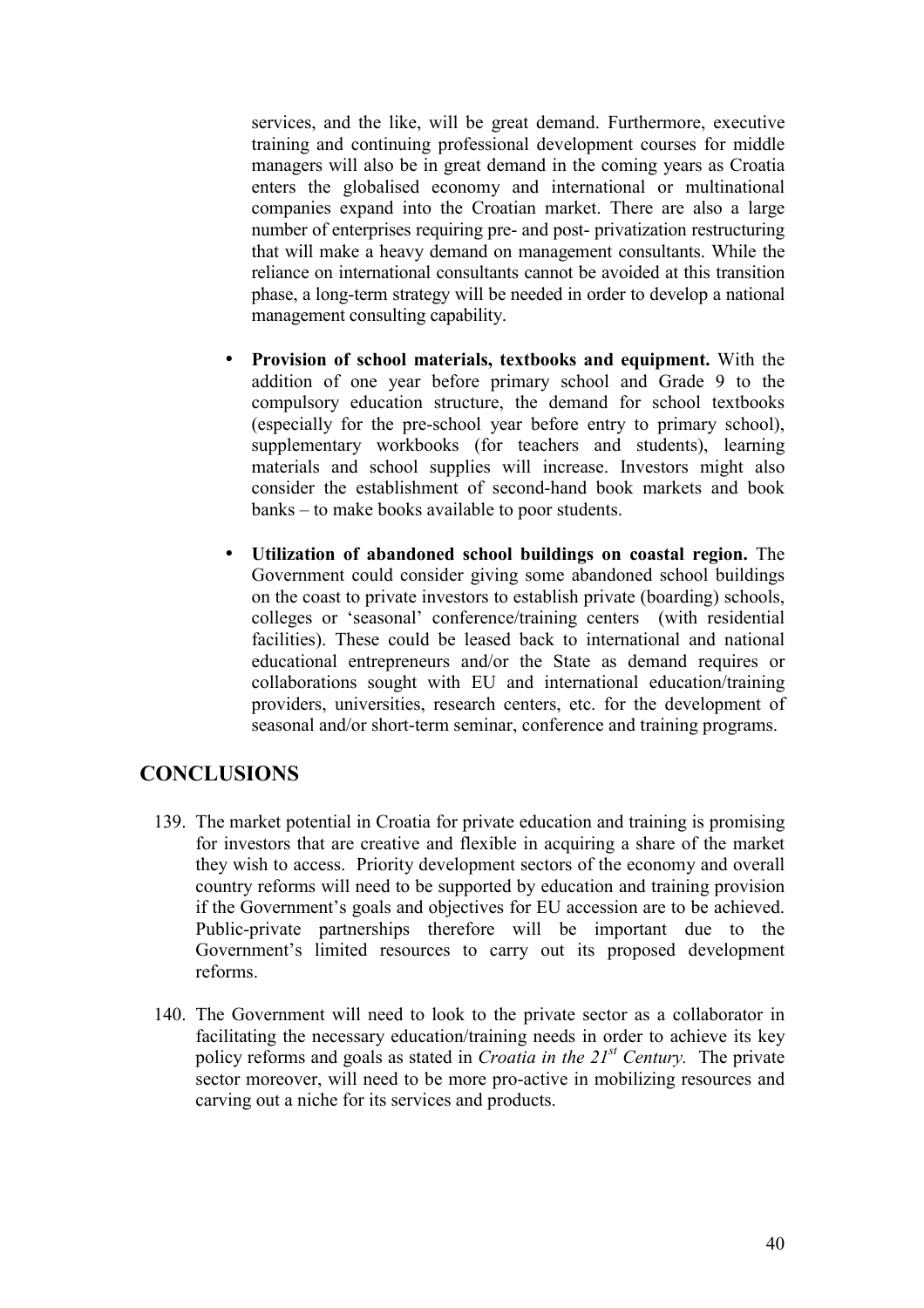services, and the like, will be great demand. Furthermore, executive training and continuing professional development courses for middle managers will also be in great demand in the coming years as Croatia enters the globalised economy and international or multinational companies expand into the Croatian market. There are also a large number of enterprises requiring pre- and post- privatization restructuring that will make a heavy demand on management consultants. While the reliance on international consultants cannot be avoided at this transition phase, a long-term strategy will be needed in order to develop a national management consulting capability.

- **Provision of school materials, textbooks and equipment.** With the addition of one year before primary school and Grade 9 to the compulsory education structure, the demand for school textbooks (especially for the pre-school year before entry to primary school), supplementary workbooks (for teachers and students), learning materials and school supplies will increase. Investors might also consider the establishment of second-hand book markets and book banks – to make books available to poor students.

- **Utilization of abandoned school buildings on coastal region.** The Government could consider giving some abandoned school buildings on the coast to private investors to establish private (boarding) schools, colleges or 'seasonal' conference/training centers (with residential facilities). These could be leased back to international and national educational entrepreneurs and/or the State as demand requires or collaborations sought with EU and international education/training providers, universities, research centers, etc. for the development of seasonal and/or short-term seminar, conference and training programs.

## CONCLUSIONS

139. The market potential in Croatia for private education and training is promising for investors that are creative and flexible in acquiring a share of the market they wish to access. Priority development sectors of the economy and overall country reforms will need to be supported by education and training provision if the Government's goals and objectives for EU accession are to be achieved. Public-private partnerships therefore will be important due to the Government's limited resources to carry out its proposed development reforms.

140. The Government will need to look to the private sector as a collaborator in facilitating the necessary education/training needs in order to achieve its key policy reforms and goals as stated in *Croatia in the 21st Century.* The private sector moreover, will need to be more pro-active in mobilizing resources and carving out a niche for its services and products.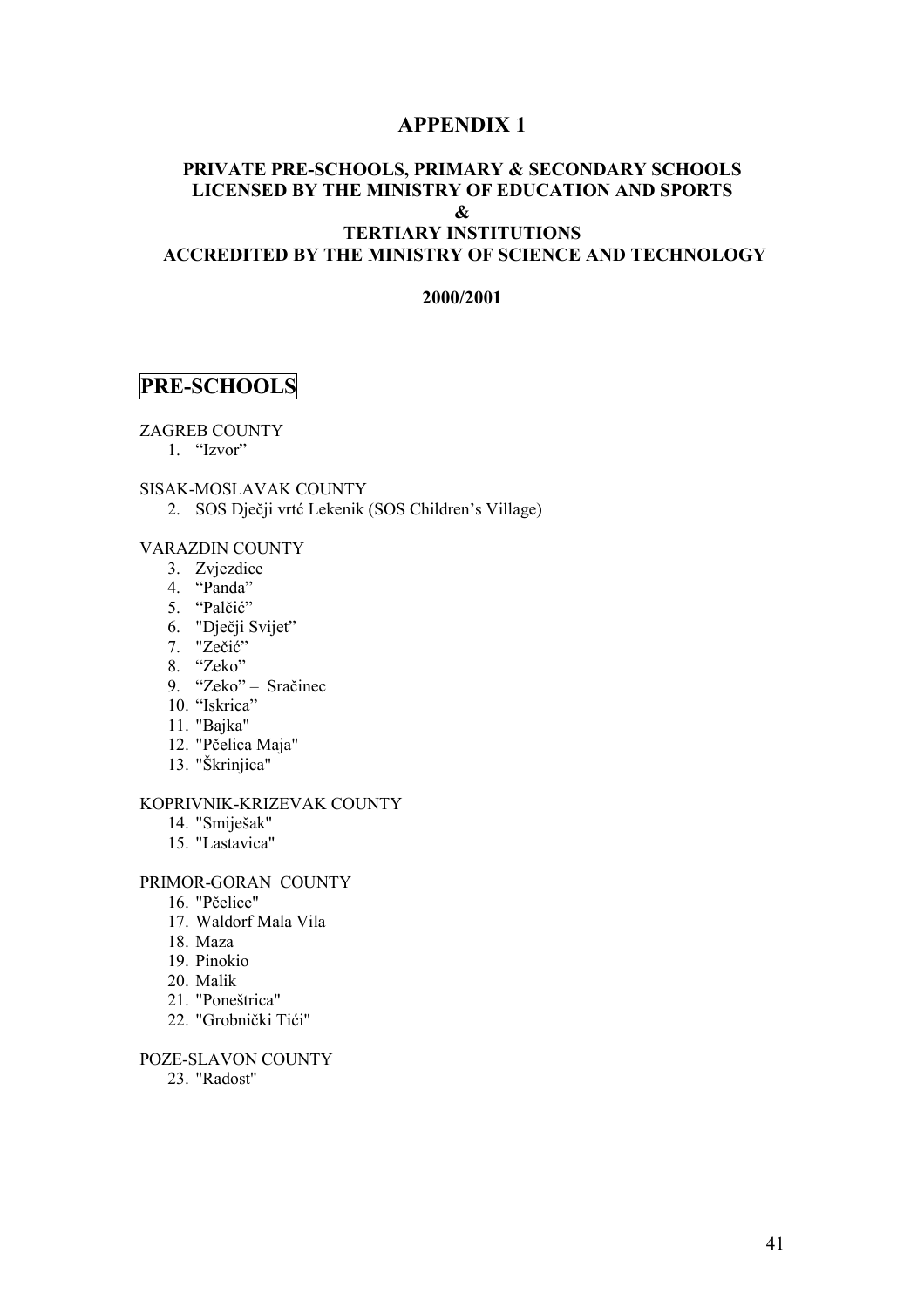# APPENDIX 1

### PRIVATE PRE-SCHOOLS, PRIMARY & SECONDARY SCHOOLS LICENSED BY THE MINISTRY OF EDUCATION AND SPORTS & TERTIARY INSTITUTIONS ACCREDITED BY THE MINISTRY OF SCIENCE AND TECHNOLOGY

**2000/2001**

## PRE-SCHOOLS

ZAGREB COUNTY

1. “Izvor”

SISAK-MOSLAVAK COUNTY

2. SOS Dječji vrtć Lekenik (SOS Children’s Village)

VARAZDIN COUNTY

3. Zvjezdice
4. “Panda”
5. “Palčić”
6. "Dječji Svijet”
7. "Zečić”
8. “Zeko”
9. “Zeko” – Sračinec
10. “Iskrica”
11. "Bajka"
12. "Pčelica Maja"
13. "Škrinjica"

KOPRIVNIK-KRIZEVAK COUNTY

14. "Smiješak"
15. "Lastavica"

PRIMOR-GORAN COUNTY

16. "Pčelice"
17. Waldorf Mala Vila
18. Maza
19. Pinokio
20. Malik
21. "Poneštrica"
22. "Grobnički Tići"

POZE-SLAVON COUNTY

23. "Radost"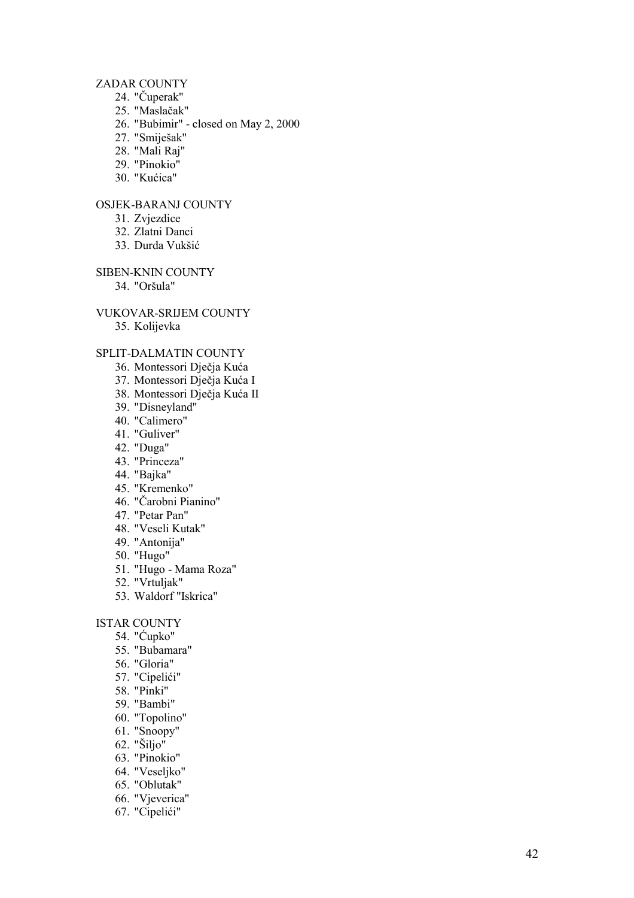ZADAR COUNTY

24. "Čuperak"
25. "Maslačak"
26. "Bubimir" - closed on May 2, 2000
27. "Smiješak"
28. "Mali Raj"
29. "Pinokio"
30. "Kućica"

OSJEK-BARANJ COUNTY

31. Zvjezdice
32. Zlatni Danci
33. Durda Vukšić

SIBEN-KNIN COUNTY

34. "Oršula"

VUKOVAR-SRIJEM COUNTY

35. Kolijevka

SPLIT-DALMATIN COUNTY

36. Montessori Dječja Kuća
37. Montessori Dječja Kuća I
38. Montessori Dječja Kuća II
39. "Disneyland"
40. "Calimero"
41. "Guliver"
42. "Duga"
43. "Princeza"
44. "Bajka"
45. "Kremenko"
46. "Čarobni Pianino"
47. "Petar Pan"
48. "Veseli Kutak"
49. "Antonija"
50. "Hugo"
51. "Hugo - Mama Roza"
52. "Vrtuljak"
53. Waldorf "Iskrica"

ISTAR COUNTY

54. "Ćupko"
55. "Bubamara"
56. "Gloria"
57. "Cipelići"
58. "Pinki"
59. "Bambi"
60. "Topolino"
61. "Snoopy"
62. "Šiljo"
63. "Pinokio"
64. "Veseljko"
65. "Oblutak"
66. "Vjeverica"
67. "Cipelići"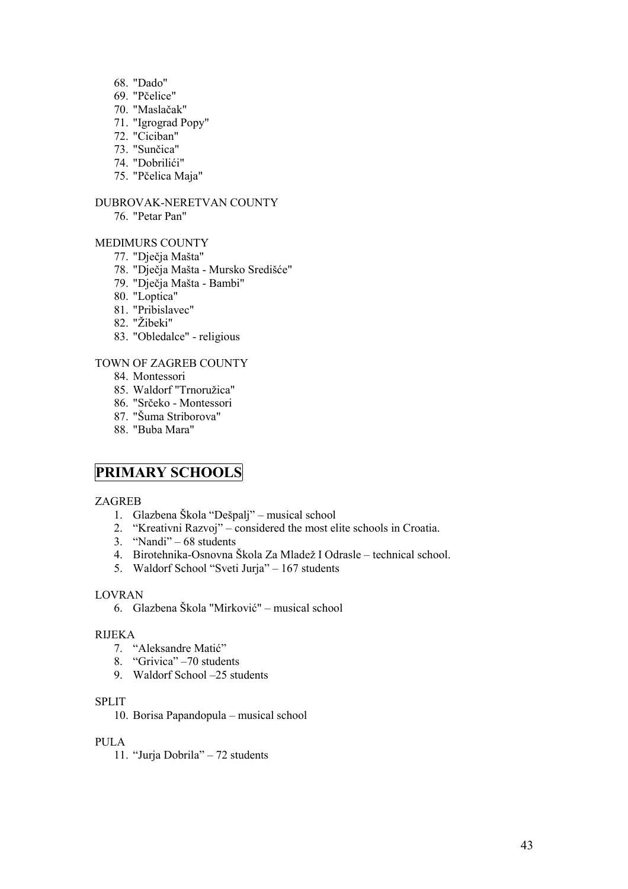68. "Dado"
69. "Pčelice"
70. "Maslačak"
71. "Igrograd Popy"
72. "Ciciban"
73. "Sunčica"
74. "Dobrilići"
75. "Pčelica Maja"

DUBROVAK-NERETVAN COUNTY

76. "Petar Pan"

MEDIMURS COUNTY

77. "Dječja Mašta"
78. "Dječja Mašta - Mursko Središće"
79. "Dječja Mašta - Bambi"
80. "Loptica"
81. "Pribislavec"
82. "Žibeki"
83. "Obledalce" - religious

TOWN OF ZAGREB COUNTY

84. Montessori
85. Waldorf "Trnoružica"
86. "Srčeko - Montessori
87. "Šuma Striborova"
88. "Buba Mara"

## PRIMARY SCHOOLS

ZAGREB

1. Glazbena Škola "Dešpalj" – musical school
2. "Kreativni Razvoj" – considered the most elite schools in Croatia.
3. "Nandi" – 68 students
4. Birotehnika-Osnovna Škola Za Mladež I Odrasle – technical school.
5. Waldorf School "Sveti Jurja" – 167 students

LOVRAN

6. Glazbena Škola "Mirković" – musical school

RIJEKA

7. "Aleksandre Matić"
8. "Grivica" –70 students
9. Waldorf School –25 students

SPLIT

10. Borisa Papandopula – musical school

PULA

11. "Jurja Dobrila" – 72 students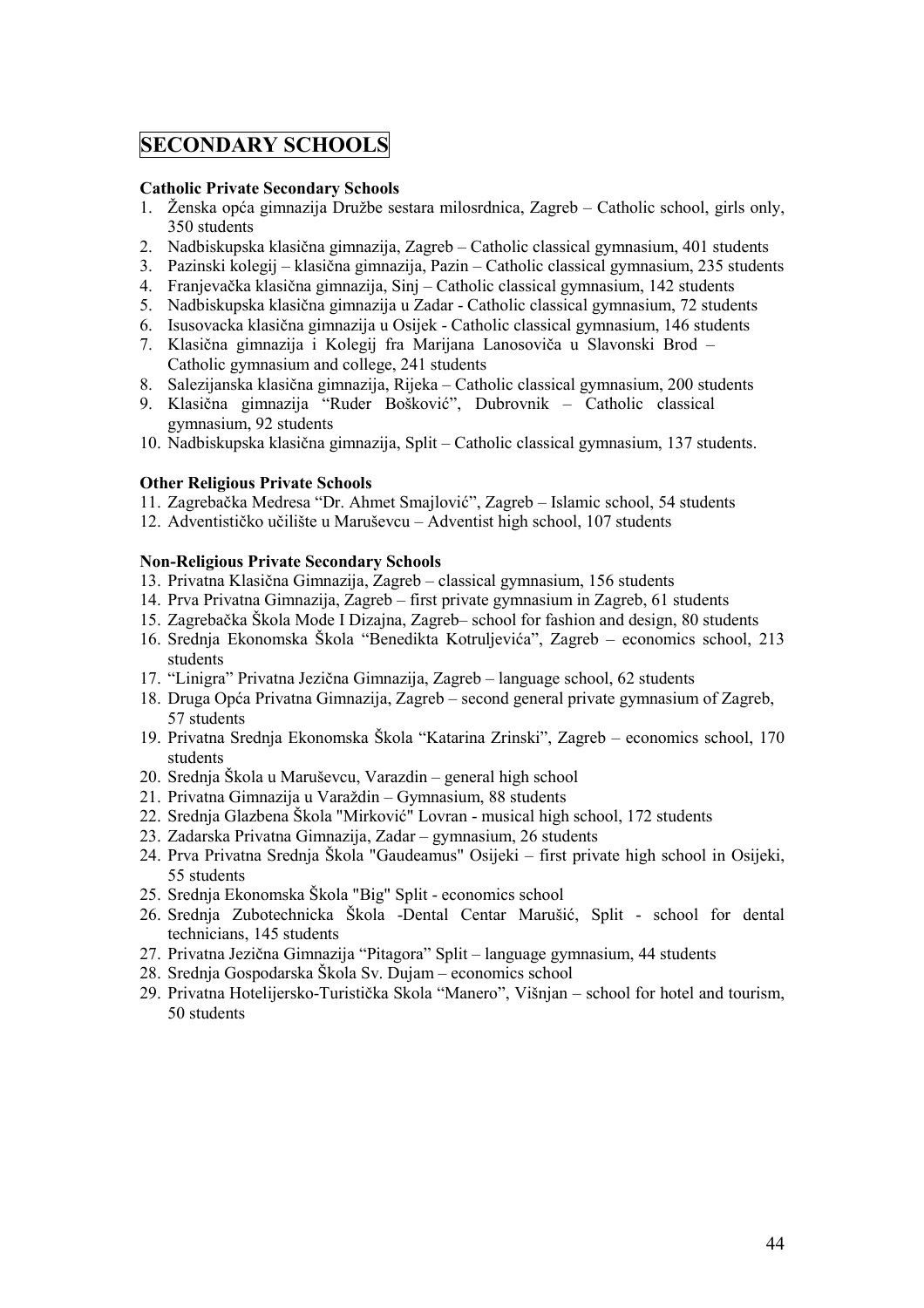# SECONDARY SCHOOLS

**Catholic Private Secondary Schools**

1. Ženska opća gimnazija Družbe sestara milosrdnica, Zagreb – Catholic school, girls only, 350 students
2. Nadbiskupska klasična gimnazija, Zagreb – Catholic classical gymnasium, 401 students
3. Pazinski kolegij – klasična gimnazija, Pazin – Catholic classical gymnasium, 235 students
4. Franjevačka klasična gimnazija, Sinj – Catholic classical gymnasium, 142 students
5. Nadbiskupska klasična gimnazija u Zadar - Catholic classical gymnasium, 72 students
6. Isusovacka klasična gimnazija u Osijek - Catholic classical gymnasium, 146 students
7. Klasična gimnazija i Kolegij fra Marijana Lanosoviča u Slavonski Brod – Catholic gymnasium and college, 241 students
8. Salezijanska klasična gimnazija, Rijeka – Catholic classical gymnasium, 200 students
9. Klasična gimnazija "Ruder Bošković", Dubrovnik – Catholic classical gymnasium, 92 students
10. Nadbiskupska klasična gimnazija, Split – Catholic classical gymnasium, 137 students.

**Other Religious Private Schools**

11. Zagrebačka Medresa "Dr. Ahmet Smajlović", Zagreb – Islamic school, 54 students
12. Adventističko učilište u Maruševcu – Adventist high school, 107 students

**Non-Religious Private Secondary Schools**

13. Privatna Klasična Gimnazija, Zagreb – classical gymnasium, 156 students
14. Prva Privatna Gimnazija, Zagreb – first private gymnasium in Zagreb, 61 students
15. Zagrebačka Škola Mode I Dizajna, Zagreb– school for fashion and design, 80 students
16. Srednja Ekonomska Škola "Benedikta Kotruljevića", Zagreb – economics school, 213 students
17. "Linigra" Privatna Jezična Gimnazija, Zagreb – language school, 62 students
18. Druga Opća Privatna Gimnazija, Zagreb – second general private gymnasium of Zagreb, 57 students
19. Privatna Srednja Ekonomska Škola "Katarina Zrinski", Zagreb – economics school, 170 students
20. Srednja Škola u Maruševcu, Varazdin – general high school
21. Privatna Gimnazija u Varaždin – Gymnasium, 88 students
22. Srednja Glazbena Škola "Mirković" Lovran - musical high school, 172 students
23. Zadarska Privatna Gimnazija, Zadar – gymnasium, 26 students
24. Prva Privatna Srednja Škola "Gaudeamus" Osijeki – first private high school in Osijeki, 55 students
25. Srednja Ekonomska Škola "Big" Split - economics school
26. Srednja Zubotechnicka Škola -Dental Centar Marušić, Split - school for dental technicians, 145 students
27. Privatna Jezična Gimnazija "Pitagora" Split – language gymnasium, 44 students
28. Srednja Gospodarska Škola Sv. Dujam – economics school
29. Privatna Hotelijersko-Turistička Skola "Manero", Višnjan – school for hotel and tourism, 50 students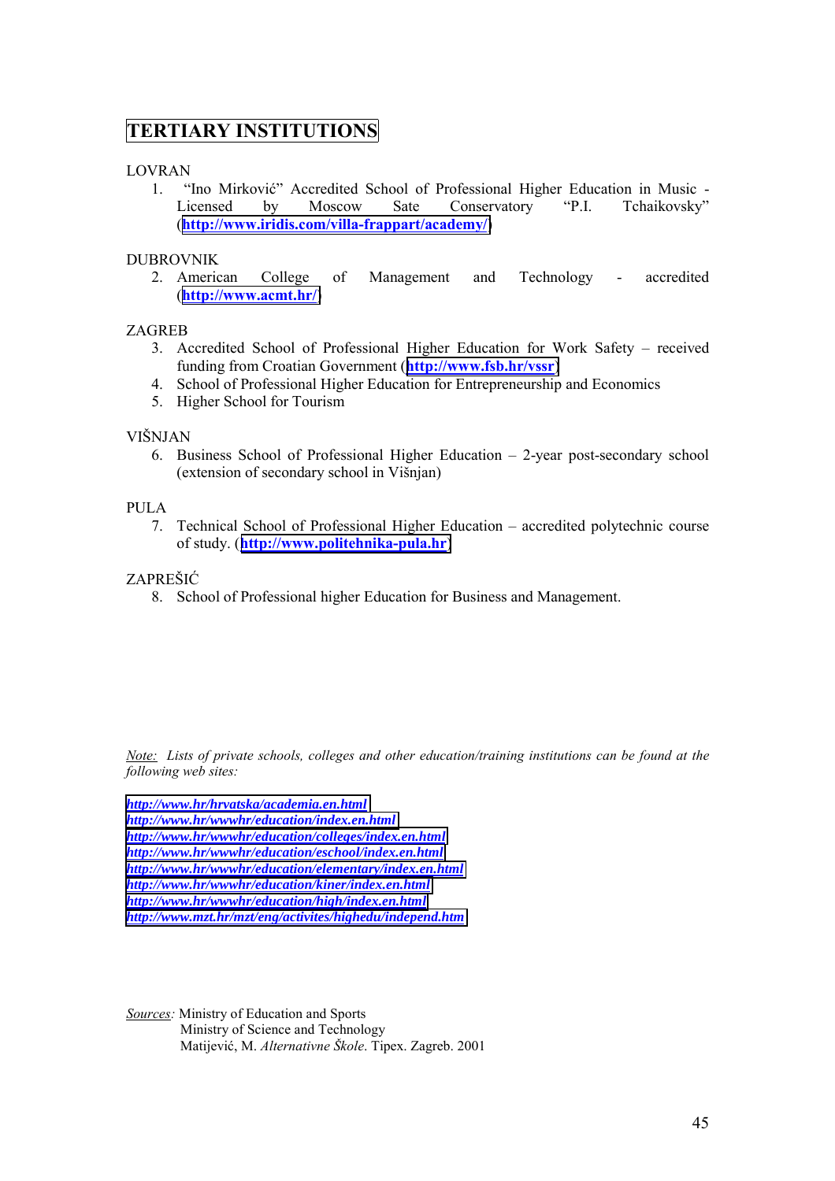## TERTIARY INSTITUTIONS

LOVRAN

1. "Ino Mirković" Accredited School of Professional Higher Education in Music - Licensed by Moscow Sate Conservatory "P.I. Tchaikovsky" (**http://www.iridis.com/villa-frappart/academy/**)

DUBROVNIK

2. American College of Management and Technology - accredited (**http://www.acmt.hr/**)

ZAGREB

3. Accredited School of Professional Higher Education for Work Safety – received funding from Croatian Government (**http://www.fsb.hr/vssr**)
4. School of Professional Higher Education for Entrepreneurship and Economics
5. Higher School for Tourism

VIŠNJAN

6. Business School of Professional Higher Education – 2-year post-secondary school (extension of secondary school in Višnjan)

PULA

7. Technical School of Professional Higher Education – accredited polytechnic course of study. (**http://www.politehnika-pula.hr**)

ZAPREŠIĆ

8. School of Professional higher Education for Business and Management.

*Note: Lists of private schools, colleges and other education/training institutions can be found at the following web sites:*

***http://www.hr/hrvatska/academia.en.html***
***http://www.hr/wwwhr/education/index.en.html***
***http://www.hr/wwwhr/education/colleges/index.en.html***
***http://www.hr/wwwhr/education/eschool/index.en.html***
***http://www.hr/wwwhr/education/elementary/index.en.html***
***http://www.hr/wwwhr/education/kiner/index.en.html***
***http://www.hr/wwwhr/education/high/index.en.html***
***http://www.mzt.hr/mzt/eng/activites/highedu/independ.htm***

*Sources:* Ministry of Education and Sports
Ministry of Science and Technology
Matijević, M. *Alternativne Škole*. Tipex. Zagreb. 2001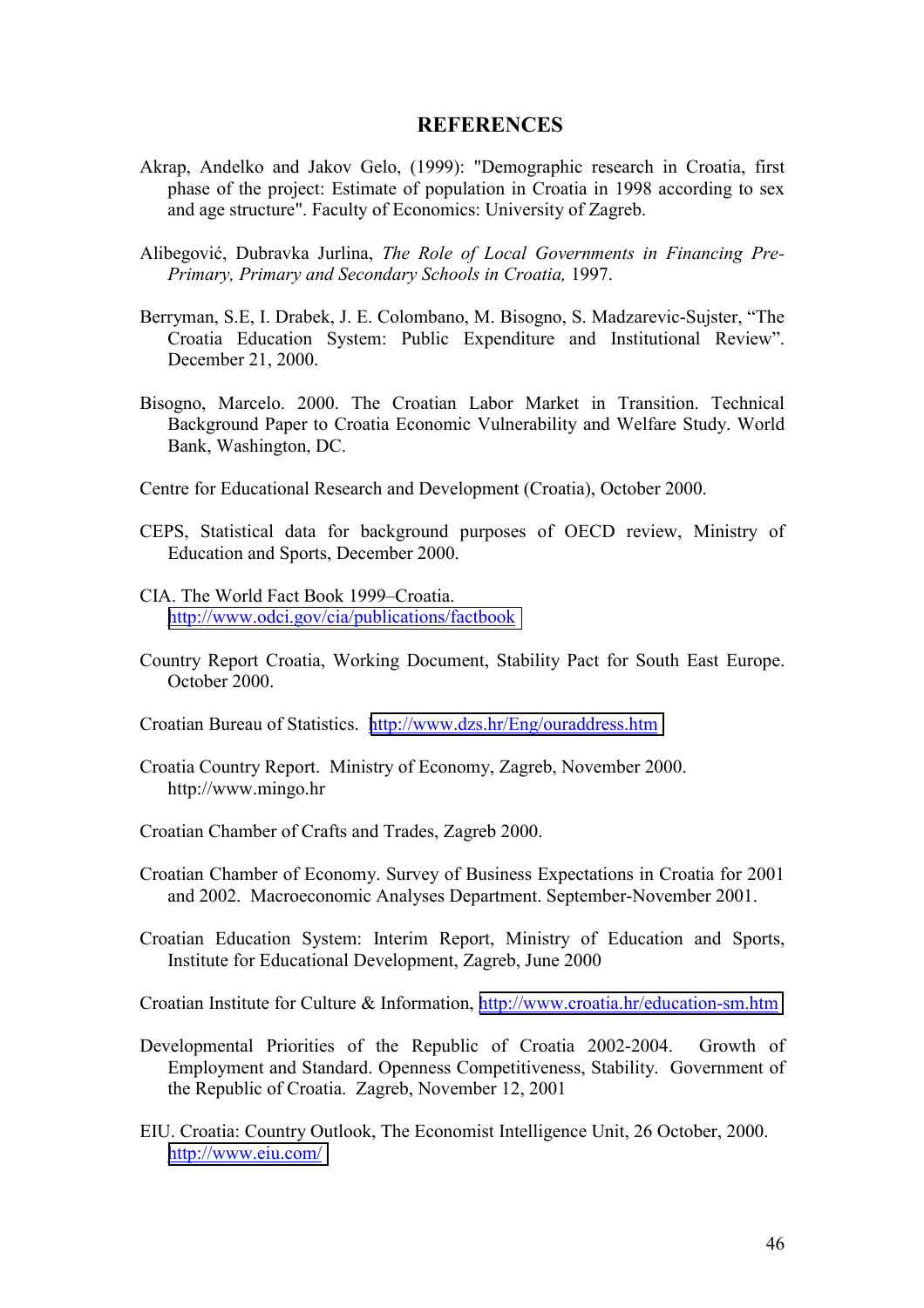# REFERENCES

Akrap, Andelko and Jakov Gelo, (1999): "Demographic research in Croatia, first phase of the project: Estimate of population in Croatia in 1998 according to sex and age structure". Faculty of Economics: University of Zagreb.

Alibegović, Dubravka Jurlina, *The Role of Local Governments in Financing Pre-Primary, Primary and Secondary Schools in Croatia,* 1997.

Berryman, S.E, I. Drabek, J. E. Colombano, M. Bisogno, S. Madzarevic-Sujster, "The Croatia Education System: Public Expenditure and Institutional Review". December 21, 2000.

Bisogno, Marcelo. 2000. The Croatian Labor Market in Transition. Technical Background Paper to Croatia Economic Vulnerability and Welfare Study. World Bank, Washington, DC.

Centre for Educational Research and Development (Croatia), October 2000.

CEPS, Statistical data for background purposes of OECD review, Ministry of Education and Sports, December 2000.

CIA. The World Fact Book 1999–Croatia. http://www.odci.gov/cia/publications/factbook

Country Report Croatia, Working Document, Stability Pact for South East Europe. October 2000.

Croatian Bureau of Statistics. http://www.dzs.hr/Eng/ouraddress.htm

Croatia Country Report. Ministry of Economy, Zagreb, November 2000. http://www.mingo.hr

Croatian Chamber of Crafts and Trades, Zagreb 2000.

Croatian Chamber of Economy. Survey of Business Expectations in Croatia for 2001 and 2002. Macroeconomic Analyses Department. September-November 2001.

Croatian Education System: Interim Report, Ministry of Education and Sports, Institute for Educational Development, Zagreb, June 2000

Croatian Institute for Culture & Information, http://www.croatia.hr/education-sm.htm

Developmental Priorities of the Republic of Croatia 2002-2004. Growth of Employment and Standard. Openness Competitiveness, Stability. Government of the Republic of Croatia. Zagreb, November 12, 2001

EIU. Croatia: Country Outlook, The Economist Intelligence Unit, 26 October, 2000. http://www.eiu.com/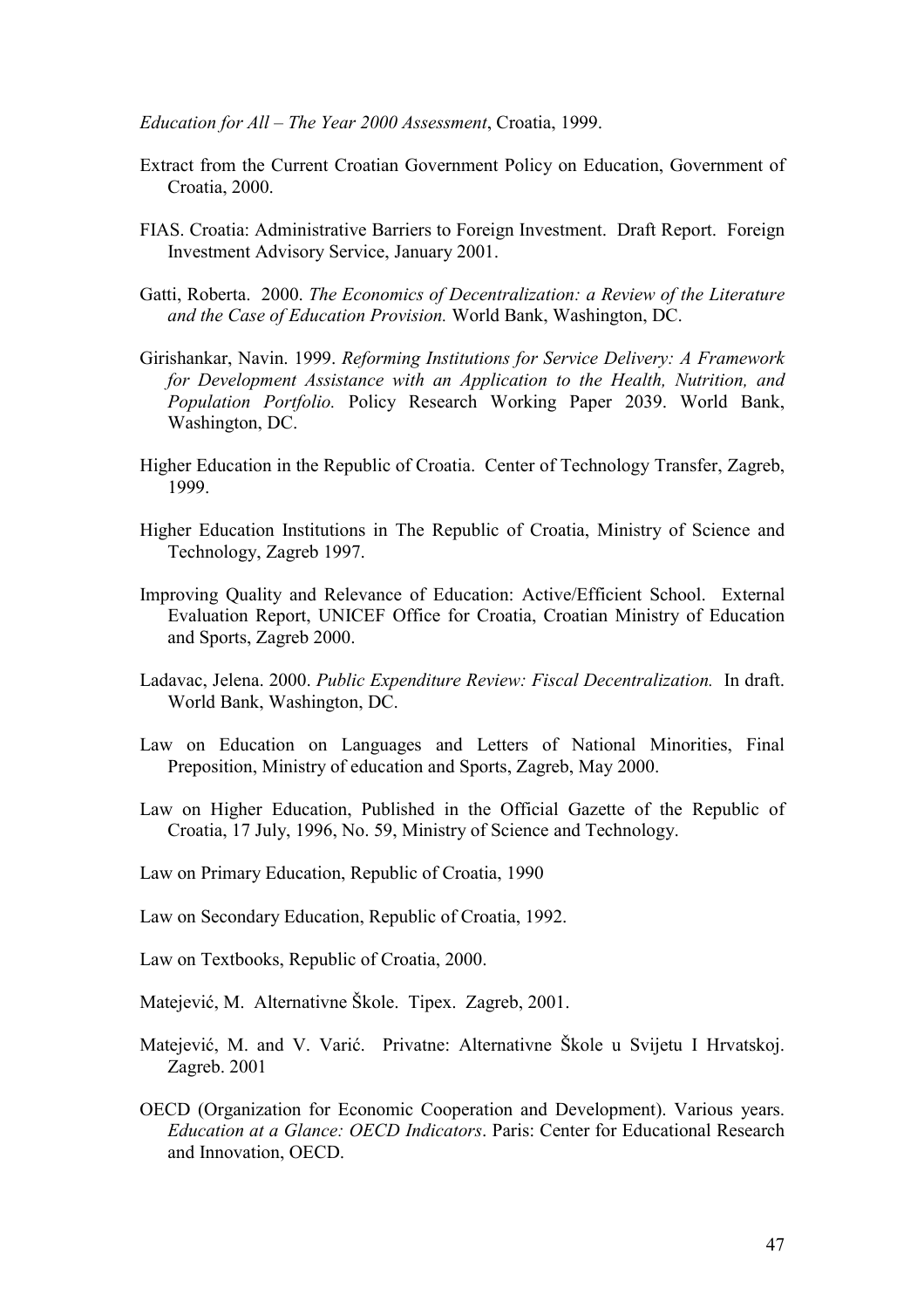*Education for All – The Year 2000 Assessment*, Croatia, 1999.

Extract from the Current Croatian Government Policy on Education, Government of Croatia, 2000.

FIAS. Croatia: Administrative Barriers to Foreign Investment. Draft Report. Foreign Investment Advisory Service, January 2001.

Gatti, Roberta. 2000. *The Economics of Decentralization: a Review of the Literature and the Case of Education Provision.* World Bank, Washington, DC.

Girishankar, Navin. 1999. *Reforming Institutions for Service Delivery: A Framework for Development Assistance with an Application to the Health, Nutrition, and Population Portfolio.* Policy Research Working Paper 2039. World Bank, Washington, DC.

Higher Education in the Republic of Croatia. Center of Technology Transfer, Zagreb, 1999.

Higher Education Institutions in The Republic of Croatia, Ministry of Science and Technology, Zagreb 1997.

Improving Quality and Relevance of Education: Active/Efficient School. External Evaluation Report, UNICEF Office for Croatia, Croatian Ministry of Education and Sports, Zagreb 2000.

Ladavac, Jelena. 2000. *Public Expenditure Review: Fiscal Decentralization.* In draft. World Bank, Washington, DC.

Law on Education on Languages and Letters of National Minorities, Final Preposition, Ministry of education and Sports, Zagreb, May 2000.

Law on Higher Education, Published in the Official Gazette of the Republic of Croatia, 17 July, 1996, No. 59, Ministry of Science and Technology.

Law on Primary Education, Republic of Croatia, 1990

Law on Secondary Education, Republic of Croatia, 1992.

Law on Textbooks, Republic of Croatia, 2000.

Matejević, M. Alternativne Škole. Tipex. Zagreb, 2001.

Matejević, M. and V. Varić. Privatne: Alternativne Škole u Svijetu I Hrvatskoj. Zagreb. 2001

OECD (Organization for Economic Cooperation and Development). Various years. *Education at a Glance: OECD Indicators*. Paris: Center for Educational Research and Innovation, OECD.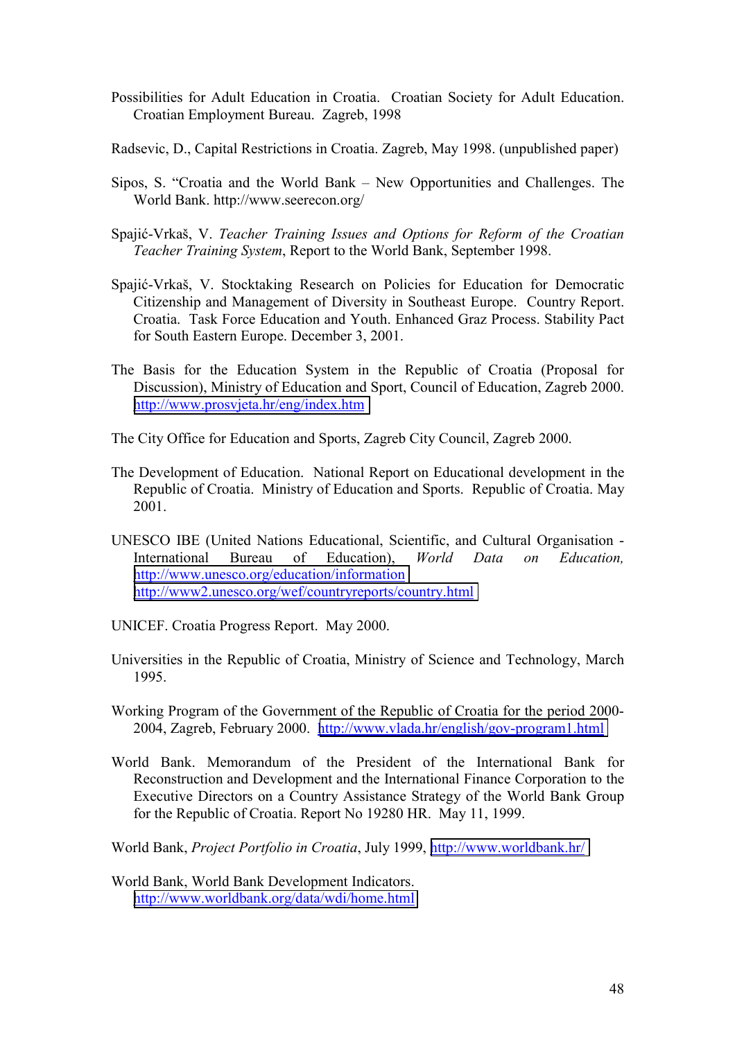Possibilities for Adult Education in Croatia. Croatian Society for Adult Education. Croatian Employment Bureau. Zagreb, 1998

Radsevic, D., Capital Restrictions in Croatia. Zagreb, May 1998. (unpublished paper)

Sipos, S. "Croatia and the World Bank – New Opportunities and Challenges. The World Bank. http://www.seerecon.org/

Spajić-Vrkaš, V. *Teacher Training Issues and Options for Reform of the Croatian Teacher Training System*, Report to the World Bank, September 1998.

Spajić-Vrkaš, V. Stocktaking Research on Policies for Education for Democratic Citizenship and Management of Diversity in Southeast Europe. Country Report. Croatia. Task Force Education and Youth. Enhanced Graz Process. Stability Pact for South Eastern Europe. December 3, 2001.

The Basis for the Education System in the Republic of Croatia (Proposal for Discussion), Ministry of Education and Sport, Council of Education, Zagreb 2000. http://www.prosvjeta.hr/eng/index.htm

The City Office for Education and Sports, Zagreb City Council, Zagreb 2000.

The Development of Education. National Report on Educational development in the Republic of Croatia. Ministry of Education and Sports. Republic of Croatia. May 2001.

UNESCO IBE (United Nations Educational, Scientific, and Cultural Organisation - International Bureau of Education), *World Data on Education,* http://www.unesco.org/education/information http://www2.unesco.org/wef/countryreports/country.html

UNICEF. Croatia Progress Report. May 2000.

Universities in the Republic of Croatia, Ministry of Science and Technology, March 1995.

Working Program of the Government of the Republic of Croatia for the period 2000-2004, Zagreb, February 2000. http://www.vlada.hr/english/gov-program1.html

World Bank. Memorandum of the President of the International Bank for Reconstruction and Development and the International Finance Corporation to the Executive Directors on a Country Assistance Strategy of the World Bank Group for the Republic of Croatia. Report No 19280 HR. May 11, 1999.

World Bank, *Project Portfolio in Croatia*, July 1999, http://www.worldbank.hr/

World Bank, World Bank Development Indicators. http://www.worldbank.org/data/wdi/home.html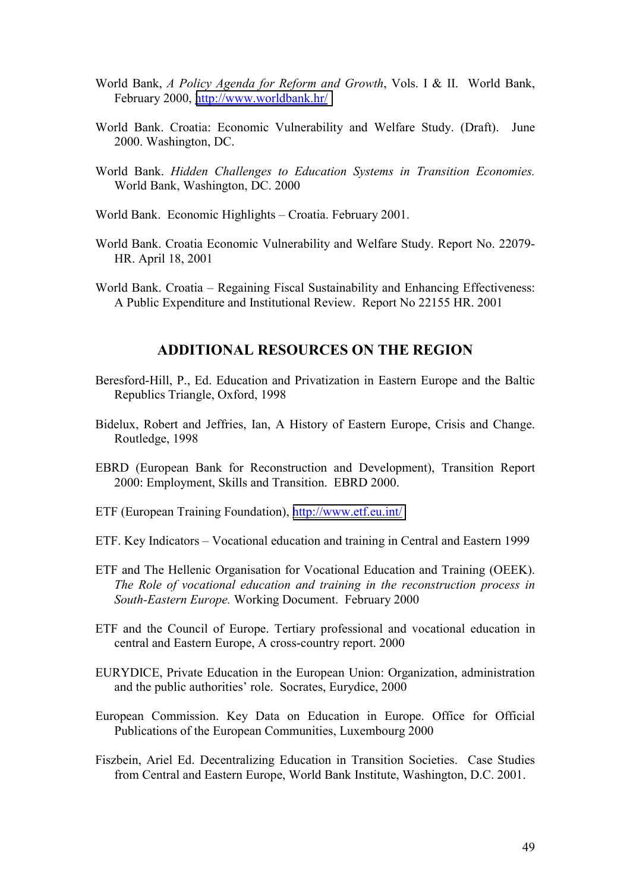World Bank, *A Policy Agenda for Reform and Growth*, Vols. I & II. World Bank, February 2000, http://www.worldbank.hr/

World Bank. Croatia: Economic Vulnerability and Welfare Study. (Draft). June 2000. Washington, DC.

World Bank. *Hidden Challenges to Education Systems in Transition Economies.* World Bank, Washington, DC. 2000

World Bank. Economic Highlights – Croatia. February 2001.

World Bank. Croatia Economic Vulnerability and Welfare Study. Report No. 22079-HR. April 18, 2001

World Bank. Croatia – Regaining Fiscal Sustainability and Enhancing Effectiveness: A Public Expenditure and Institutional Review. Report No 22155 HR. 2001

## ADDITIONAL RESOURCES ON THE REGION

Beresford-Hill, P., Ed. Education and Privatization in Eastern Europe and the Baltic Republics Triangle, Oxford, 1998

Bidelux, Robert and Jeffries, Ian, A History of Eastern Europe, Crisis and Change. Routledge, 1998

EBRD (European Bank for Reconstruction and Development), Transition Report 2000: Employment, Skills and Transition. EBRD 2000.

ETF (European Training Foundation), http://www.etf.eu.int/

ETF. Key Indicators – Vocational education and training in Central and Eastern 1999

ETF and The Hellenic Organisation for Vocational Education and Training (OEEK). *The Role of vocational education and training in the reconstruction process in South-Eastern Europe.* Working Document. February 2000

ETF and the Council of Europe. Tertiary professional and vocational education in central and Eastern Europe, A cross-country report. 2000

EURYDICE, Private Education in the European Union: Organization, administration and the public authorities' role. Socrates, Eurydice, 2000

European Commission. Key Data on Education in Europe. Office for Official Publications of the European Communities, Luxembourg 2000

Fiszbein, Ariel Ed. Decentralizing Education in Transition Societies. Case Studies from Central and Eastern Europe, World Bank Institute, Washington, D.C. 2001.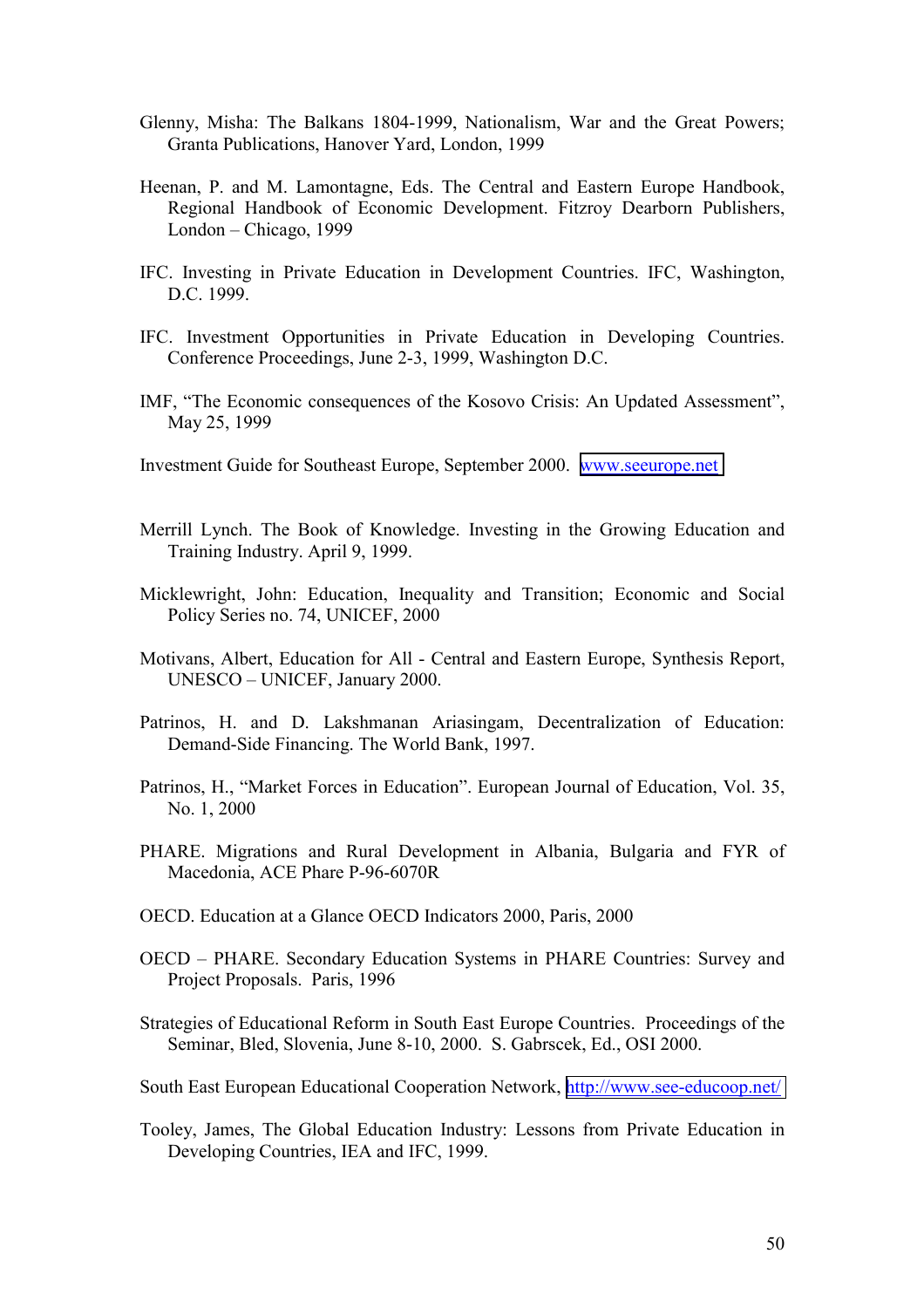Glenny, Misha: The Balkans 1804-1999, Nationalism, War and the Great Powers; Granta Publications, Hanover Yard, London, 1999

Heenan, P. and M. Lamontagne, Eds. The Central and Eastern Europe Handbook, Regional Handbook of Economic Development. Fitzroy Dearborn Publishers, London – Chicago, 1999

IFC. Investing in Private Education in Development Countries. IFC, Washington, D.C. 1999.

IFC. Investment Opportunities in Private Education in Developing Countries. Conference Proceedings, June 2-3, 1999, Washington D.C.

IMF, "The Economic consequences of the Kosovo Crisis: An Updated Assessment", May 25, 1999

Investment Guide for Southeast Europe, September 2000. www.seeurope.net

Merrill Lynch. The Book of Knowledge. Investing in the Growing Education and Training Industry. April 9, 1999.

Micklewright, John: Education, Inequality and Transition; Economic and Social Policy Series no. 74, UNICEF, 2000

Motivans, Albert, Education for All - Central and Eastern Europe, Synthesis Report, UNESCO – UNICEF, January 2000.

Patrinos, H. and D. Lakshmanan Ariasingam, Decentralization of Education: Demand-Side Financing. The World Bank, 1997.

Patrinos, H., "Market Forces in Education". European Journal of Education, Vol. 35, No. 1, 2000

PHARE. Migrations and Rural Development in Albania, Bulgaria and FYR of Macedonia, ACE Phare P-96-6070R

OECD. Education at a Glance OECD Indicators 2000, Paris, 2000

OECD – PHARE. Secondary Education Systems in PHARE Countries: Survey and Project Proposals. Paris, 1996

Strategies of Educational Reform in South East Europe Countries. Proceedings of the Seminar, Bled, Slovenia, June 8-10, 2000. S. Gabrscek, Ed., OSI 2000.

South East European Educational Cooperation Network, http://www.see-educoop.net/

Tooley, James, The Global Education Industry: Lessons from Private Education in Developing Countries, IEA and IFC, 1999.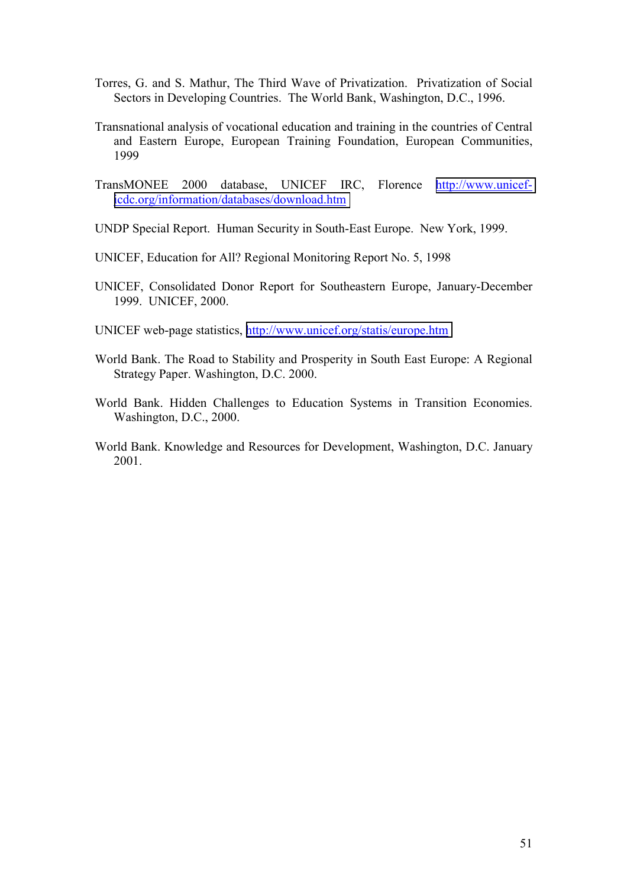Torres, G. and S. Mathur, The Third Wave of Privatization. Privatization of Social Sectors in Developing Countries. The World Bank, Washington, D.C., 1996.

Transnational analysis of vocational education and training in the countries of Central and Eastern Europe, European Training Foundation, European Communities, 1999

TransMONEE 2000 database, UNICEF IRC, Florence http://www.unicef-icdc.org/information/databases/download.htm

UNDP Special Report. Human Security in South-East Europe. New York, 1999.

UNICEF, Education for All? Regional Monitoring Report No. 5, 1998

UNICEF, Consolidated Donor Report for Southeastern Europe, January-December 1999. UNICEF, 2000.

UNICEF web-page statistics, http://www.unicef.org/statis/europe.htm

World Bank. The Road to Stability and Prosperity in South East Europe: A Regional Strategy Paper. Washington, D.C. 2000.

World Bank. Hidden Challenges to Education Systems in Transition Economies. Washington, D.C., 2000.

World Bank. Knowledge and Resources for Development, Washington, D.C. January 2001.